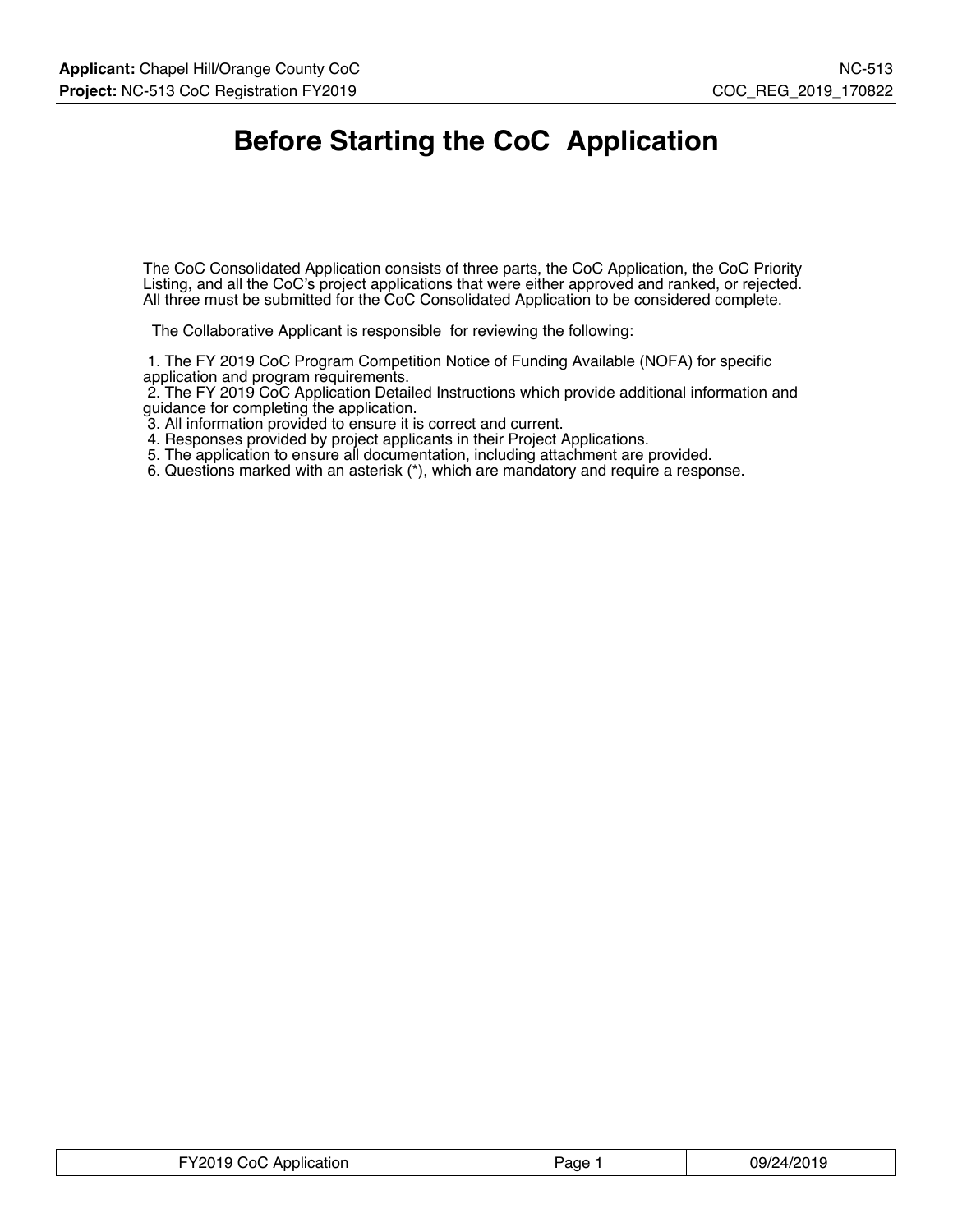# Before Starting the CoC Application

The CoC Consolidated Application consists of three parts, the CoC Application, the CoC Priority Listing, and all the CoC's project applications that were either approved and ranked, or rejected. All three must be submitted for the CoC Consolidated Application to be considered complete.

The Collaborative Applicant is responsible for reviewing the following:

1. The FY 2019 CoC Program Competition Notice of Funding Available (NOFA) for specific application and program requirements.
2. The FY 2019 CoC Application Detailed Instructions which provide additional information and guidance for completing the application.
3. All information provided to ensure it is correct and current.
4. Responses provided by project applicants in their Project Applications.
5. The application to ensure all documentation, including attachment are provided.
6. Questions marked with an asterisk (*), which are mandatory and require a response.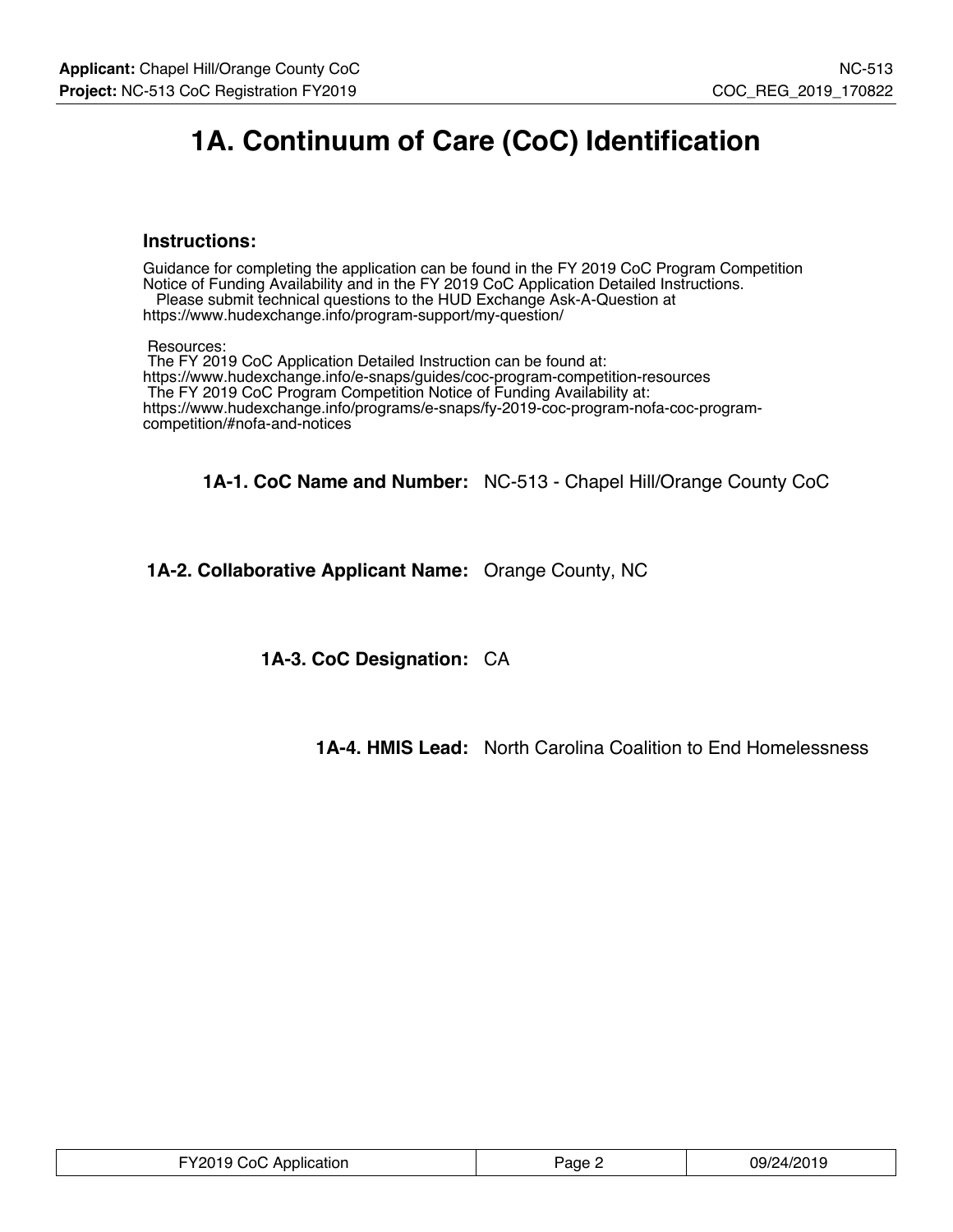# 1A. Continuum of Care (CoC) Identification

### Instructions:

Guidance for completing the application can be found in the FY 2019 CoC Program Competition Notice of Funding Availability and in the FY 2019 CoC Application Detailed Instructions.
Please submit technical questions to the HUD Exchange Ask-A-Question at https://www.hudexchange.info/program-support/my-question/

Resources:
The FY 2019 CoC Application Detailed Instruction can be found at: https://www.hudexchange.info/e-snaps/guides/coc-program-competition-resources
The FY 2019 CoC Program Competition Notice of Funding Availability at: https://www.hudexchange.info/programs/e-snaps/fy-2019-coc-program-nofa-coc-program-competition/#nofa-and-notices

**1A-1. CoC Name and Number:** NC-513 - Chapel Hill/Orange County CoC

**1A-2. Collaborative Applicant Name:** Orange County, NC

**1A-3. CoC Designation:** CA

**1A-4. HMIS Lead:** North Carolina Coalition to End Homelessness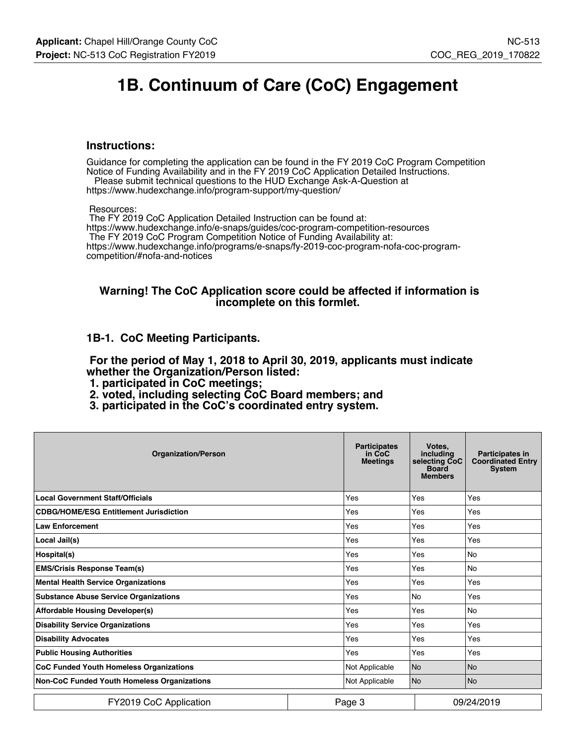# 1B. Continuum of Care (CoC) Engagement

### Instructions:

Guidance for completing the application can be found in the FY 2019 CoC Program Competition Notice of Funding Availability and in the FY 2019 CoC Application Detailed Instructions.
Please submit technical questions to the HUD Exchange Ask-A-Question at https://www.hudexchange.info/program-support/my-question/

Resources:
The FY 2019 CoC Application Detailed Instruction can be found at:
https://www.hudexchange.info/e-snaps/guides/coc-program-competition-resources
The FY 2019 CoC Program Competition Notice of Funding Availability at:
https://www.hudexchange.info/programs/e-snaps/fy-2019-coc-program-nofa-coc-program-competition/#nofa-and-notices

**Warning! The CoC Application score could be affected if information is incomplete on this formlet.**

### 1B-1. CoC Meeting Participants.

**For the period of May 1, 2018 to April 30, 2019, applicants must indicate whether the Organization/Person listed:**
**1. participated in CoC meetings;**
**2. voted, including selecting CoC Board members; and**
**3. participated in the CoC's coordinated entry system.**

| Organization/Person | Participates in CoC Meetings | Votes, including selecting CoC Board Members | Participates in Coordinated Entry System |
|---|---|---|---|
| Local Government Staff/Officials | Yes | Yes | Yes |
| CDBG/HOME/ESG Entitlement Jurisdiction | Yes | Yes | Yes |
| Law Enforcement | Yes | Yes | Yes |
| Local Jail(s) | Yes | Yes | Yes |
| Hospital(s) | Yes | Yes | No |
| EMS/Crisis Response Team(s) | Yes | Yes | No |
| Mental Health Service Organizations | Yes | Yes | Yes |
| Substance Abuse Service Organizations | Yes | No | Yes |
| Affordable Housing Developer(s) | Yes | Yes | No |
| Disability Service Organizations | Yes | Yes | Yes |
| Disability Advocates | Yes | Yes | Yes |
| Public Housing Authorities | Yes | Yes | Yes |
| CoC Funded Youth Homeless Organizations | Not Applicable | No | No |
| Non-CoC Funded Youth Homeless Organizations | Not Applicable | No | No |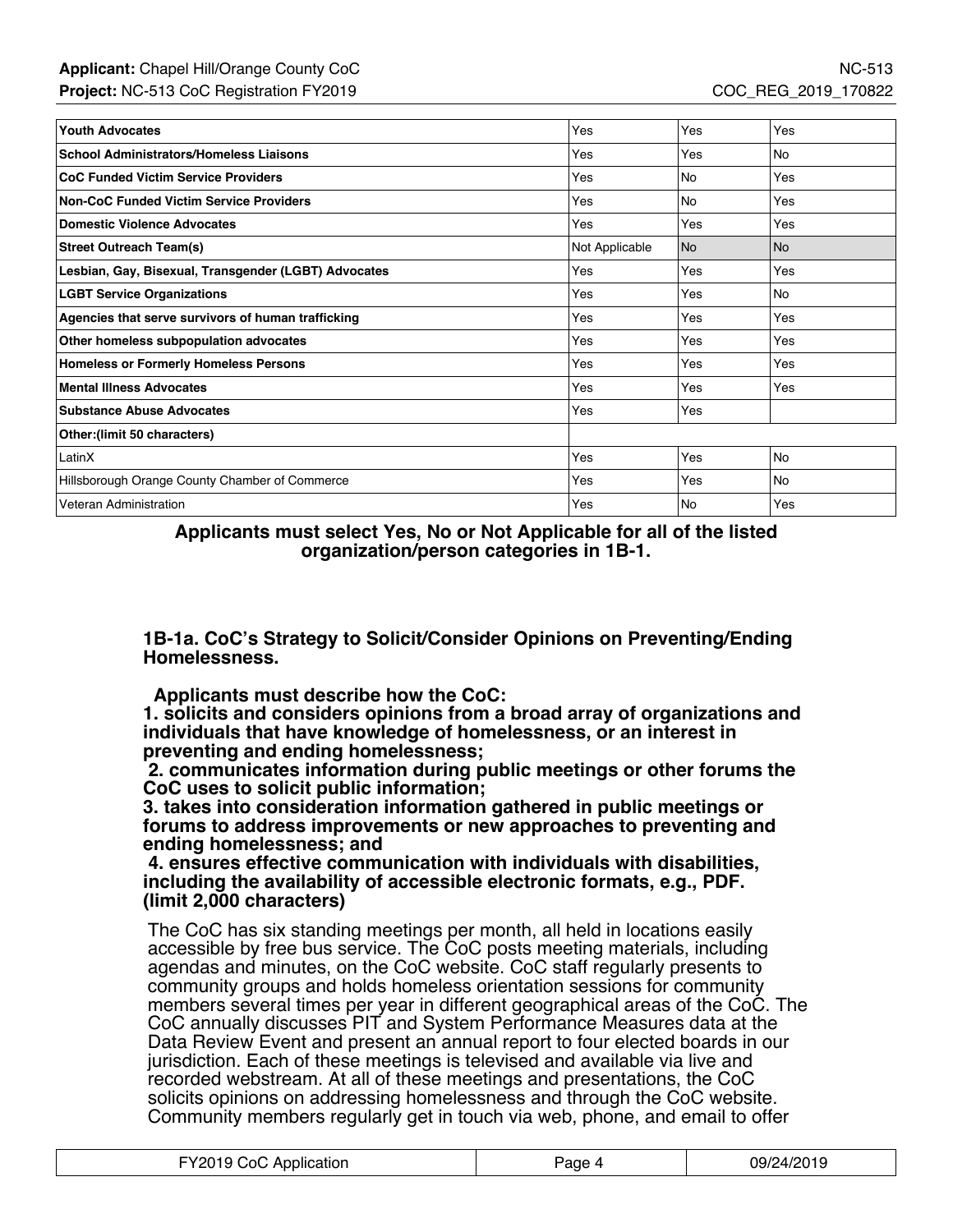| | | | |
|---|---|---|---|
| **Youth Advocates** | Yes | Yes | Yes |
| **School Administrators/Homeless Liaisons** | Yes | Yes | No |
| **CoC Funded Victim Service Providers** | Yes | No | Yes |
| **Non-CoC Funded Victim Service Providers** | Yes | No | Yes |
| **Domestic Violence Advocates** | Yes | Yes | Yes |
| **Street Outreach Team(s)** | Not Applicable | No | No |
| **Lesbian, Gay, Bisexual, Transgender (LGBT) Advocates** | Yes | Yes | Yes |
| **LGBT Service Organizations** | Yes | Yes | No |
| **Agencies that serve survivors of human trafficking** | Yes | Yes | Yes |
| **Other homeless subpopulation advocates** | Yes | Yes | Yes |
| **Homeless or Formerly Homeless Persons** | Yes | Yes | Yes |
| **Mental Illness Advocates** | Yes | Yes | Yes |
| **Substance Abuse Advocates** | Yes | Yes | |
| **Other:(limit 50 characters)** | | | |
| LatinX | Yes | Yes | No |
| Hillsborough Orange County Chamber of Commerce | Yes | Yes | No |
| Veteran Administration | Yes | No | Yes |

**Applicants must select Yes, No or Not Applicable for all of the listed organization/person categories in 1B-1.**

**1B-1a. CoC's Strategy to Solicit/Consider Opinions on Preventing/Ending Homelessness.**

**Applicants must describe how the CoC:**
**1. solicits and considers opinions from a broad array of organizations and individuals that have knowledge of homelessness, or an interest in preventing and ending homelessness;**
**2. communicates information during public meetings or other forums the CoC uses to solicit public information;**
**3. takes into consideration information gathered in public meetings or forums to address improvements or new approaches to preventing and ending homelessness; and**
**4. ensures effective communication with individuals with disabilities, including the availability of accessible electronic formats, e.g., PDF. (limit 2,000 characters)**

The CoC has six standing meetings per month, all held in locations easily accessible by free bus service. The CoC posts meeting materials, including agendas and minutes, on the CoC website. CoC staff regularly presents to community groups and holds homeless orientation sessions for community members several times per year in different geographical areas of the CoC. The CoC annually discusses PIT and System Performance Measures data at the Data Review Event and present an annual report to four elected boards in our jurisdiction. Each of these meetings is televised and available via live and recorded webstream. At all of these meetings and presentations, the CoC solicits opinions on addressing homelessness and through the CoC website. Community members regularly get in touch via web, phone, and email to offer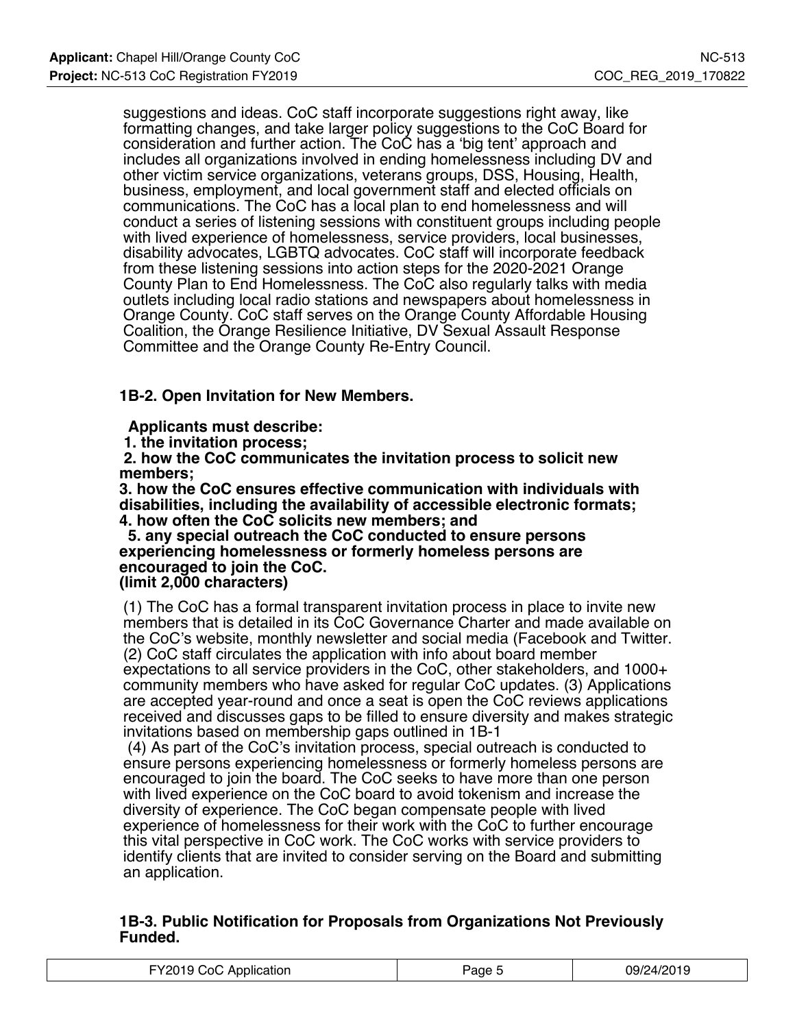suggestions and ideas. CoC staff incorporate suggestions right away, like formatting changes, and take larger policy suggestions to the CoC Board for consideration and further action. The CoC has a 'big tent' approach and includes all organizations involved in ending homelessness including DV and other victim service organizations, veterans groups, DSS, Housing, Health, business, employment, and local government staff and elected officials on communications. The CoC has a local plan to end homelessness and will conduct a series of listening sessions with constituent groups including people with lived experience of homelessness, service providers, local businesses, disability advocates, LGBTQ advocates. CoC staff will incorporate feedback from these listening sessions into action steps for the 2020-2021 Orange County Plan to End Homelessness. The CoC also regularly talks with media outlets including local radio stations and newspapers about homelessness in Orange County. CoC staff serves on the Orange County Affordable Housing Coalition, the Orange Resilience Initiative, DV Sexual Assault Response Committee and the Orange County Re-Entry Council.

### 1B-2. Open Invitation for New Members.

**Applicants must describe:**
**1. the invitation process;**
**2. how the CoC communicates the invitation process to solicit new members;**
**3. how the CoC ensures effective communication with individuals with disabilities, including the availability of accessible electronic formats;**
**4. how often the CoC solicits new members; and**
**5. any special outreach the CoC conducted to ensure persons experiencing homelessness or formerly homeless persons are encouraged to join the CoC.**
**(limit 2,000 characters)**

(1) The CoC has a formal transparent invitation process in place to invite new members that is detailed in its CoC Governance Charter and made available on the CoC's website, monthly newsletter and social media (Facebook and Twitter. (2) CoC staff circulates the application with info about board member expectations to all service providers in the CoC, other stakeholders, and 1000+ community members who have asked for regular CoC updates. (3) Applications are accepted year-round and once a seat is open the CoC reviews applications received and discusses gaps to be filled to ensure diversity and makes strategic invitations based on membership gaps outlined in 1B-1
(4) As part of the CoC's invitation process, special outreach is conducted to ensure persons experiencing homelessness or formerly homeless persons are encouraged to join the board. The CoC seeks to have more than one person with lived experience on the CoC board to avoid tokenism and increase the diversity of experience. The CoC began compensate people with lived experience of homelessness for their work with the CoC to further encourage this vital perspective in CoC work. The CoC works with service providers to identify clients that are invited to consider serving on the Board and submitting an application.

### 1B-3. Public Notification for Proposals from Organizations Not Previously Funded.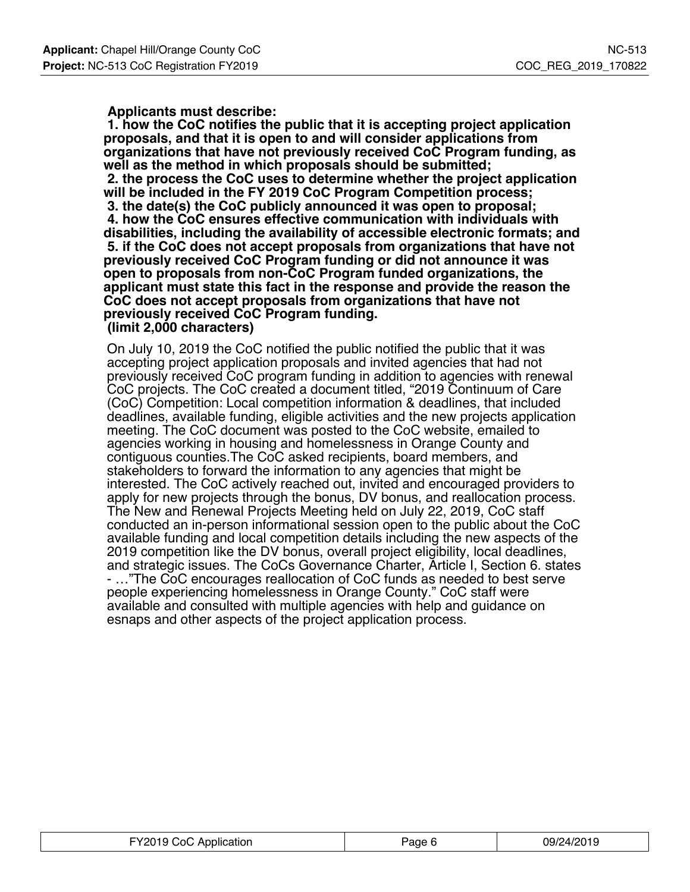**Applicants must describe:**
**1. how the CoC notifies the public that it is accepting project application proposals, and that it is open to and will consider applications from organizations that have not previously received CoC Program funding, as well as the method in which proposals should be submitted;**
**2. the process the CoC uses to determine whether the project application will be included in the FY 2019 CoC Program Competition process;**
**3. the date(s) the CoC publicly announced it was open to proposal;**
**4. how the CoC ensures effective communication with individuals with disabilities, including the availability of accessible electronic formats; and**
**5. if the CoC does not accept proposals from organizations that have not previously received CoC Program funding or did not announce it was open to proposals from non-CoC Program funded organizations, the applicant must state this fact in the response and provide the reason the CoC does not accept proposals from organizations that have not previously received CoC Program funding.**
**(limit 2,000 characters)**

On July 10, 2019 the CoC notified the public notified the public that it was accepting project application proposals and invited agencies that had not previously received CoC program funding in addition to agencies with renewal CoC projects. The CoC created a document titled, "2019 Continuum of Care (CoC) Competition: Local competition information & deadlines, that included deadlines, available funding, eligible activities and the new projects application meeting. The CoC document was posted to the CoC website, emailed to agencies working in housing and homelessness in Orange County and contiguous counties.The CoC asked recipients, board members, and stakeholders to forward the information to any agencies that might be interested. The CoC actively reached out, invited and encouraged providers to apply for new projects through the bonus, DV bonus, and reallocation process. The New and Renewal Projects Meeting held on July 22, 2019, CoC staff conducted an in-person informational session open to the public about the CoC available funding and local competition details including the new aspects of the 2019 competition like the DV bonus, overall project eligibility, local deadlines, and strategic issues. The CoCs Governance Charter, Article I, Section 6. states - …"The CoC encourages reallocation of CoC funds as needed to best serve people experiencing homelessness in Orange County." CoC staff were available and consulted with multiple agencies with help and guidance on esnaps and other aspects of the project application process.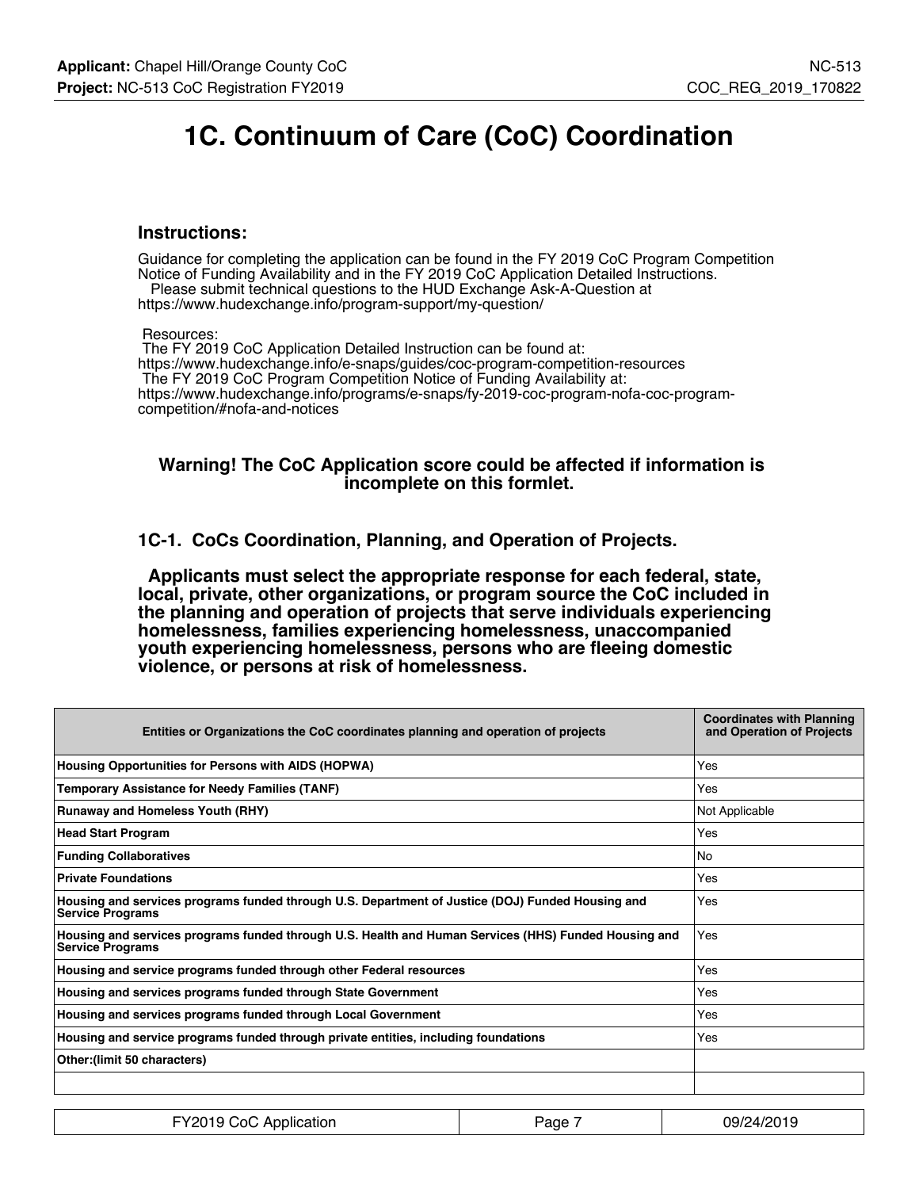# 1C. Continuum of Care (CoC) Coordination

### Instructions:

Guidance for completing the application can be found in the FY 2019 CoC Program Competition Notice of Funding Availability and in the FY 2019 CoC Application Detailed Instructions.
Please submit technical questions to the HUD Exchange Ask-A-Question at https://www.hudexchange.info/program-support/my-question/

Resources:
The FY 2019 CoC Application Detailed Instruction can be found at:
https://www.hudexchange.info/e-snaps/guides/coc-program-competition-resources
The FY 2019 CoC Program Competition Notice of Funding Availability at:
https://www.hudexchange.info/programs/e-snaps/fy-2019-coc-program-nofa-coc-program-competition/#nofa-and-notices

**Warning! The CoC Application score could be affected if information is incomplete on this formlet.**

### 1C-1. CoCs Coordination, Planning, and Operation of Projects.

**Applicants must select the appropriate response for each federal, state, local, private, other organizations, or program source the CoC included in the planning and operation of projects that serve individuals experiencing homelessness, families experiencing homelessness, unaccompanied youth experiencing homelessness, persons who are fleeing domestic violence, or persons at risk of homelessness.**

| Entities or Organizations the CoC coordinates planning and operation of projects | Coordinates with Planning and Operation of Projects |
|---|---|
| Housing Opportunities for Persons with AIDS (HOPWA) | Yes |
| Temporary Assistance for Needy Families (TANF) | Yes |
| Runaway and Homeless Youth (RHY) | Not Applicable |
| Head Start Program | Yes |
| Funding Collaboratives | No |
| Private Foundations | Yes |
| Housing and services programs funded through U.S. Department of Justice (DOJ) Funded Housing and Service Programs | Yes |
| Housing and services programs funded through U.S. Health and Human Services (HHS) Funded Housing and Service Programs | Yes |
| Housing and service programs funded through other Federal resources | Yes |
| Housing and services programs funded through State Government | Yes |
| Housing and services programs funded through Local Government | Yes |
| Housing and service programs funded through private entities, including foundations | Yes |
| Other:(limit 50 characters) | |
| | |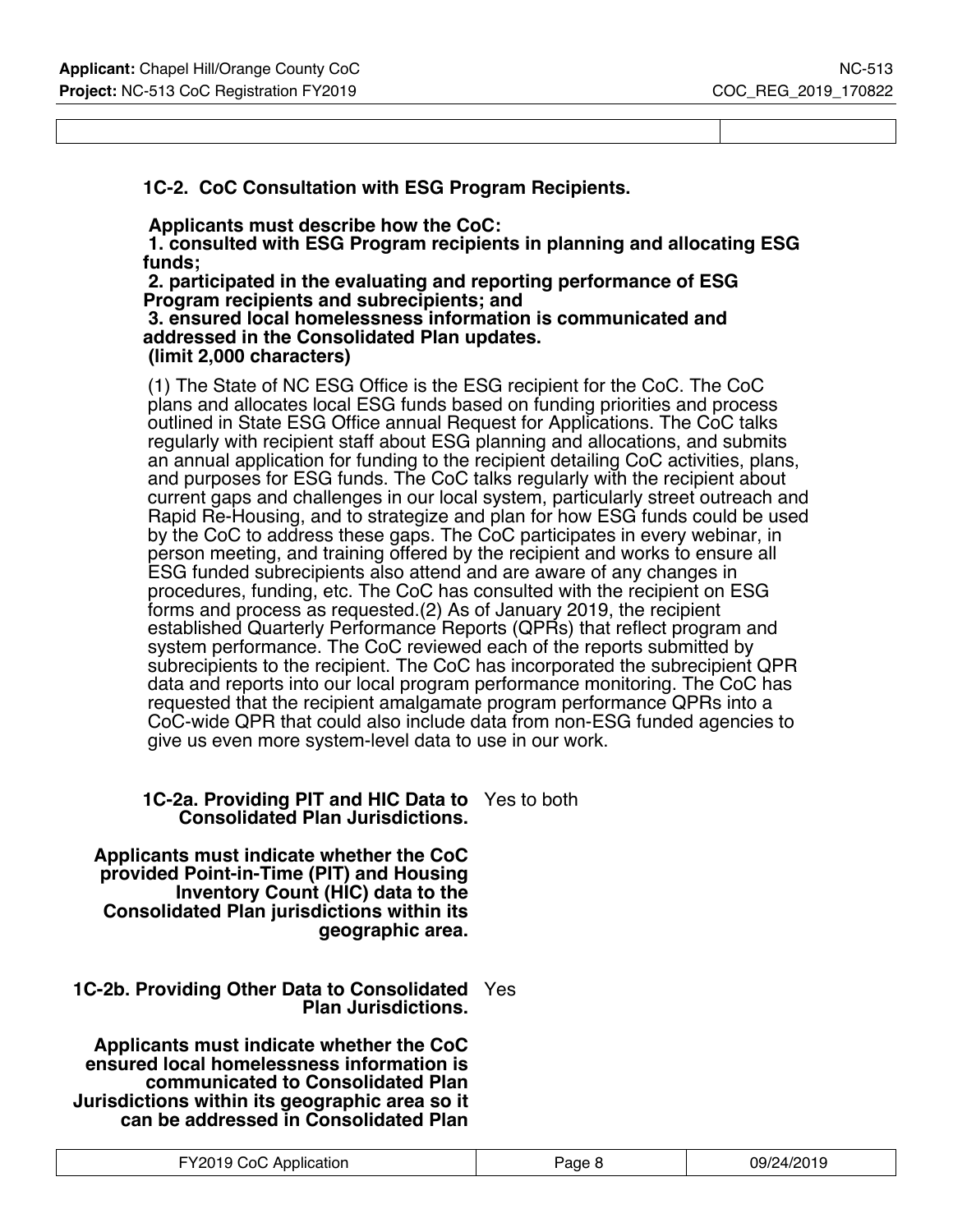**1C-2. CoC Consultation with ESG Program Recipients.**

**Applicants must describe how the CoC:**
**1. consulted with ESG Program recipients in planning and allocating ESG funds;**
**2. participated in the evaluating and reporting performance of ESG Program recipients and subrecipients; and**
**3. ensured local homelessness information is communicated and addressed in the Consolidated Plan updates.**
**(limit 2,000 characters)**

(1) The State of NC ESG Office is the ESG recipient for the CoC. The CoC plans and allocates local ESG funds based on funding priorities and process outlined in State ESG Office annual Request for Applications. The CoC talks regularly with recipient staff about ESG planning and allocations, and submits an annual application for funding to the recipient detailing CoC activities, plans, and purposes for ESG funds. The CoC talks regularly with the recipient about current gaps and challenges in our local system, particularly street outreach and Rapid Re-Housing, and to strategize and plan for how ESG funds could be used by the CoC to address these gaps. The CoC participates in every webinar, in person meeting, and training offered by the recipient and works to ensure all ESG funded subrecipients also attend and are aware of any changes in procedures, funding, etc. The CoC has consulted with the recipient on ESG forms and process as requested.(2) As of January 2019, the recipient established Quarterly Performance Reports (QPRs) that reflect program and system performance. The CoC reviewed each of the reports submitted by subrecipients to the recipient. The CoC has incorporated the subrecipient QPR data and reports into our local program performance monitoring. The CoC has requested that the recipient amalgamate program performance QPRs into a CoC-wide QPR that could also include data from non-ESG funded agencies to give us even more system-level data to use in our work.

| | |
|---|---|
| **1C-2a. Providing PIT and HIC Data to Consolidated Plan Jurisdictions.**<br><br>**Applicants must indicate whether the CoC provided Point-in-Time (PIT) and Housing Inventory Count (HIC) data to the Consolidated Plan jurisdictions within its geographic area.** | Yes to both |
| **1C-2b. Providing Other Data to Consolidated Plan Jurisdictions.**<br><br>**Applicants must indicate whether the CoC ensured local homelessness information is communicated to Consolidated Plan Jurisdictions within its geographic area so it can be addressed in Consolidated Plan** | Yes |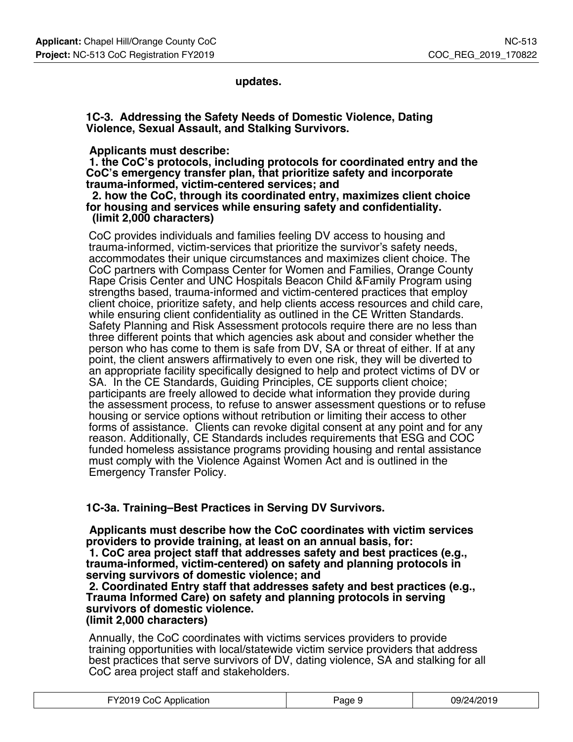**updates.**

**1C-3. Addressing the Safety Needs of Domestic Violence, Dating Violence, Sexual Assault, and Stalking Survivors.**

**Applicants must describe:**
**1. the CoC's protocols, including protocols for coordinated entry and the CoC's emergency transfer plan, that prioritize safety and incorporate trauma-informed, victim-centered services; and**
**2. how the CoC, through its coordinated entry, maximizes client choice for housing and services while ensuring safety and confidentiality.**
**(limit 2,000 characters)**

CoC provides individuals and families feeling DV access to housing and trauma-informed, victim-services that prioritize the survivor's safety needs, accommodates their unique circumstances and maximizes client choice. The CoC partners with Compass Center for Women and Families, Orange County Rape Crisis Center and UNC Hospitals Beacon Child &Family Program using strengths based, trauma-informed and victim-centered practices that employ client choice, prioritize safety, and help clients access resources and child care, while ensuring client confidentiality as outlined in the CE Written Standards. Safety Planning and Risk Assessment protocols require there are no less than three different points that which agencies ask about and consider whether the person who has come to them is safe from DV, SA or threat of either. If at any point, the client answers affirmatively to even one risk, they will be diverted to an appropriate facility specifically designed to help and protect victims of DV or SA. In the CE Standards, Guiding Principles, CE supports client choice; participants are freely allowed to decide what information they provide during the assessment process, to refuse to answer assessment questions or to refuse housing or service options without retribution or limiting their access to other forms of assistance. Clients can revoke digital consent at any point and for any reason. Additionally, CE Standards includes requirements that ESG and COC funded homeless assistance programs providing housing and rental assistance must comply with the Violence Against Women Act and is outlined in the Emergency Transfer Policy.

**1C-3a. Training–Best Practices in Serving DV Survivors.**

**Applicants must describe how the CoC coordinates with victim services providers to provide training, at least on an annual basis, for:**
**1. CoC area project staff that addresses safety and best practices (e.g., trauma-informed, victim-centered) on safety and planning protocols in serving survivors of domestic violence; and**
**2. Coordinated Entry staff that addresses safety and best practices (e.g., Trauma Informed Care) on safety and planning protocols in serving survivors of domestic violence.**
**(limit 2,000 characters)**

Annually, the CoC coordinates with victims services providers to provide training opportunities with local/statewide victim service providers that address best practices that serve survivors of DV, dating violence, SA and stalking for all CoC area project staff and stakeholders.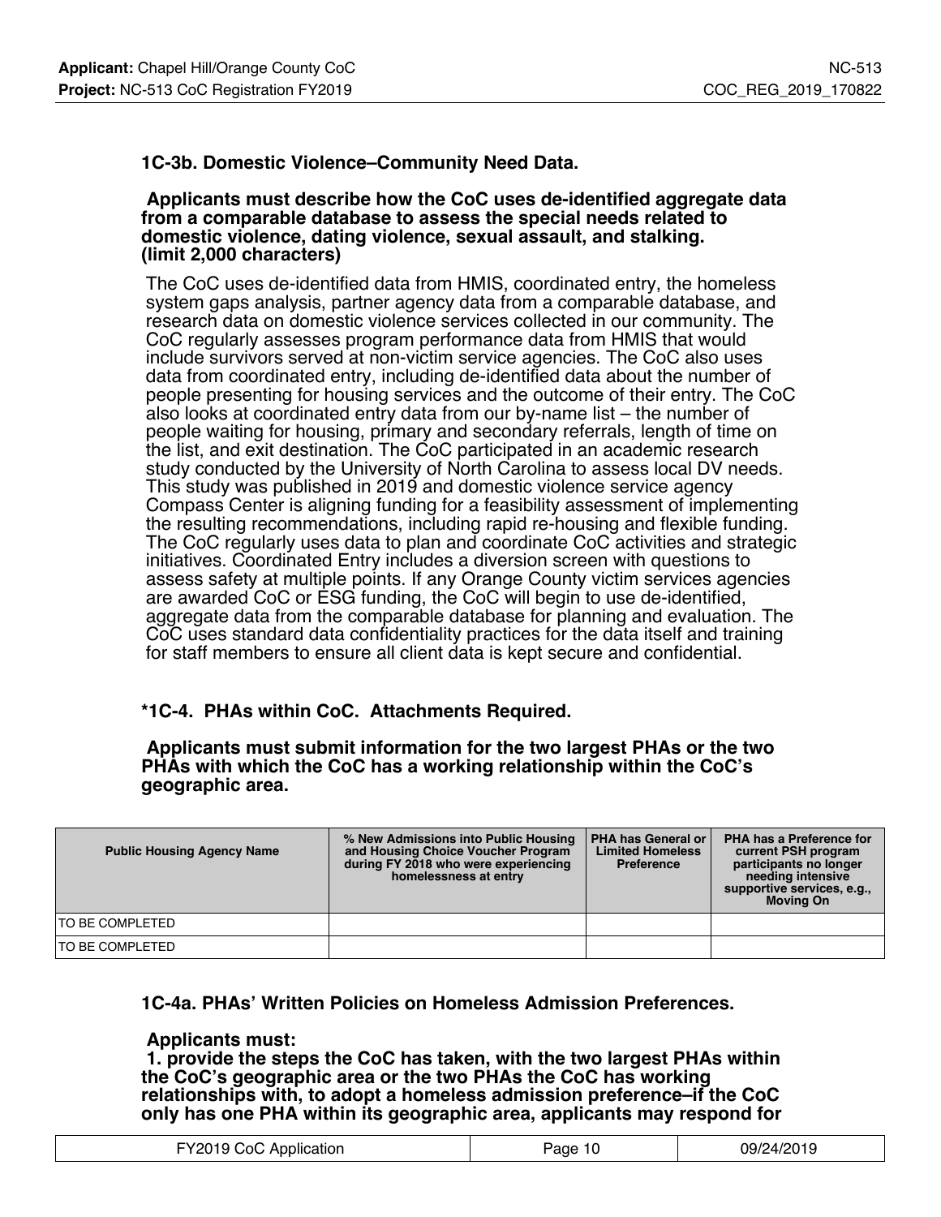### 1C-3b. Domestic Violence–Community Need Data.

**Applicants must describe how the CoC uses de-identified aggregate data from a comparable database to assess the special needs related to domestic violence, dating violence, sexual assault, and stalking. (limit 2,000 characters)**

The CoC uses de-identified data from HMIS, coordinated entry, the homeless system gaps analysis, partner agency data from a comparable database, and research data on domestic violence services collected in our community. The CoC regularly assesses program performance data from HMIS that would include survivors served at non-victim service agencies. The CoC also uses data from coordinated entry, including de-identified data about the number of people presenting for housing services and the outcome of their entry. The CoC also looks at coordinated entry data from our by-name list – the number of people waiting for housing, primary and secondary referrals, length of time on the list, and exit destination. The CoC participated in an academic research study conducted by the University of North Carolina to assess local DV needs. This study was published in 2019 and domestic violence service agency Compass Center is aligning funding for a feasibility assessment of implementing the resulting recommendations, including rapid re-housing and flexible funding. The CoC regularly uses data to plan and coordinate CoC activities and strategic initiatives. Coordinated Entry includes a diversion screen with questions to assess safety at multiple points. If any Orange County victim services agencies are awarded CoC or ESG funding, the CoC will begin to use de-identified, aggregate data from the comparable database for planning and evaluation. The CoC uses standard data confidentiality practices for the data itself and training for staff members to ensure all client data is kept secure and confidential.

### *1C-4. PHAs within CoC. Attachments Required.

**Applicants must submit information for the two largest PHAs or the two PHAs with which the CoC has a working relationship within the CoC's geographic area.**

| Public Housing Agency Name | % New Admissions into Public Housing and Housing Choice Voucher Program during FY 2018 who were experiencing homelessness at entry | PHA has General or Limited Homeless Preference | PHA has a Preference for current PSH program participants no longer needing intensive supportive services, e.g., Moving On |
|---|---|---|---|
| TO BE COMPLETED | | | |
| TO BE COMPLETED | | | |

### 1C-4a. PHAs' Written Policies on Homeless Admission Preferences.

**Applicants must:**
**1. provide the steps the CoC has taken, with the two largest PHAs within the CoC's geographic area or the two PHAs the CoC has working relationships with, to adopt a homeless admission preference–if the CoC only has one PHA within its geographic area, applicants may respond for**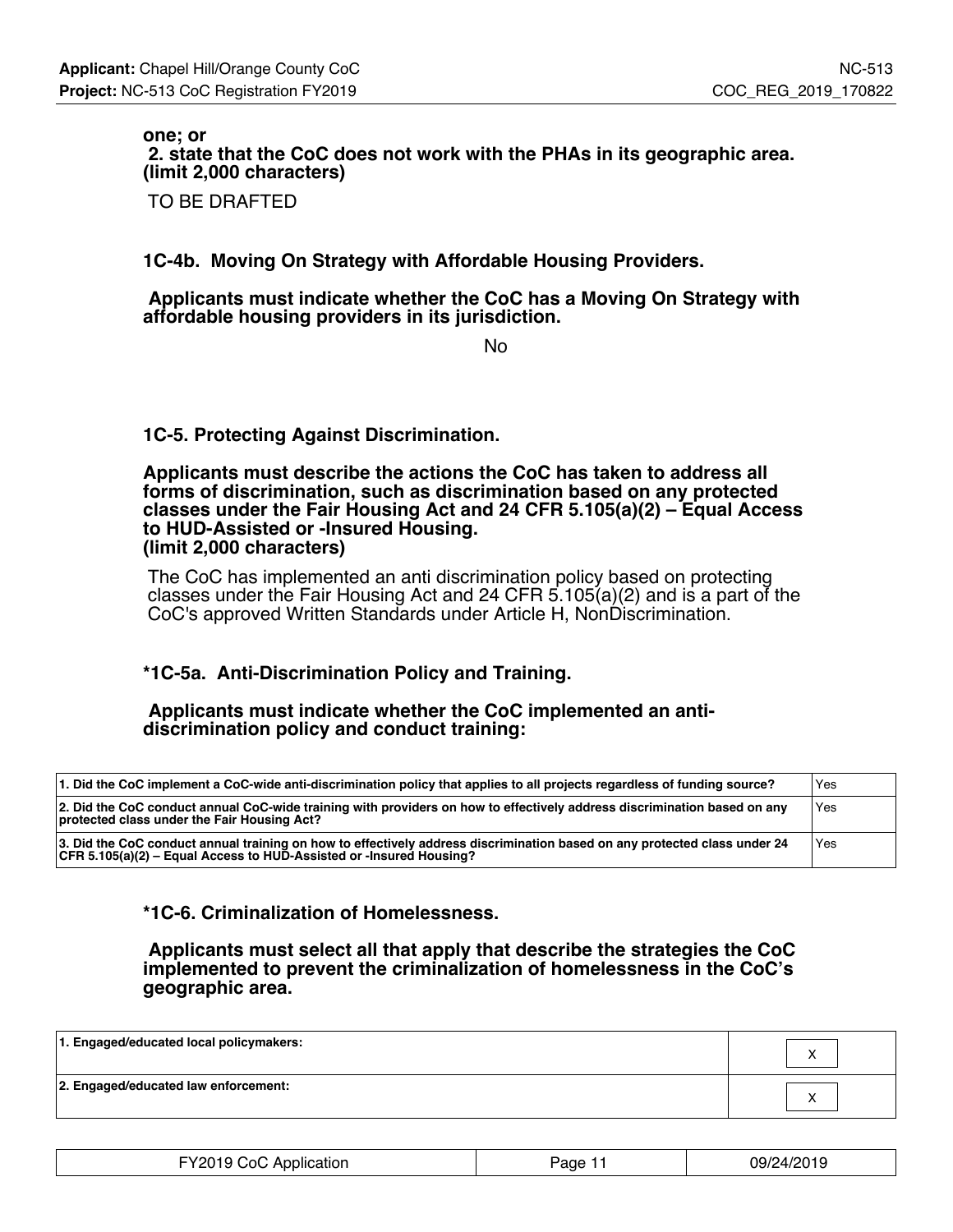**one; or**
**2. state that the CoC does not work with the PHAs in its geographic area. (limit 2,000 characters)**

TO BE DRAFTED

**1C-4b. Moving On Strategy with Affordable Housing Providers.**

**Applicants must indicate whether the CoC has a Moving On Strategy with affordable housing providers in its jurisdiction.**

No

**1C-5. Protecting Against Discrimination.**

**Applicants must describe the actions the CoC has taken to address all forms of discrimination, such as discrimination based on any protected classes under the Fair Housing Act and 24 CFR 5.105(a)(2) – Equal Access to HUD-Assisted or -Insured Housing.**
**(limit 2,000 characters)**

The CoC has implemented an anti discrimination policy based on protecting classes under the Fair Housing Act and 24 CFR 5.105(a)(2) and is a part of the CoC's approved Written Standards under Article H, NonDiscrimination.

**\*1C-5a. Anti-Discrimination Policy and Training.**

**Applicants must indicate whether the CoC implemented an anti-discrimination policy and conduct training:**

| | |
|---|---|
| **1. Did the CoC implement a CoC-wide anti-discrimination policy that applies to all projects regardless of funding source?** | Yes |
| **2. Did the CoC conduct annual CoC-wide training with providers on how to effectively address discrimination based on any protected class under the Fair Housing Act?** | Yes |
| **3. Did the CoC conduct annual training on how to effectively address discrimination based on any protected class under 24 CFR 5.105(a)(2) – Equal Access to HUD-Assisted or -Insured Housing?** | Yes |

**\*1C-6. Criminalization of Homelessness.**

**Applicants must select all that apply that describe the strategies the CoC implemented to prevent the criminalization of homelessness in the CoC's geographic area.**

| | |
|---|---|
| **1. Engaged/educated local policymakers:** | X |
| **2. Engaged/educated law enforcement:** | X |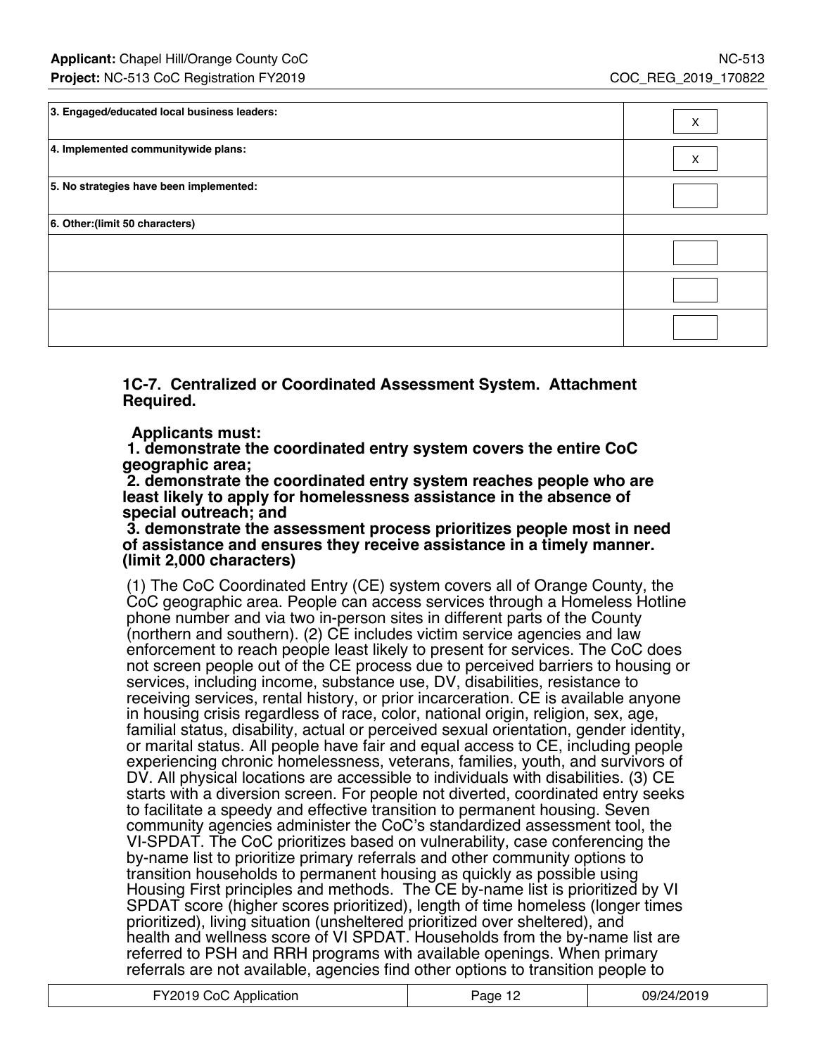| | |
|---|---|
| **3. Engaged/educated local business leaders:** | X |
| **4. Implemented communitywide plans:** | X |
| **5. No strategies have been implemented:** | |
| **6. Other:(limit 50 characters)** | |
| | |
| | |
| | |

**1C-7. Centralized or Coordinated Assessment System. Attachment Required.**

**Applicants must:**
**1. demonstrate the coordinated entry system covers the entire CoC geographic area;**
**2. demonstrate the coordinated entry system reaches people who are least likely to apply for homelessness assistance in the absence of special outreach; and**
**3. demonstrate the assessment process prioritizes people most in need of assistance and ensures they receive assistance in a timely manner. (limit 2,000 characters)**

(1) The CoC Coordinated Entry (CE) system covers all of Orange County, the CoC geographic area. People can access services through a Homeless Hotline phone number and via two in-person sites in different parts of the County (northern and southern). (2) CE includes victim service agencies and law enforcement to reach people least likely to present for services. The CoC does not screen people out of the CE process due to perceived barriers to housing or services, including income, substance use, DV, disabilities, resistance to receiving services, rental history, or prior incarceration. CE is available anyone in housing crisis regardless of race, color, national origin, religion, sex, age, familial status, disability, actual or perceived sexual orientation, gender identity, or marital status. All people have fair and equal access to CE, including people experiencing chronic homelessness, veterans, families, youth, and survivors of DV. All physical locations are accessible to individuals with disabilities. (3) CE starts with a diversion screen. For people not diverted, coordinated entry seeks to facilitate a speedy and effective transition to permanent housing. Seven community agencies administer the CoC's standardized assessment tool, the VI-SPDAT. The CoC prioritizes based on vulnerability, case conferencing the by-name list to prioritize primary referrals and other community options to transition households to permanent housing as quickly as possible using Housing First principles and methods. The CE by-name list is prioritized by VI SPDAT score (higher scores prioritized), length of time homeless (longer times prioritized), living situation (unsheltered prioritized over sheltered), and health and wellness score of VI SPDAT. Households from the by-name list are referred to PSH and RRH programs with available openings. When primary referrals are not available, agencies find other options to transition people to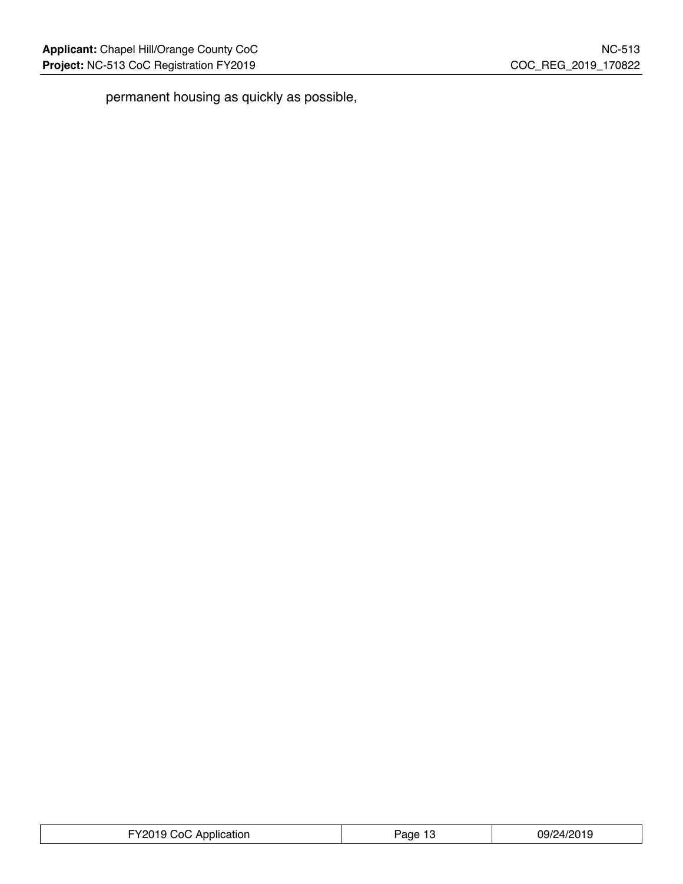permanent housing as quickly as possible,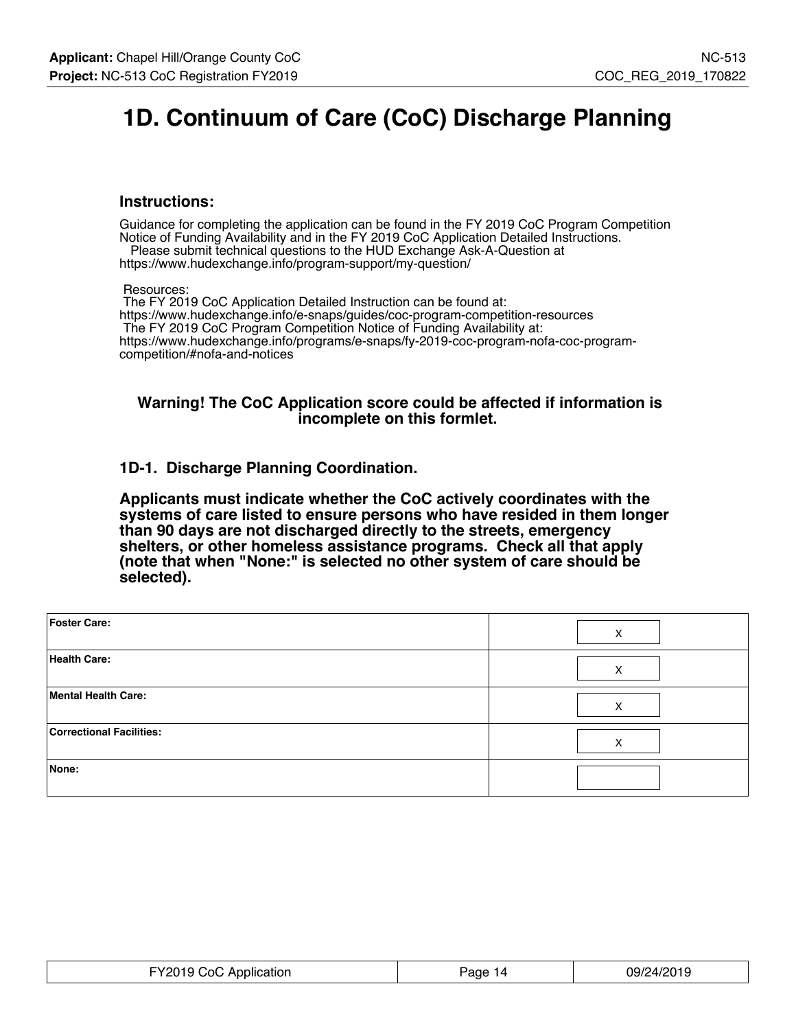# 1D. Continuum of Care (CoC) Discharge Planning

### Instructions:

Guidance for completing the application can be found in the FY 2019 CoC Program Competition Notice of Funding Availability and in the FY 2019 CoC Application Detailed Instructions.
Please submit technical questions to the HUD Exchange Ask-A-Question at https://www.hudexchange.info/program-support/my-question/

Resources:
The FY 2019 CoC Application Detailed Instruction can be found at: https://www.hudexchange.info/e-snaps/guides/coc-program-competition-resources
The FY 2019 CoC Program Competition Notice of Funding Availability at: https://www.hudexchange.info/programs/e-snaps/fy-2019-coc-program-nofa-coc-program-competition/#nofa-and-notices

**Warning! The CoC Application score could be affected if information is incomplete on this formlet.**

### 1D-1. Discharge Planning Coordination.

**Applicants must indicate whether the CoC actively coordinates with the systems of care listed to ensure persons who have resided in them longer than 90 days are not discharged directly to the streets, emergency shelters, or other homeless assistance programs. Check all that apply (note that when "None:" is selected no other system of care should be selected).**

| | |
|---|---|
| **Foster Care:** | X |
| **Health Care:** | X |
| **Mental Health Care:** | X |
| **Correctional Facilities:** | X |
| **None:** | |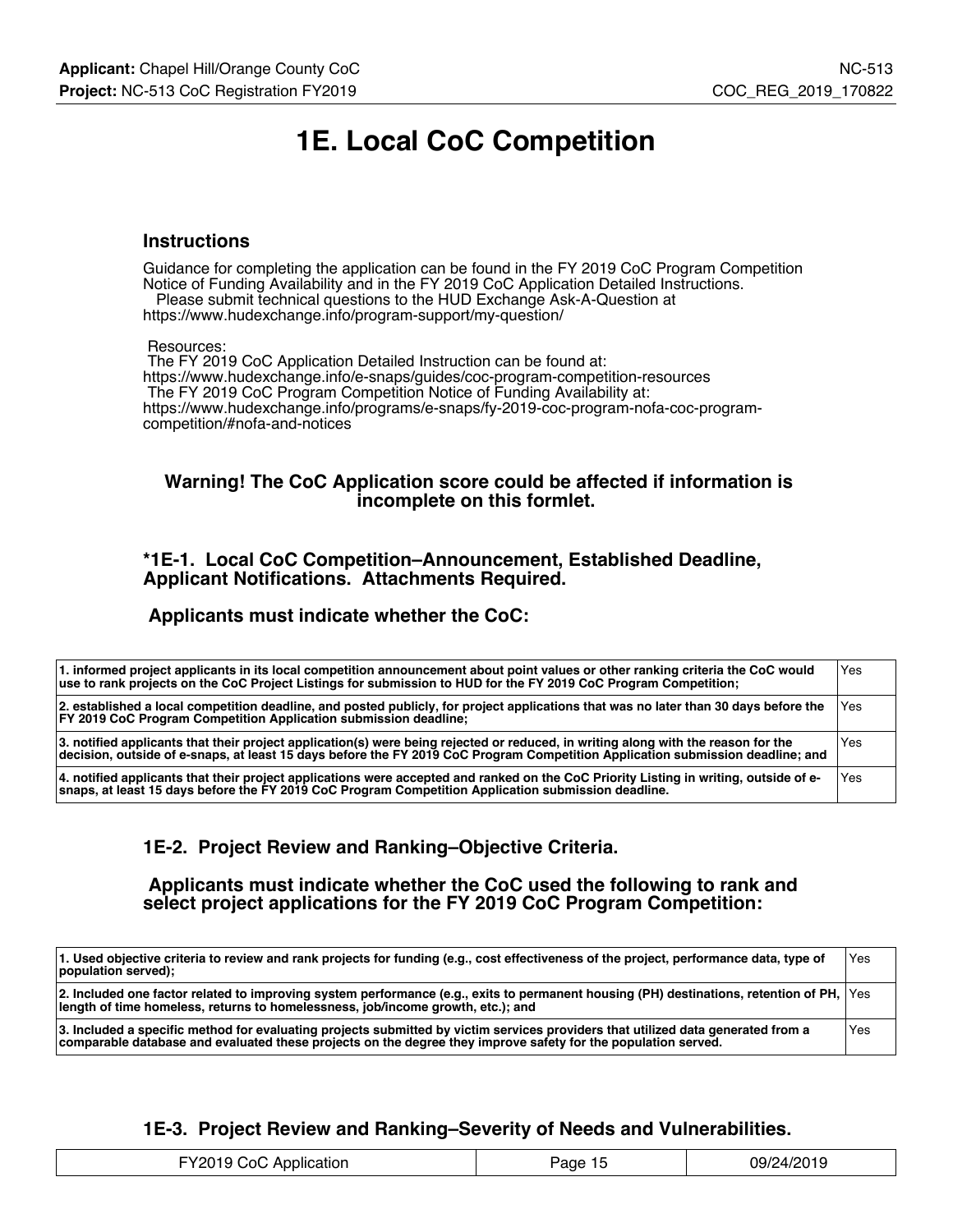# 1E. Local CoC Competition

### Instructions

Guidance for completing the application can be found in the FY 2019 CoC Program Competition Notice of Funding Availability and in the FY 2019 CoC Application Detailed Instructions.
Please submit technical questions to the HUD Exchange Ask-A-Question at https://www.hudexchange.info/program-support/my-question/

Resources:
The FY 2019 CoC Application Detailed Instruction can be found at: https://www.hudexchange.info/e-snaps/guides/coc-program-competition-resources
The FY 2019 CoC Program Competition Notice of Funding Availability at: https://www.hudexchange.info/programs/e-snaps/fy-2019-coc-program-nofa-coc-program-competition/#nofa-and-notices

**Warning! The CoC Application score could be affected if information is incomplete on this formlet.**

### *1E-1. Local CoC Competition–Announcement, Established Deadline, Applicant Notifications. Attachments Required.

### Applicants must indicate whether the CoC:

| | |
|---|---|
| **1. informed project applicants in its local competition announcement about point values or other ranking criteria the CoC would use to rank projects on the CoC Project Listings for submission to HUD for the FY 2019 CoC Program Competition;** | Yes |
| **2. established a local competition deadline, and posted publicly, for project applications that was no later than 30 days before the FY 2019 CoC Program Competition Application submission deadline;** | Yes |
| **3. notified applicants that their project application(s) were being rejected or reduced, in writing along with the reason for the decision, outside of e-snaps, at least 15 days before the FY 2019 CoC Program Competition Application submission deadline; and** | Yes |
| **4. notified applicants that their project applications were accepted and ranked on the CoC Priority Listing in writing, outside of e-snaps, at least 15 days before the FY 2019 CoC Program Competition Application submission deadline.** | Yes |

### 1E-2. Project Review and Ranking–Objective Criteria.

### Applicants must indicate whether the CoC used the following to rank and select project applications for the FY 2019 CoC Program Competition:

| | |
|---|---|
| **1. Used objective criteria to review and rank projects for funding (e.g., cost effectiveness of the project, performance data, type of population served);** | Yes |
| **2. Included one factor related to improving system performance (e.g., exits to permanent housing (PH) destinations, retention of PH, length of time homeless, returns to homelessness, job/income growth, etc.); and** | Yes |
| **3. Included a specific method for evaluating projects submitted by victim services providers that utilized data generated from a comparable database and evaluated these projects on the degree they improve safety for the population served.** | Yes |

### 1E-3. Project Review and Ranking–Severity of Needs and Vulnerabilities.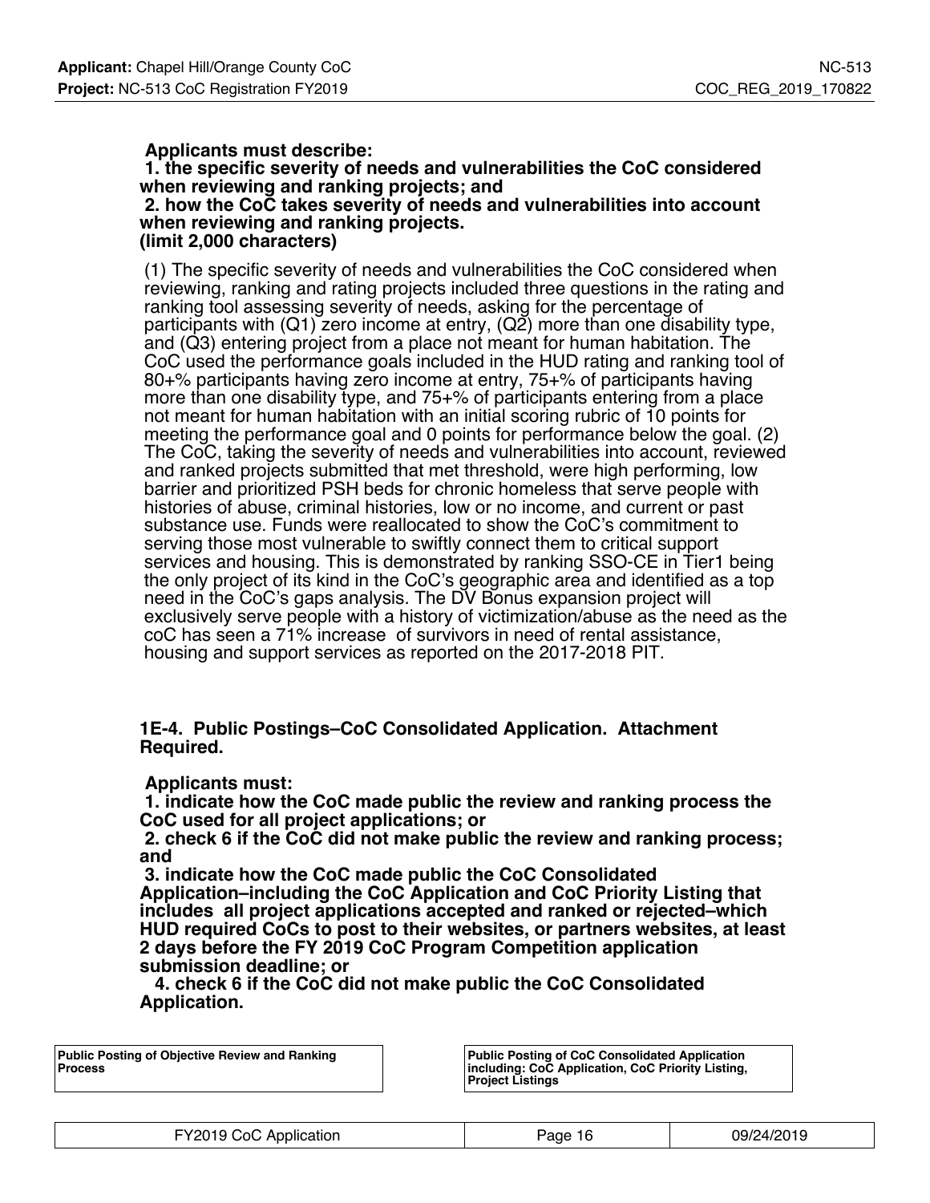**Applicants must describe:**
**1. the specific severity of needs and vulnerabilities the CoC considered when reviewing and ranking projects; and**
**2. how the CoC takes severity of needs and vulnerabilities into account when reviewing and ranking projects.**
**(limit 2,000 characters)**

(1) The specific severity of needs and vulnerabilities the CoC considered when reviewing, ranking and rating projects included three questions in the rating and ranking tool assessing severity of needs, asking for the percentage of participants with (Q1) zero income at entry, (Q2) more than one disability type, and (Q3) entering project from a place not meant for human habitation. The CoC used the performance goals included in the HUD rating and ranking tool of 80+% participants having zero income at entry, 75+% of participants having more than one disability type, and 75+% of participants entering from a place not meant for human habitation with an initial scoring rubric of 10 points for meeting the performance goal and 0 points for performance below the goal. (2) The CoC, taking the severity of needs and vulnerabilities into account, reviewed and ranked projects submitted that met threshold, were high performing, low barrier and prioritized PSH beds for chronic homeless that serve people with histories of abuse, criminal histories, low or no income, and current or past substance use. Funds were reallocated to show the CoC's commitment to serving those most vulnerable to swiftly connect them to critical support services and housing. This is demonstrated by ranking SSO-CE in Tier1 being the only project of its kind in the CoC's geographic area and identified as a top need in the CoC's gaps analysis. The DV Bonus expansion project will exclusively serve people with a history of victimization/abuse as the need as the coC has seen a 71% increase of survivors in need of rental assistance, housing and support services as reported on the 2017-2018 PIT.

### 1E-4. Public Postings–CoC Consolidated Application. Attachment Required.

**Applicants must:**
**1. indicate how the CoC made public the review and ranking process the CoC used for all project applications; or**
**2. check 6 if the CoC did not make public the review and ranking process; and**
**3. indicate how the CoC made public the CoC Consolidated Application–including the CoC Application and CoC Priority Listing that includes all project applications accepted and ranked or rejected–which HUD required CoCs to post to their websites, or partners websites, at least 2 days before the FY 2019 CoC Program Competition application submission deadline; or**
**4. check 6 if the CoC did not make public the CoC Consolidated Application.**

| Public Posting of Objective Review and Ranking Process | Public Posting of CoC Consolidated Application including: CoC Application, CoC Priority Listing, Project Listings |
|---|---|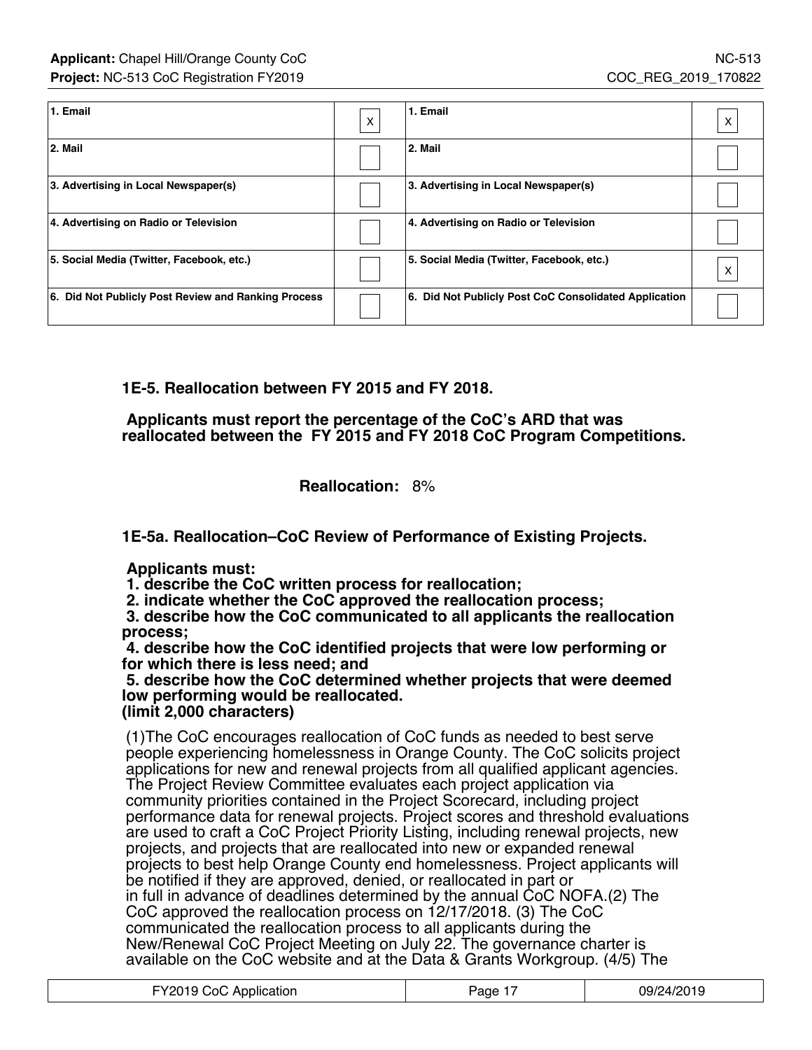| 1. Email | X | 1. Email | X |
|---|---|---|---|
| 2. Mail | | 2. Mail | |
| 3. Advertising in Local Newspaper(s) | | 3. Advertising in Local Newspaper(s) | |
| 4. Advertising on Radio or Television | | 4. Advertising on Radio or Television | |
| 5. Social Media (Twitter, Facebook, etc.) | | 5. Social Media (Twitter, Facebook, etc.) | X |
| 6. Did Not Publicly Post Review and Ranking Process | | 6. Did Not Publicly Post CoC Consolidated Application | |

### 1E-5. Reallocation between FY 2015 and FY 2018.

**Applicants must report the percentage of the CoC's ARD that was reallocated between the FY 2015 and FY 2018 CoC Program Competitions.**

**Reallocation:** 8%

### 1E-5a. Reallocation–CoC Review of Performance of Existing Projects.

**Applicants must:**
**1. describe the CoC written process for reallocation;**
**2. indicate whether the CoC approved the reallocation process;**
**3. describe how the CoC communicated to all applicants the reallocation process;**
**4. describe how the CoC identified projects that were low performing or for which there is less need; and**
**5. describe how the CoC determined whether projects that were deemed low performing would be reallocated.**
**(limit 2,000 characters)**

(1)The CoC encourages reallocation of CoC funds as needed to best serve people experiencing homelessness in Orange County. The CoC solicits project applications for new and renewal projects from all qualified applicant agencies. The Project Review Committee evaluates each project application via community priorities contained in the Project Scorecard, including project performance data for renewal projects. Project scores and threshold evaluations are used to craft a CoC Project Priority Listing, including renewal projects, new projects, and projects that are reallocated into new or expanded renewal projects to best help Orange County end homelessness. Project applicants will be notified if they are approved, denied, or reallocated in part or in full in advance of deadlines determined by the annual CoC NOFA.(2) The CoC approved the reallocation process on 12/17/2018. (3) The CoC communicated the reallocation process to all applicants during the New/Renewal CoC Project Meeting on July 22. The governance charter is available on the CoC website and at the Data & Grants Workgroup. (4/5) The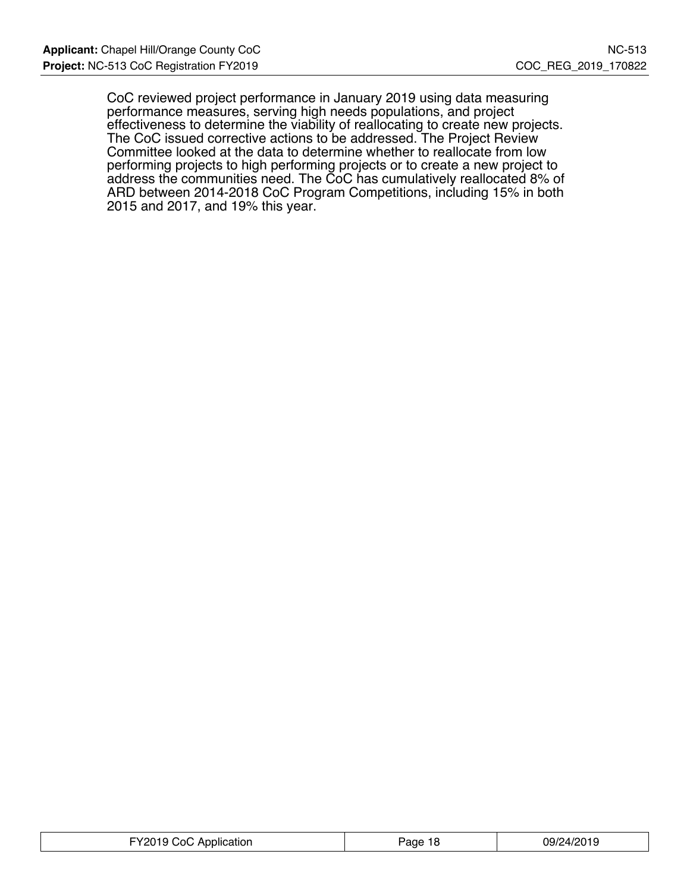CoC reviewed project performance in January 2019 using data measuring performance measures, serving high needs populations, and project effectiveness to determine the viability of reallocating to create new projects. The CoC issued corrective actions to be addressed. The Project Review Committee looked at the data to determine whether to reallocate from low performing projects to high performing projects or to create a new project to address the communities need. The CoC has cumulatively reallocated 8% of ARD between 2014-2018 CoC Program Competitions, including 15% in both 2015 and 2017, and 19% this year.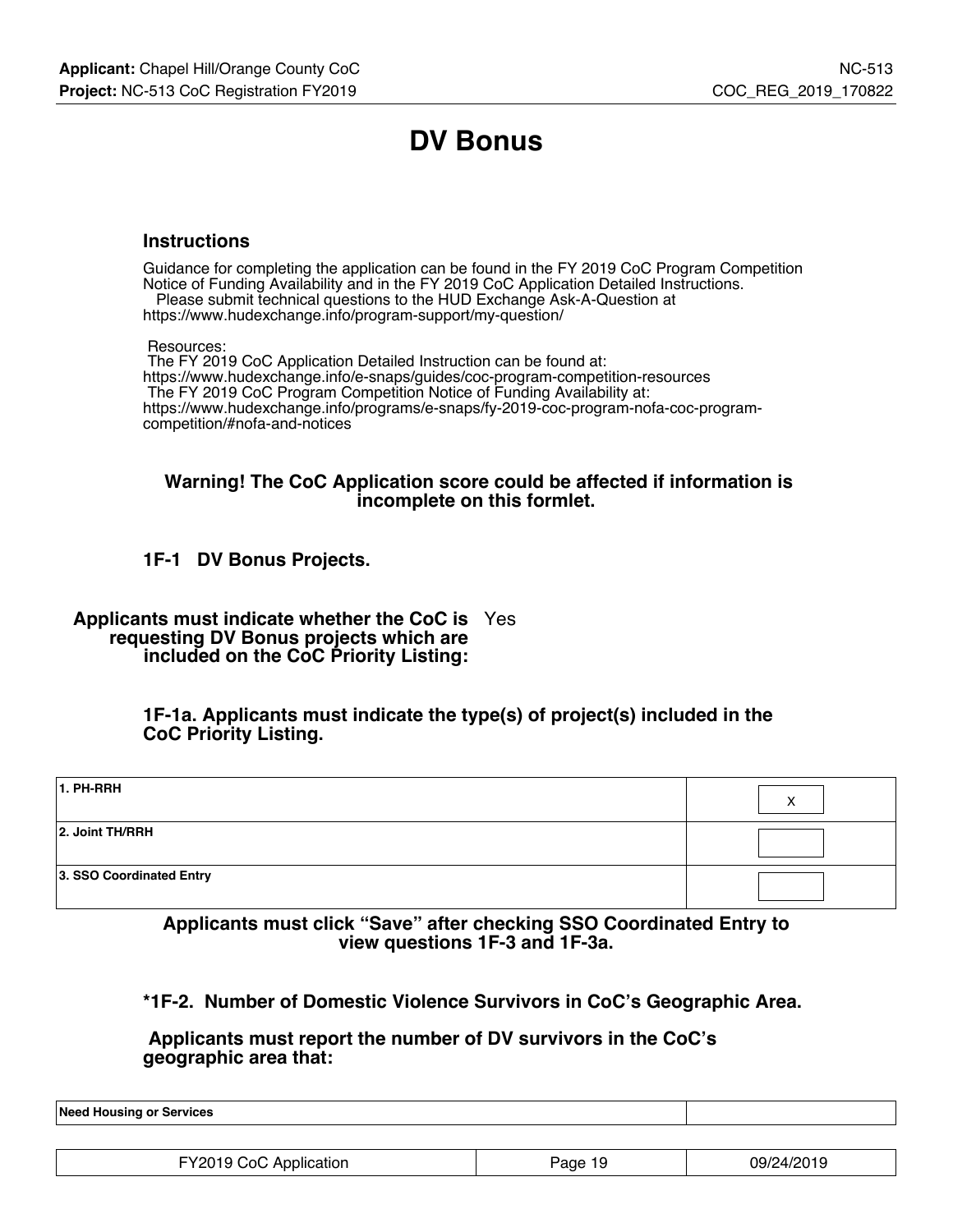# DV Bonus

### Instructions

Guidance for completing the application can be found in the FY 2019 CoC Program Competition Notice of Funding Availability and in the FY 2019 CoC Application Detailed Instructions.
Please submit technical questions to the HUD Exchange Ask-A-Question at https://www.hudexchange.info/program-support/my-question/

Resources:
The FY 2019 CoC Application Detailed Instruction can be found at:
https://www.hudexchange.info/e-snaps/guides/coc-program-competition-resources
The FY 2019 CoC Program Competition Notice of Funding Availability at:
https://www.hudexchange.info/programs/e-snaps/fy-2019-coc-program-nofa-coc-program-competition/#nofa-and-notices

**Warning! The CoC Application score could be affected if information is incomplete on this formlet.**

### 1F-1 DV Bonus Projects.

**Applicants must indicate whether the CoC is requesting DV Bonus projects which are included on the CoC Priority Listing:** Yes

**1F-1a. Applicants must indicate the type(s) of project(s) included in the CoC Priority Listing.**

| | |
|---|---|
| **1. PH-RRH** | X |
| **2. Joint TH/RRH** | |
| **3. SSO Coordinated Entry** | |

**Applicants must click "Save" after checking SSO Coordinated Entry to view questions 1F-3 and 1F-3a.**

**\*1F-2. Number of Domestic Violence Survivors in CoC's Geographic Area.**

**Applicants must report the number of DV survivors in the CoC's geographic area that:**

| | |
|---|---|
| **Need Housing or Services** | |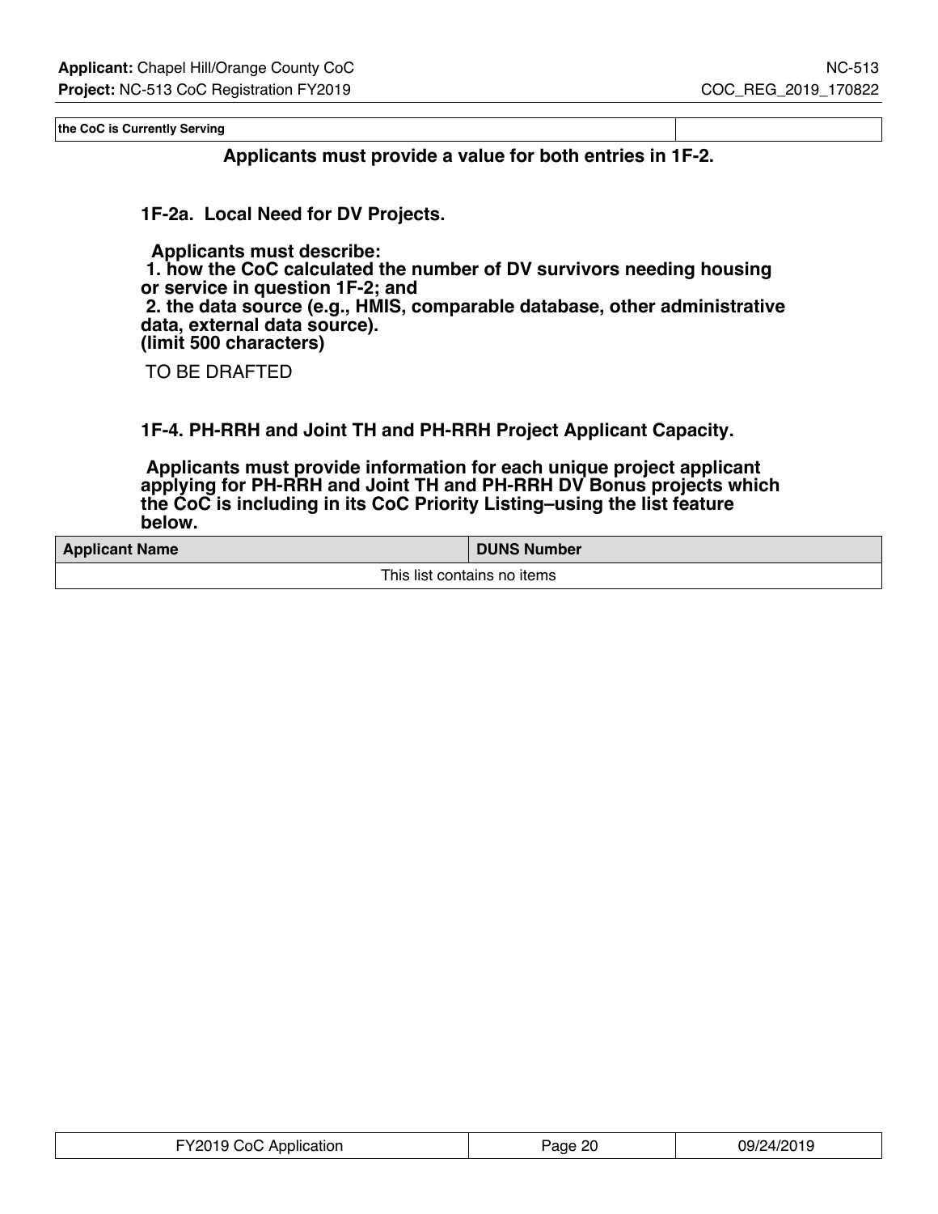| the CoC is Currently Serving | |
|---|---|

**Applicants must provide a value for both entries in 1F-2.**

**1F-2a. Local Need for DV Projects.**

**Applicants must describe:**
**1. how the CoC calculated the number of DV survivors needing housing or service in question 1F-2; and**
**2. the data source (e.g., HMIS, comparable database, other administrative data, external data source).**
**(limit 500 characters)**

TO BE DRAFTED

**1F-4. PH-RRH and Joint TH and PH-RRH Project Applicant Capacity.**

**Applicants must provide information for each unique project applicant applying for PH-RRH and Joint TH and PH-RRH DV Bonus projects which the CoC is including in its CoC Priority Listing–using the list feature below.**

| Applicant Name | DUNS Number |
|---|---|
| This list contains no items | |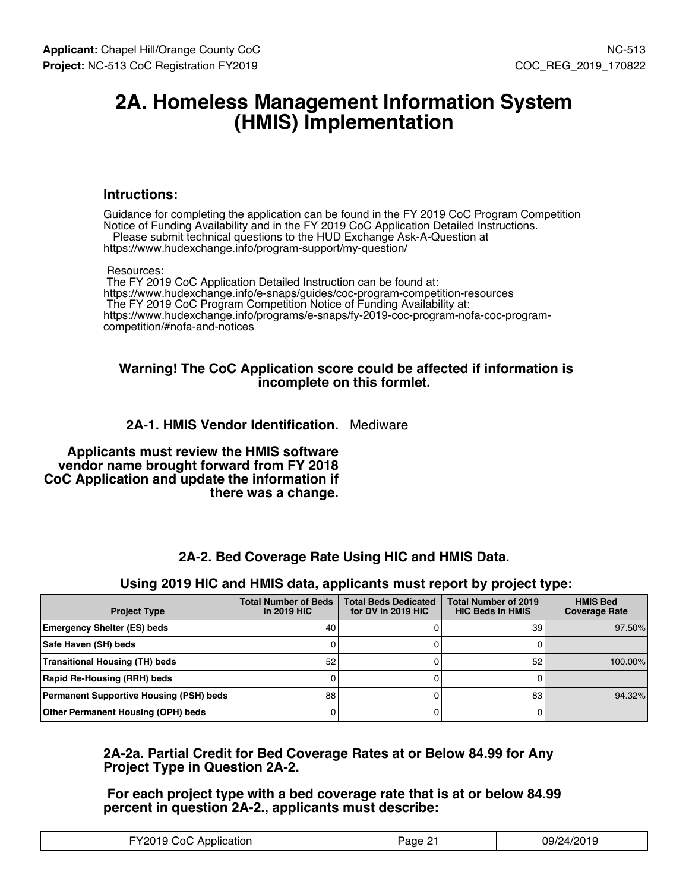# 2A. Homeless Management Information System (HMIS) Implementation

### Intructions:

Guidance for completing the application can be found in the FY 2019 CoC Program Competition Notice of Funding Availability and in the FY 2019 CoC Application Detailed Instructions.
Please submit technical questions to the HUD Exchange Ask-A-Question at https://www.hudexchange.info/program-support/my-question/

Resources:
The FY 2019 CoC Application Detailed Instruction can be found at: https://www.hudexchange.info/e-snaps/guides/coc-program-competition-resources
The FY 2019 CoC Program Competition Notice of Funding Availability at: https://www.hudexchange.info/programs/e-snaps/fy-2019-coc-program-nofa-coc-program-competition/#nofa-and-notices

**Warning! The CoC Application score could be affected if information is incomplete on this formlet.**

**2A-1. HMIS Vendor Identification.** Mediware

**Applicants must review the HMIS software vendor name brought forward from FY 2018 CoC Application and update the information if there was a change.**

**2A-2. Bed Coverage Rate Using HIC and HMIS Data.**

**Using 2019 HIC and HMIS data, applicants must report by project type:**

| Project Type | Total Number of Beds in 2019 HIC | Total Beds Dedicated for DV in 2019 HIC | Total Number of 2019 HIC Beds in HMIS | HMIS Bed Coverage Rate |
|---|---|---|---|---|
| Emergency Shelter (ES) beds | 40 | 0 | 39 | 97.50% |
| Safe Haven (SH) beds | 0 | 0 | 0 | |
| Transitional Housing (TH) beds | 52 | 0 | 52 | 100.00% |
| Rapid Re-Housing (RRH) beds | 0 | 0 | 0 | |
| Permanent Supportive Housing (PSH) beds | 88 | 0 | 83 | 94.32% |
| Other Permanent Housing (OPH) beds | 0 | 0 | 0 | |

**2A-2a. Partial Credit for Bed Coverage Rates at or Below 84.99 for Any Project Type in Question 2A-2.**

**For each project type with a bed coverage rate that is at or below 84.99 percent in question 2A-2., applicants must describe:**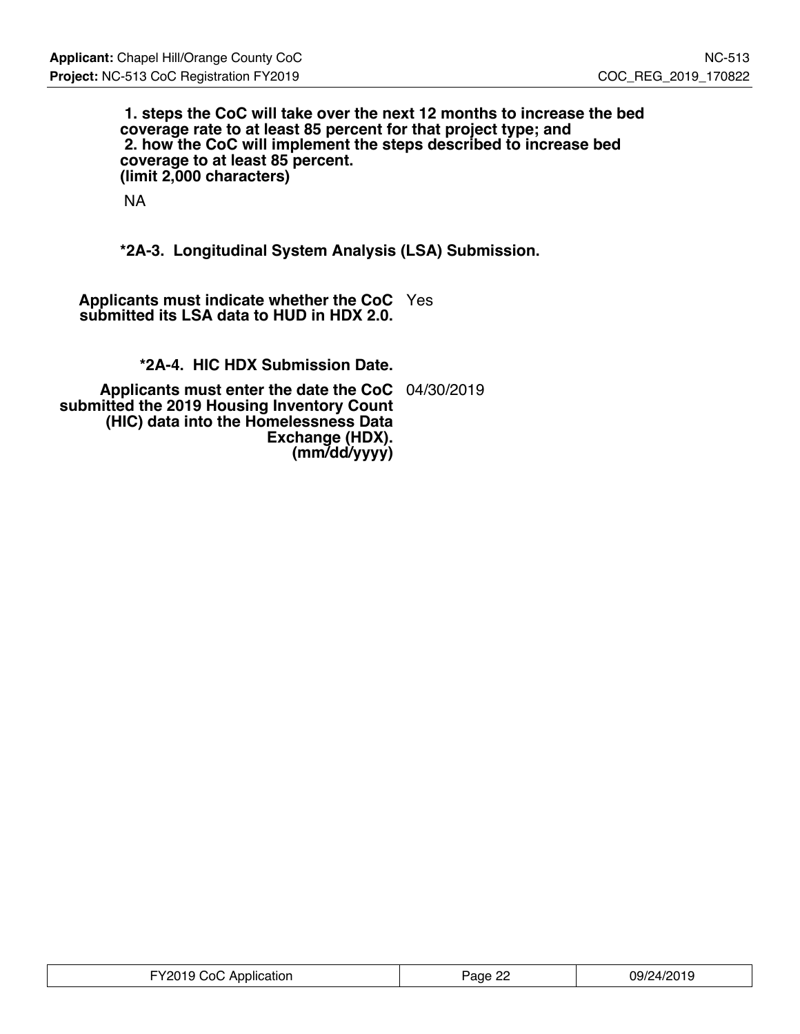**1. steps the CoC will take over the next 12 months to increase the bed coverage rate to at least 85 percent for that project type; and**
**2. how the CoC will implement the steps described to increase bed coverage to at least 85 percent.**
**(limit 2,000 characters)**

NA

**\*2A-3. Longitudinal System Analysis (LSA) Submission.**

| | |
|---|---|
| **Applicants must indicate whether the CoC submitted its LSA data to HUD in HDX 2.0.** | Yes |

**\*2A-4. HIC HDX Submission Date.**

| | |
|---|---|
| **Applicants must enter the date the CoC submitted the 2019 Housing Inventory Count (HIC) data into the Homelessness Data Exchange (HDX). (mm/dd/yyyy)** | 04/30/2019 |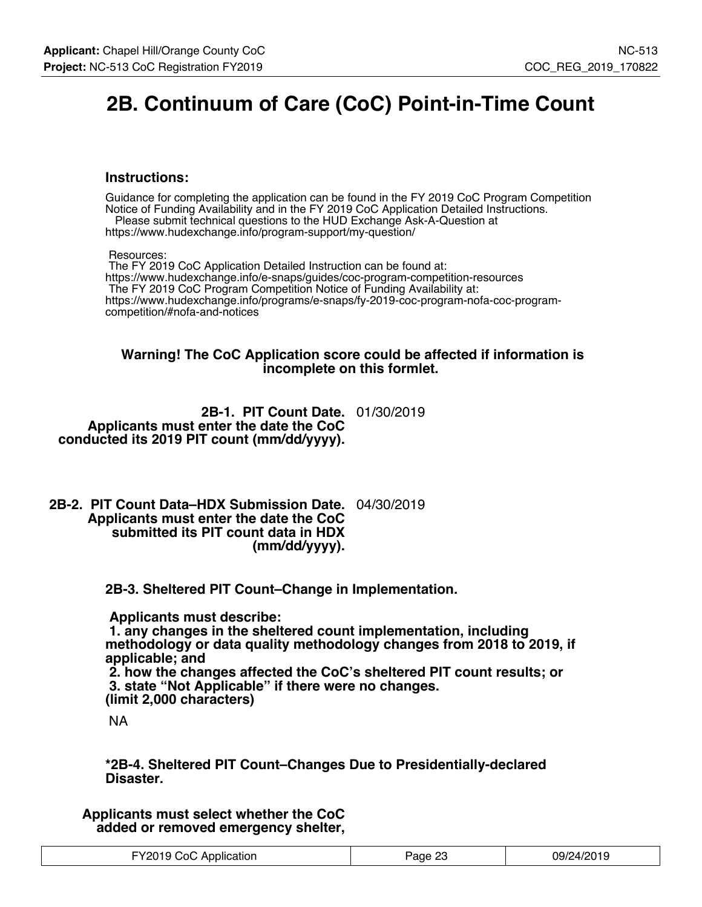# 2B. Continuum of Care (CoC) Point-in-Time Count

### Instructions:

Guidance for completing the application can be found in the FY 2019 CoC Program Competition Notice of Funding Availability and in the FY 2019 CoC Application Detailed Instructions.
Please submit technical questions to the HUD Exchange Ask-A-Question at
https://www.hudexchange.info/program-support/my-question/

Resources:
The FY 2019 CoC Application Detailed Instruction can be found at:
https://www.hudexchange.info/e-snaps/guides/coc-program-competition-resources
The FY 2019 CoC Program Competition Notice of Funding Availability at:
https://www.hudexchange.info/programs/e-snaps/fy-2019-coc-program-nofa-coc-program-competition/#nofa-and-notices

**Warning! The CoC Application score could be affected if information is incomplete on this formlet.**

| | |
|---|---|
| **2B-1. PIT Count Date. Applicants must enter the date the CoC conducted its 2019 PIT count (mm/dd/yyyy).** | 01/30/2019 |
| **2B-2. PIT Count Data–HDX Submission Date. Applicants must enter the date the CoC submitted its PIT count data in HDX (mm/dd/yyyy).** | 04/30/2019 |

**2B-3. Sheltered PIT Count–Change in Implementation.**

**Applicants must describe:**
**1. any changes in the sheltered count implementation, including methodology or data quality methodology changes from 2018 to 2019, if applicable; and**
**2. how the changes affected the CoC's sheltered PIT count results; or**
**3. state "Not Applicable" if there were no changes.**
**(limit 2,000 characters)**

NA

**\*2B-4. Sheltered PIT Count–Changes Due to Presidentially-declared Disaster.**

**Applicants must select whether the CoC added or removed emergency shelter,**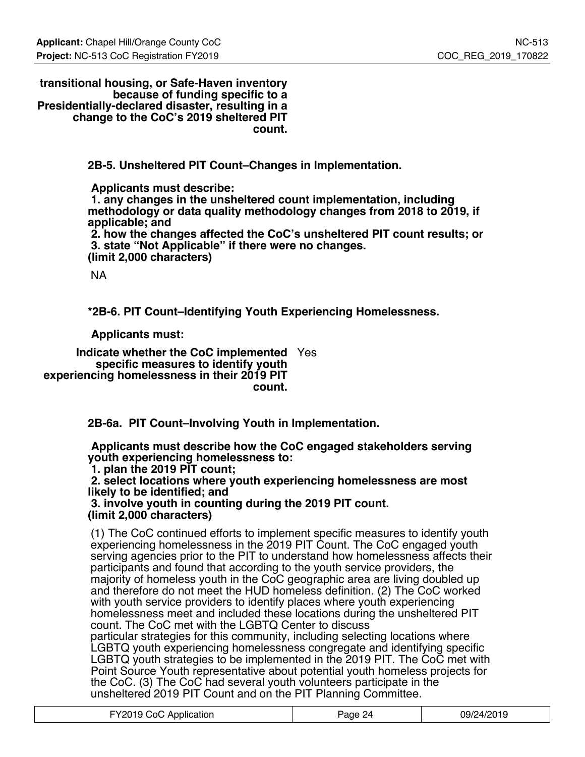**transitional housing, or Safe-Haven inventory because of funding specific to a Presidentially-declared disaster, resulting in a change to the CoC's 2019 sheltered PIT count.**

**2B-5. Unsheltered PIT Count–Changes in Implementation.**

**Applicants must describe:**
**1. any changes in the unsheltered count implementation, including methodology or data quality methodology changes from 2018 to 2019, if applicable; and**
**2. how the changes affected the CoC's unsheltered PIT count results; or**
**3. state "Not Applicable" if there were no changes.**
**(limit 2,000 characters)**

NA

**\*2B-6. PIT Count–Identifying Youth Experiencing Homelessness.**

**Applicants must:**

| **Indicate whether the CoC implemented specific measures to identify youth experiencing homelessness in their 2019 PIT count.** | Yes |
|---|---|

**2B-6a. PIT Count–Involving Youth in Implementation.**

**Applicants must describe how the CoC engaged stakeholders serving youth experiencing homelessness to:**
**1. plan the 2019 PIT count;**
**2. select locations where youth experiencing homelessness are most likely to be identified; and**
**3. involve youth in counting during the 2019 PIT count.**
**(limit 2,000 characters)**

(1) The CoC continued efforts to implement specific measures to identify youth experiencing homelessness in the 2019 PIT Count. The CoC engaged youth serving agencies prior to the PIT to understand how homelessness affects their participants and found that according to the youth service providers, the majority of homeless youth in the CoC geographic area are living doubled up and therefore do not meet the HUD homeless definition. (2) The CoC worked with youth service providers to identify places where youth experiencing homelessness meet and included these locations during the unsheltered PIT count. The CoC met with the LGBTQ Center to discuss particular strategies for this community, including selecting locations where LGBTQ youth experiencing homelessness congregate and identifying specific LGBTQ youth strategies to be implemented in the 2019 PIT. The CoC met with Point Source Youth representative about potential youth homeless projects for the CoC. (3) The CoC had several youth volunteers participate in the unsheltered 2019 PIT Count and on the PIT Planning Committee.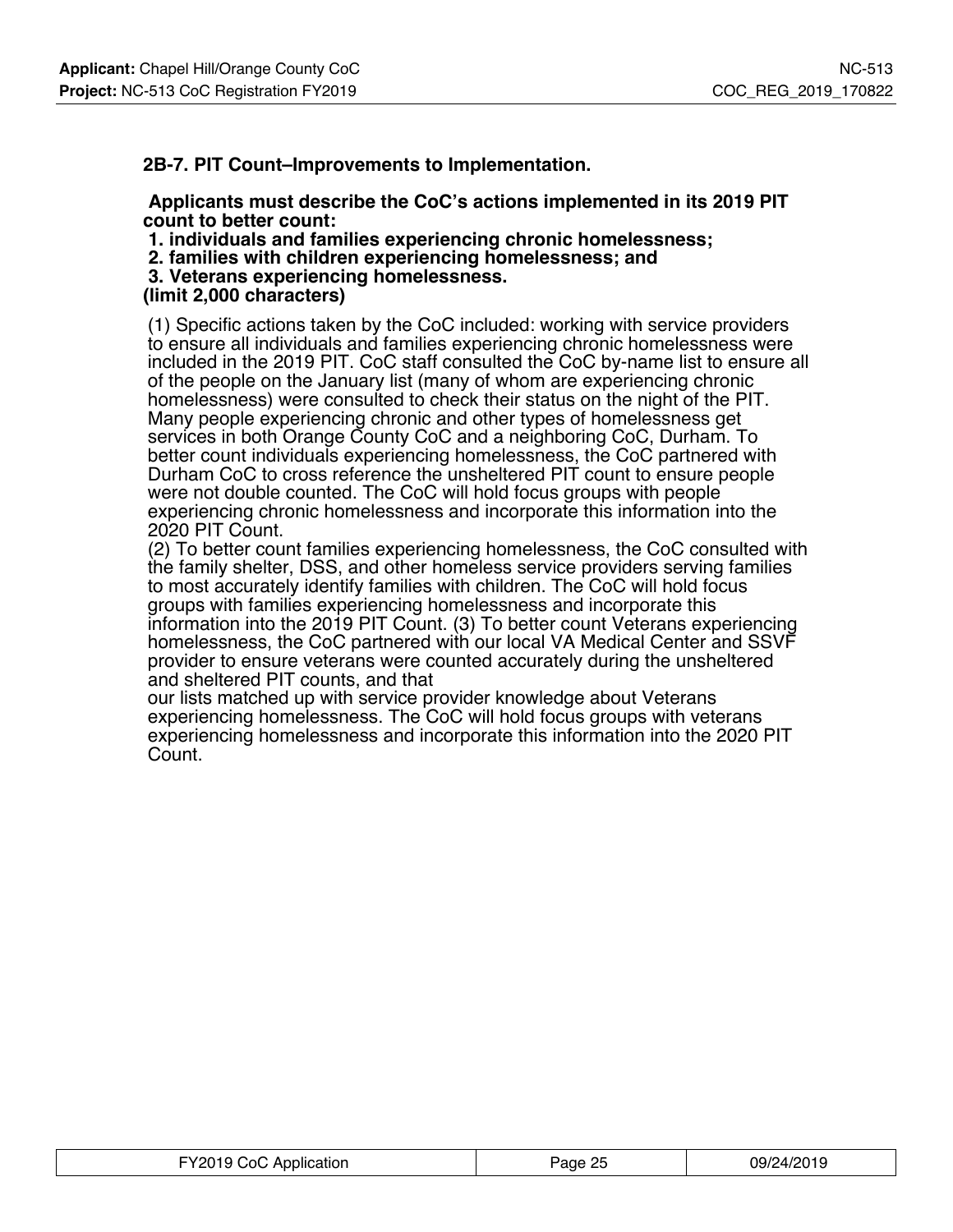### 2B-7. PIT Count–Improvements to Implementation.

**Applicants must describe the CoC's actions implemented in its 2019 PIT count to better count:**
**1. individuals and families experiencing chronic homelessness;**
**2. families with children experiencing homelessness; and**
**3. Veterans experiencing homelessness.**
**(limit 2,000 characters)**

(1) Specific actions taken by the CoC included: working with service providers to ensure all individuals and families experiencing chronic homelessness were included in the 2019 PIT. CoC staff consulted the CoC by-name list to ensure all of the people on the January list (many of whom are experiencing chronic homelessness) were consulted to check their status on the night of the PIT. Many people experiencing chronic and other types of homelessness get services in both Orange County CoC and a neighboring CoC, Durham. To better count individuals experiencing homelessness, the CoC partnered with Durham CoC to cross reference the unsheltered PIT count to ensure people were not double counted. The CoC will hold focus groups with people experiencing chronic homelessness and incorporate this information into the 2020 PIT Count.
(2) To better count families experiencing homelessness, the CoC consulted with the family shelter, DSS, and other homeless service providers serving families to most accurately identify families with children. The CoC will hold focus groups with families experiencing homelessness and incorporate this information into the 2019 PIT Count. (3) To better count Veterans experiencing homelessness, the CoC partnered with our local VA Medical Center and SSVF provider to ensure veterans were counted accurately during the unsheltered and sheltered PIT counts, and that
our lists matched up with service provider knowledge about Veterans experiencing homelessness. The CoC will hold focus groups with veterans experiencing homelessness and incorporate this information into the 2020 PIT Count.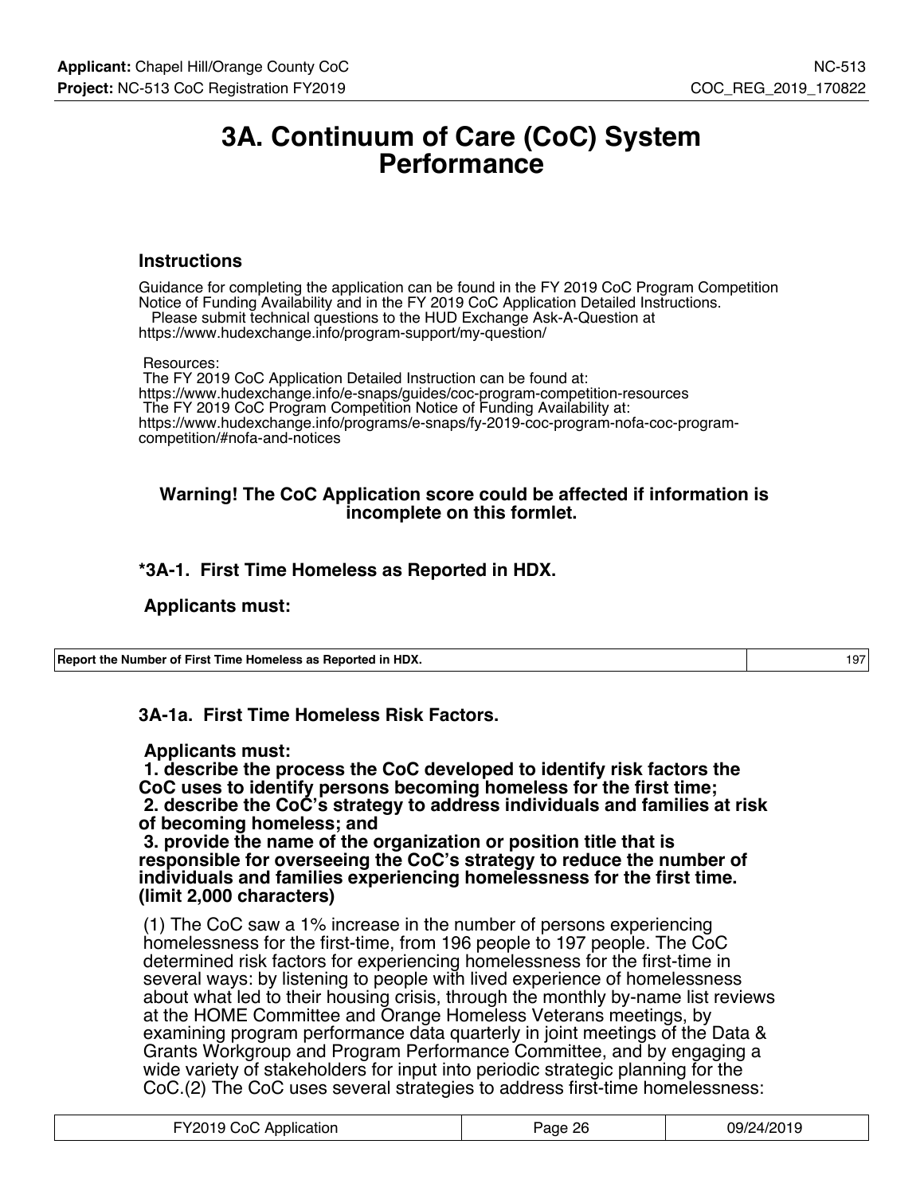# 3A. Continuum of Care (CoC) System Performance

### Instructions

Guidance for completing the application can be found in the FY 2019 CoC Program Competition Notice of Funding Availability and in the FY 2019 CoC Application Detailed Instructions.
Please submit technical questions to the HUD Exchange Ask-A-Question at https://www.hudexchange.info/program-support/my-question/

Resources:
The FY 2019 CoC Application Detailed Instruction can be found at: https://www.hudexchange.info/e-snaps/guides/coc-program-competition-resources
The FY 2019 CoC Program Competition Notice of Funding Availability at: https://www.hudexchange.info/programs/e-snaps/fy-2019-coc-program-nofa-coc-program-competition/#nofa-and-notices

**Warning! The CoC Application score could be affected if information is incomplete on this formlet.**

### *3A-1. First Time Homeless as Reported in HDX.

**Applicants must:**

| Report the Number of First Time Homeless as Reported in HDX. | 197 |
|---|---|

### 3A-1a. First Time Homeless Risk Factors.

**Applicants must:**
**1. describe the process the CoC developed to identify risk factors the CoC uses to identify persons becoming homeless for the first time;**
**2. describe the CoC's strategy to address individuals and families at risk of becoming homeless; and**
**3. provide the name of the organization or position title that is responsible for overseeing the CoC's strategy to reduce the number of individuals and families experiencing homelessness for the first time. (limit 2,000 characters)**

(1) The CoC saw a 1% increase in the number of persons experiencing homelessness for the first-time, from 196 people to 197 people. The CoC determined risk factors for experiencing homelessness for the first-time in several ways: by listening to people with lived experience of homelessness about what led to their housing crisis, through the monthly by-name list reviews at the HOME Committee and Orange Homeless Veterans meetings, by examining program performance data quarterly in joint meetings of the Data & Grants Workgroup and Program Performance Committee, and by engaging a wide variety of stakeholders for input into periodic strategic planning for the CoC.(2) The CoC uses several strategies to address first-time homelessness: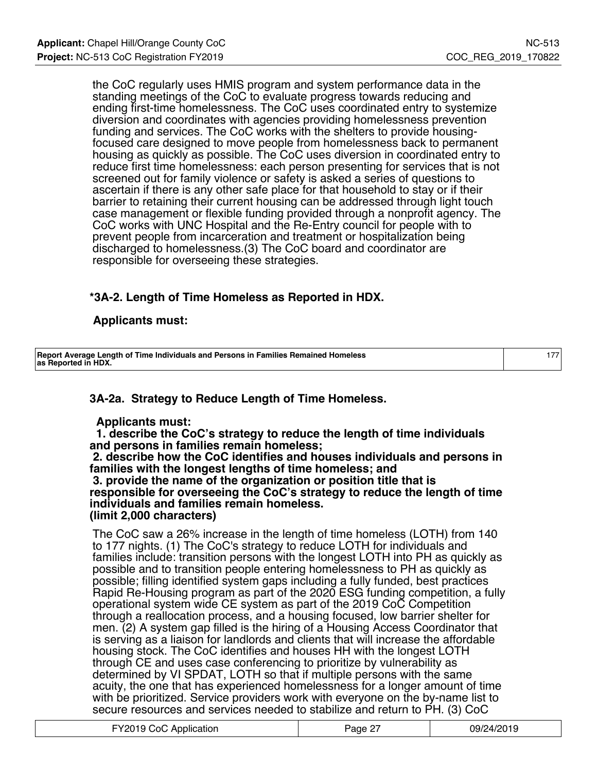the CoC regularly uses HMIS program and system performance data in the standing meetings of the CoC to evaluate progress towards reducing and ending first-time homelessness. The CoC uses coordinated entry to systemize diversion and coordinates with agencies providing homelessness prevention funding and services. The CoC works with the shelters to provide housing-focused care designed to move people from homelessness back to permanent housing as quickly as possible. The CoC uses diversion in coordinated entry to reduce first time homelessness: each person presenting for services that is not screened out for family violence or safety is asked a series of questions to ascertain if there is any other safe place for that household to stay or if their barrier to retaining their current housing can be addressed through light touch case management or flexible funding provided through a nonprofit agency. The CoC works with UNC Hospital and the Re-Entry council for people with to prevent people from incarceration and treatment or hospitalization being discharged to homelessness.(3) The CoC board and coordinator are responsible for overseeing these strategies.

### *3A-2. Length of Time Homeless as Reported in HDX.

**Applicants must:**

| | |
|---|---|
| **Report Average Length of Time Individuals and Persons in Families Remained Homeless as Reported in HDX.** | 177 |

### 3A-2a. Strategy to Reduce Length of Time Homeless.

**Applicants must:**
**1. describe the CoC's strategy to reduce the length of time individuals and persons in families remain homeless;**
**2. describe how the CoC identifies and houses individuals and persons in families with the longest lengths of time homeless; and**
**3. provide the name of the organization or position title that is responsible for overseeing the CoC's strategy to reduce the length of time individuals and families remain homeless.**
**(limit 2,000 characters)**

The CoC saw a 26% increase in the length of time homeless (LOTH) from 140 to 177 nights. (1) The CoC's strategy to reduce LOTH for individuals and families include: transition persons with the longest LOTH into PH as quickly as possible and to transition people entering homelessness to PH as quickly as possible; filling identified system gaps including a fully funded, best practices Rapid Re-Housing program as part of the 2020 ESG funding competition, a fully operational system wide CE system as part of the 2019 CoC Competition through a reallocation process, and a housing focused, low barrier shelter for men. (2) A system gap filled is the hiring of a Housing Access Coordinator that is serving as a liaison for landlords and clients that will increase the affordable housing stock. The CoC identifies and houses HH with the longest LOTH through CE and uses case conferencing to prioritize by vulnerability as determined by VI SPDAT, LOTH so that if multiple persons with the same acuity, the one that has experienced homelessness for a longer amount of time with be prioritized. Service providers work with everyone on the by-name list to secure resources and services needed to stabilize and return to PH. (3) CoC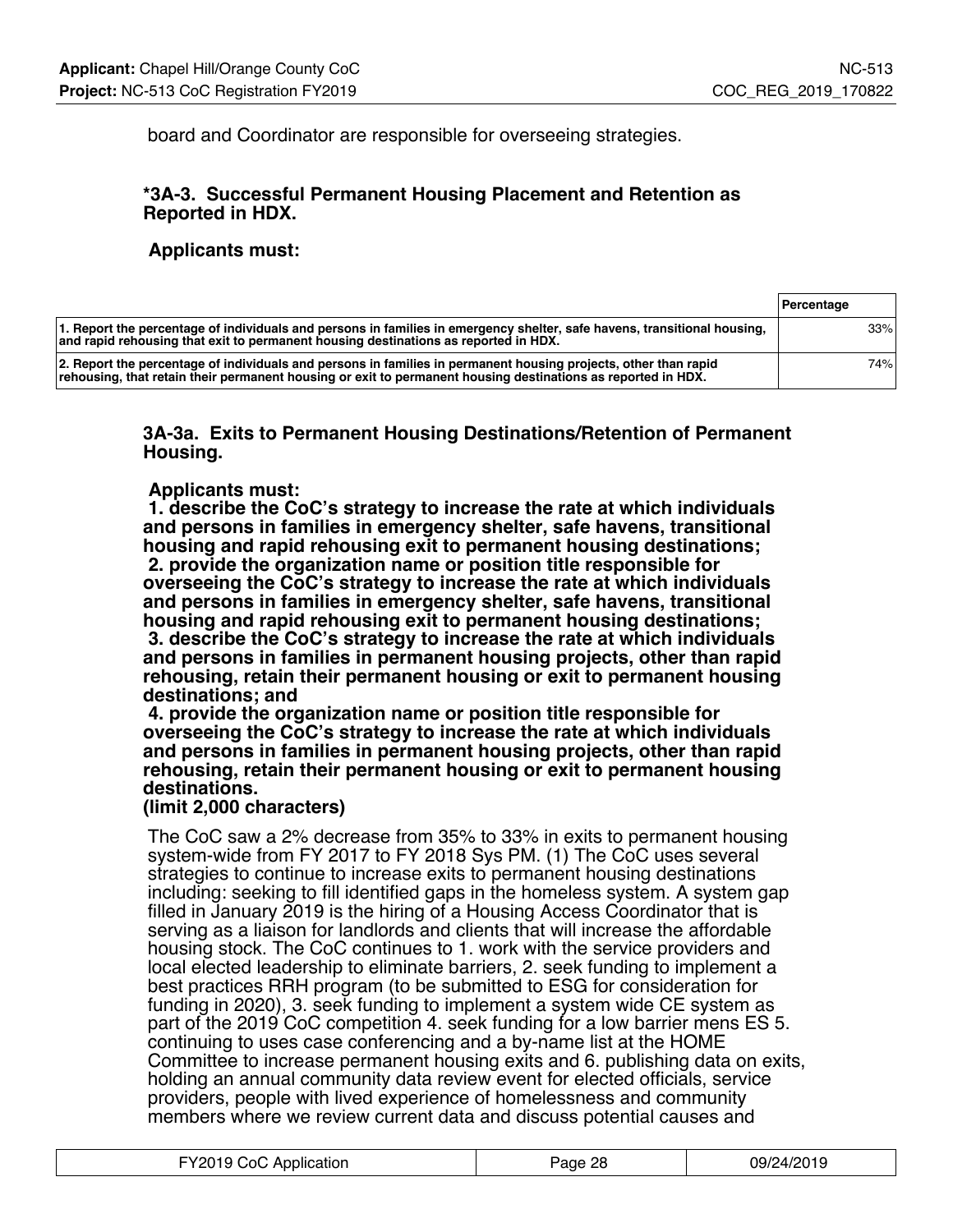board and Coordinator are responsible for overseeing strategies.

### *3A-3. Successful Permanent Housing Placement and Retention as Reported in HDX.

**Applicants must:**

| | Percentage |
|---|---|
| **1. Report the percentage of individuals and persons in families in emergency shelter, safe havens, transitional housing, and rapid rehousing that exit to permanent housing destinations as reported in HDX.** | 33% |
| **2. Report the percentage of individuals and persons in families in permanent housing projects, other than rapid rehousing, that retain their permanent housing or exit to permanent housing destinations as reported in HDX.** | 74% |

### 3A-3a. Exits to Permanent Housing Destinations/Retention of Permanent Housing.

**Applicants must:**
**1. describe the CoC's strategy to increase the rate at which individuals and persons in families in emergency shelter, safe havens, transitional housing and rapid rehousing exit to permanent housing destinations;**
**2. provide the organization name or position title responsible for overseeing the CoC's strategy to increase the rate at which individuals and persons in families in emergency shelter, safe havens, transitional housing and rapid rehousing exit to permanent housing destinations;**
**3. describe the CoC's strategy to increase the rate at which individuals and persons in families in permanent housing projects, other than rapid rehousing, retain their permanent housing or exit to permanent housing destinations; and**
**4. provide the organization name or position title responsible for overseeing the CoC's strategy to increase the rate at which individuals and persons in families in permanent housing projects, other than rapid rehousing, retain their permanent housing or exit to permanent housing destinations.**
**(limit 2,000 characters)**

The CoC saw a 2% decrease from 35% to 33% in exits to permanent housing system-wide from FY 2017 to FY 2018 Sys PM. (1) The CoC uses several strategies to continue to increase exits to permanent housing destinations including: seeking to fill identified gaps in the homeless system. A system gap filled in January 2019 is the hiring of a Housing Access Coordinator that is serving as a liaison for landlords and clients that will increase the affordable housing stock. The CoC continues to 1. work with the service providers and local elected leadership to eliminate barriers, 2. seek funding to implement a best practices RRH program (to be submitted to ESG for consideration for funding in 2020), 3. seek funding to implement a system wide CE system as part of the 2019 CoC competition 4. seek funding for a low barrier mens ES 5. continuing to uses case conferencing and a by-name list at the HOME Committee to increase permanent housing exits and 6. publishing data on exits, holding an annual community data review event for elected officials, service providers, people with lived experience of homelessness and community members where we review current data and discuss potential causes and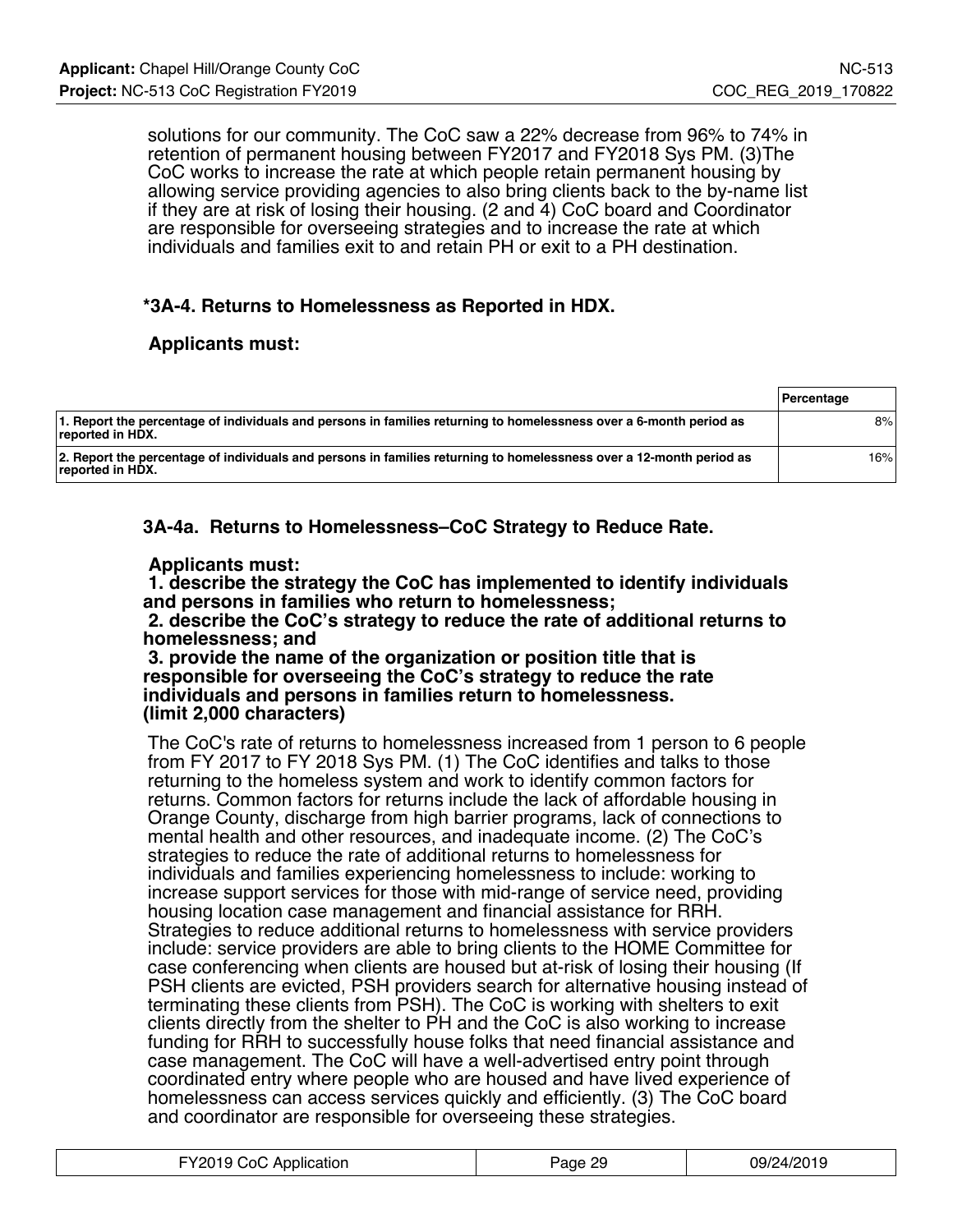solutions for our community. The CoC saw a 22% decrease from 96% to 74% in retention of permanent housing between FY2017 and FY2018 Sys PM. (3)The CoC works to increase the rate at which people retain permanent housing by allowing service providing agencies to also bring clients back to the by-name list if they are at risk of losing their housing. (2 and 4) CoC board and Coordinator are responsible for overseeing strategies and to increase the rate at which individuals and families exit to and retain PH or exit to a PH destination.

### *3A-4. Returns to Homelessness as Reported in HDX.

**Applicants must:**

| | Percentage |
|---|---|
| **1. Report the percentage of individuals and persons in families returning to homelessness over a 6-month period as reported in HDX.** | 8% |
| **2. Report the percentage of individuals and persons in families returning to homelessness over a 12-month period as reported in HDX.** | 16% |

### 3A-4a. Returns to Homelessness–CoC Strategy to Reduce Rate.

**Applicants must:**
**1. describe the strategy the CoC has implemented to identify individuals and persons in families who return to homelessness;**
**2. describe the CoC's strategy to reduce the rate of additional returns to homelessness; and**
**3. provide the name of the organization or position title that is responsible for overseeing the CoC's strategy to reduce the rate individuals and persons in families return to homelessness.**
**(limit 2,000 characters)**

The CoC's rate of returns to homelessness increased from 1 person to 6 people from FY 2017 to FY 2018 Sys PM. (1) The CoC identifies and talks to those returning to the homeless system and work to identify common factors for returns. Common factors for returns include the lack of affordable housing in Orange County, discharge from high barrier programs, lack of connections to mental health and other resources, and inadequate income. (2) The CoC's strategies to reduce the rate of additional returns to homelessness for individuals and families experiencing homelessness to include: working to increase support services for those with mid-range of service need, providing housing location case management and financial assistance for RRH. Strategies to reduce additional returns to homelessness with service providers include: service providers are able to bring clients to the HOME Committee for case conferencing when clients are housed but at-risk of losing their housing (If PSH clients are evicted, PSH providers search for alternative housing instead of terminating these clients from PSH). The CoC is working with shelters to exit clients directly from the shelter to PH and the CoC is also working to increase funding for RRH to successfully house folks that need financial assistance and case management. The CoC will have a well-advertised entry point through coordinated entry where people who are housed and have lived experience of homelessness can access services quickly and efficiently. (3) The CoC board and coordinator are responsible for overseeing these strategies.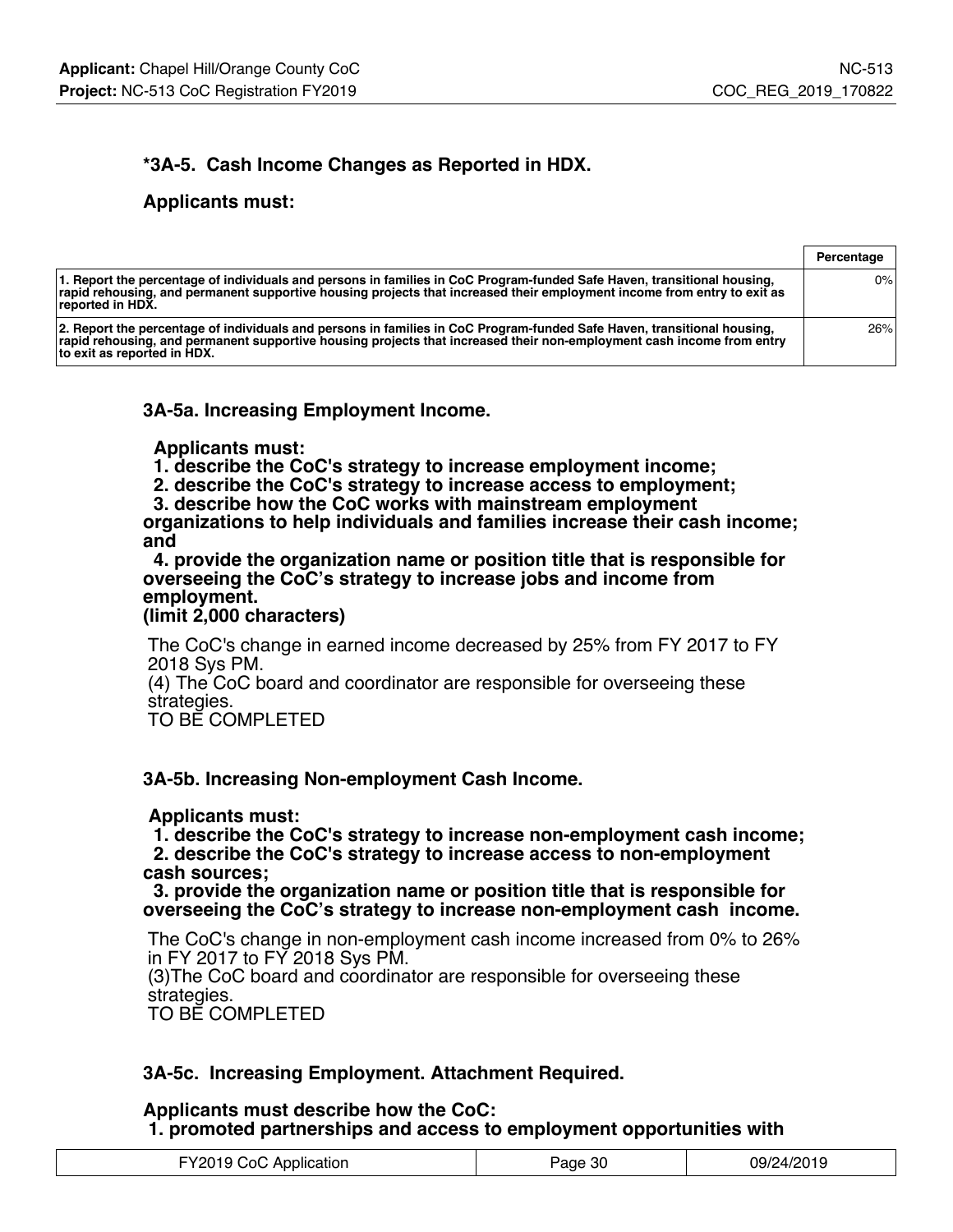### *3A-5. Cash Income Changes as Reported in HDX.

**Applicants must:**

| | Percentage |
|---|---|
| **1. Report the percentage of individuals and persons in families in CoC Program-funded Safe Haven, transitional housing, rapid rehousing, and permanent supportive housing projects that increased their employment income from entry to exit as reported in HDX.** | 0% |
| **2. Report the percentage of individuals and persons in families in CoC Program-funded Safe Haven, transitional housing, rapid rehousing, and permanent supportive housing projects that increased their non-employment cash income from entry to exit as reported in HDX.** | 26% |

### 3A-5a. Increasing Employment Income.

**Applicants must:**
**1. describe the CoC's strategy to increase employment income;**
**2. describe the CoC's strategy to increase access to employment;**
**3. describe how the CoC works with mainstream employment organizations to help individuals and families increase their cash income; and**
**4. provide the organization name or position title that is responsible for overseeing the CoC's strategy to increase jobs and income from employment.**
**(limit 2,000 characters)**

The CoC's change in earned income decreased by 25% from FY 2017 to FY 2018 Sys PM.
(4) The CoC board and coordinator are responsible for overseeing these strategies.
TO BE COMPLETED

### 3A-5b. Increasing Non-employment Cash Income.

**Applicants must:**
**1. describe the CoC's strategy to increase non-employment cash income;**
**2. describe the CoC's strategy to increase access to non-employment cash sources;**
**3. provide the organization name or position title that is responsible for overseeing the CoC's strategy to increase non-employment cash income.**

The CoC's change in non-employment cash income increased from 0% to 26% in FY 2017 to FY 2018 Sys PM.
(3)The CoC board and coordinator are responsible for overseeing these strategies.
TO BE COMPLETED

### 3A-5c. Increasing Employment. Attachment Required.

**Applicants must describe how the CoC:**
**1. promoted partnerships and access to employment opportunities with**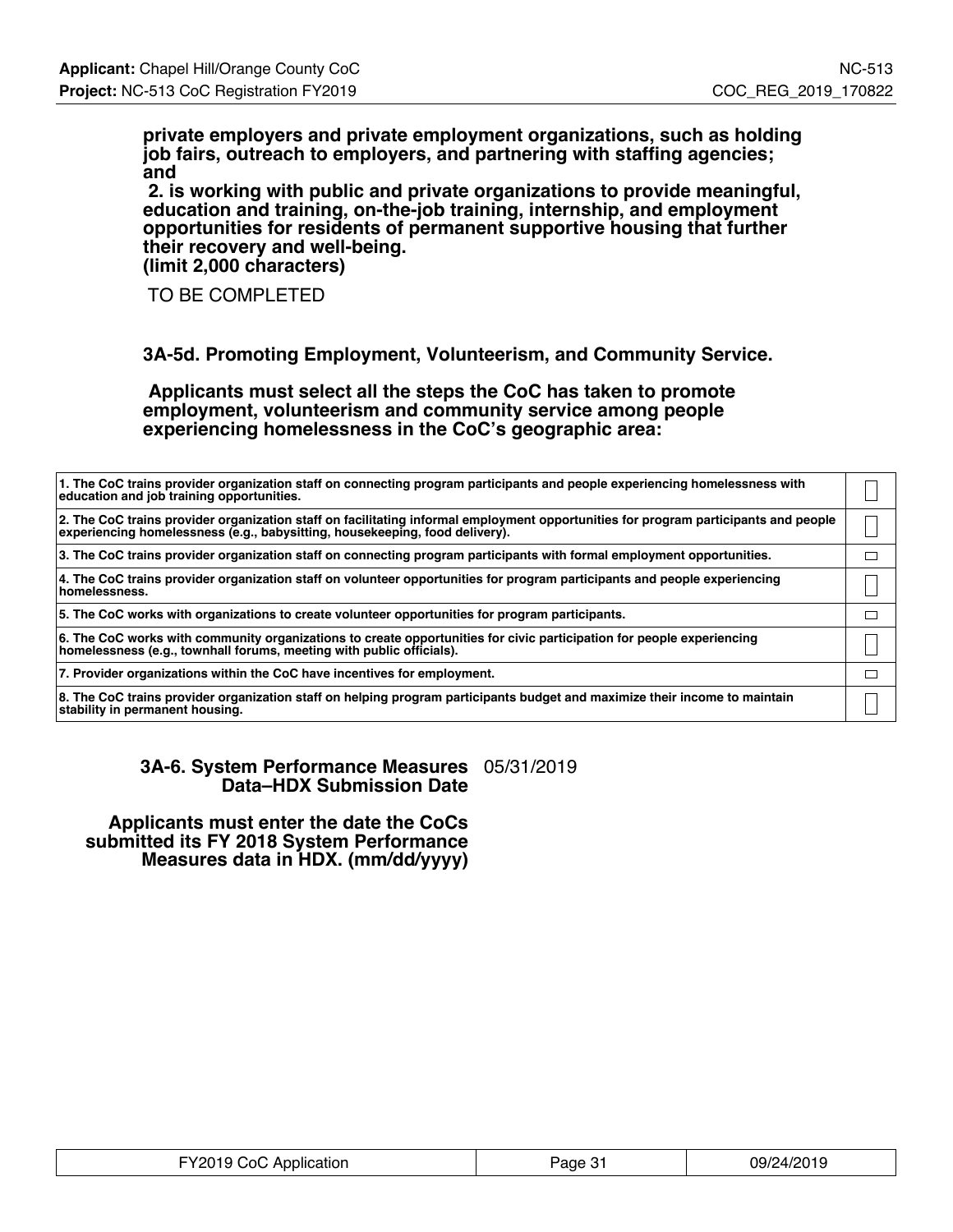**private employers and private employment organizations, such as holding job fairs, outreach to employers, and partnering with staffing agencies; and**
**2. is working with public and private organizations to provide meaningful, education and training, on-the-job training, internship, and employment opportunities for residents of permanent supportive housing that further their recovery and well-being.**
**(limit 2,000 characters)**

TO BE COMPLETED

### 3A-5d. Promoting Employment, Volunteerism, and Community Service.

**Applicants must select all the steps the CoC has taken to promote employment, volunteerism and community service among people experiencing homelessness in the CoC's geographic area:**

| | |
|---|---|
| **1. The CoC trains provider organization staff on connecting program participants and people experiencing homelessness with education and job training opportunities.** | ☐ |
| **2. The CoC trains provider organization staff on facilitating informal employment opportunities for program participants and people experiencing homelessness (e.g., babysitting, housekeeping, food delivery).** | ☐ |
| **3. The CoC trains provider organization staff on connecting program participants with formal employment opportunities.** | ☐ |
| **4. The CoC trains provider organization staff on volunteer opportunities for program participants and people experiencing homelessness.** | ☐ |
| **5. The CoC works with organizations to create volunteer opportunities for program participants.** | ☐ |
| **6. The CoC works with community organizations to create opportunities for civic participation for people experiencing homelessness (e.g., townhall forums, meeting with public officials).** | ☐ |
| **7. Provider organizations within the CoC have incentives for employment.** | ☐ |
| **8. The CoC trains provider organization staff on helping program participants budget and maximize their income to maintain stability in permanent housing.** | ☐ |

**3A-6. System Performance Measures Data–HDX Submission Date** 05/31/2019

**Applicants must enter the date the CoCs submitted its FY 2018 System Performance Measures data in HDX. (mm/dd/yyyy)**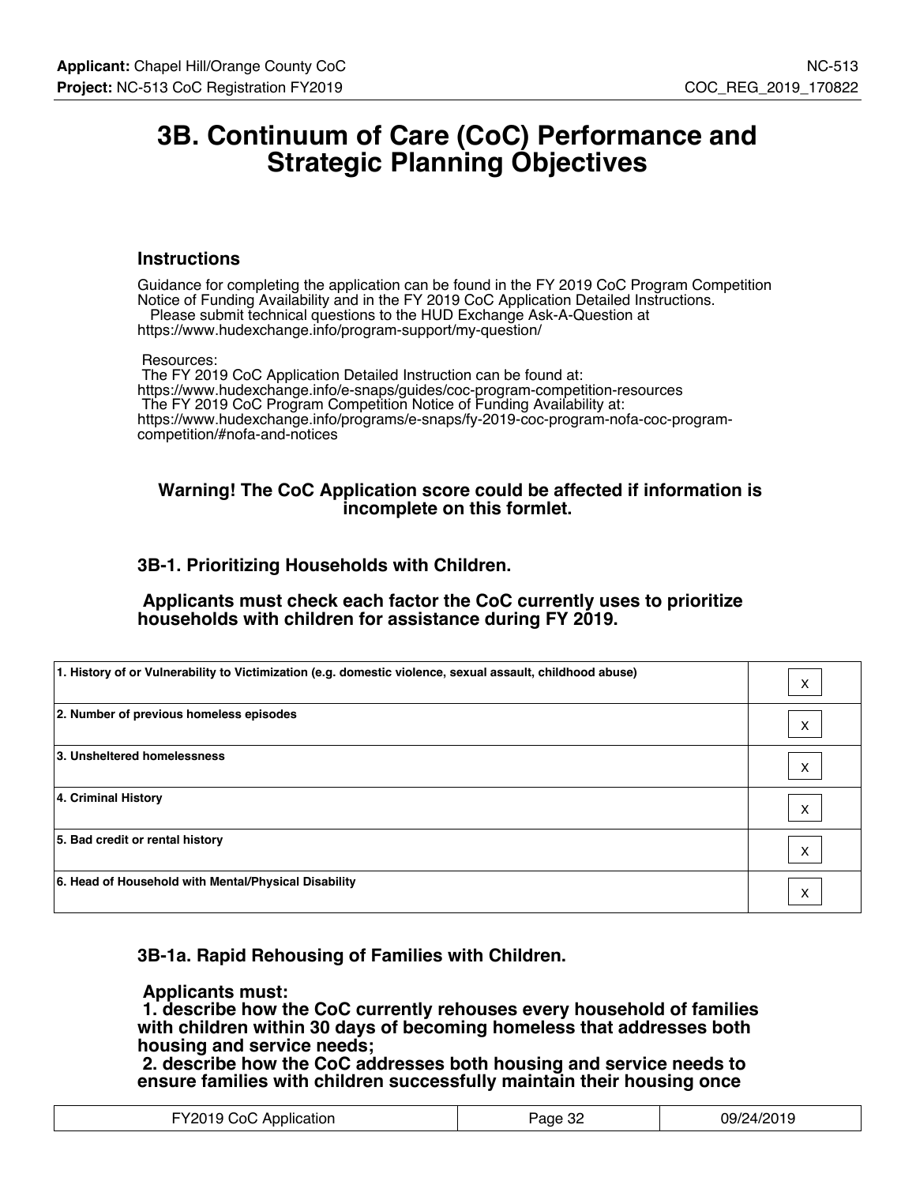# 3B. Continuum of Care (CoC) Performance and Strategic Planning Objectives

### Instructions

Guidance for completing the application can be found in the FY 2019 CoC Program Competition Notice of Funding Availability and in the FY 2019 CoC Application Detailed Instructions.
Please submit technical questions to the HUD Exchange Ask-A-Question at https://www.hudexchange.info/program-support/my-question/

Resources:
The FY 2019 CoC Application Detailed Instruction can be found at:
https://www.hudexchange.info/e-snaps/guides/coc-program-competition-resources
The FY 2019 CoC Program Competition Notice of Funding Availability at:
https://www.hudexchange.info/programs/e-snaps/fy-2019-coc-program-nofa-coc-program-competition/#nofa-and-notices

**Warning! The CoC Application score could be affected if information is incomplete on this formlet.**

### 3B-1. Prioritizing Households with Children.

**Applicants must check each factor the CoC currently uses to prioritize households with children for assistance during FY 2019.**

| Factor | |
|---|---|
| 1. History of or Vulnerability to Victimization (e.g. domestic violence, sexual assault, childhood abuse) | X |
| 2. Number of previous homeless episodes | X |
| 3. Unsheltered homelessness | X |
| 4. Criminal History | X |
| 5. Bad credit or rental history | X |
| 6. Head of Household with Mental/Physical Disability | X |

### 3B-1a. Rapid Rehousing of Families with Children.

**Applicants must:**
**1. describe how the CoC currently rehouses every household of families with children within 30 days of becoming homeless that addresses both housing and service needs;**
**2. describe how the CoC addresses both housing and service needs to ensure families with children successfully maintain their housing once**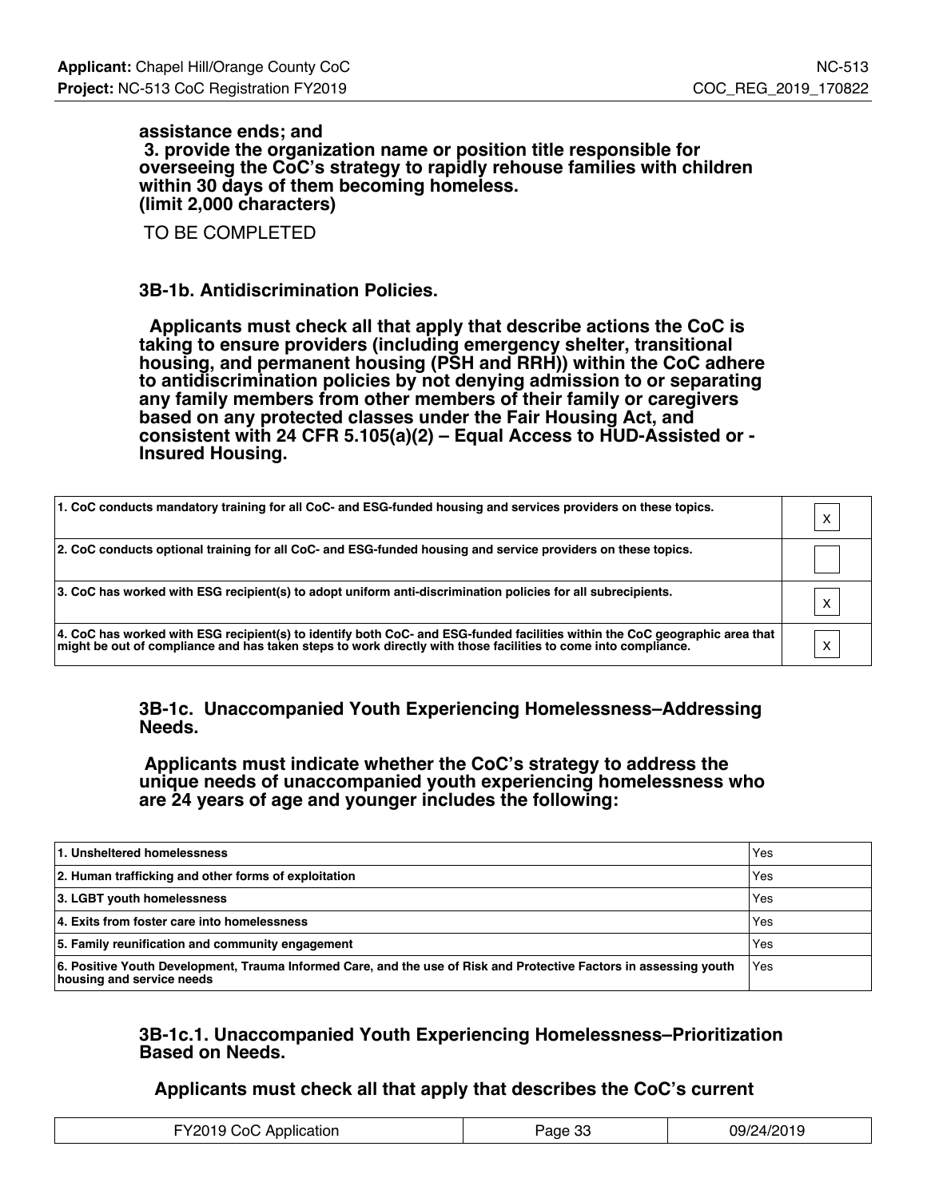**assistance ends; and**
**3. provide the organization name or position title responsible for overseeing the CoC's strategy to rapidly rehouse families with children within 30 days of them becoming homeless.**
**(limit 2,000 characters)**

TO BE COMPLETED

### 3B-1b. Antidiscrimination Policies.

**Applicants must check all that apply that describe actions the CoC is taking to ensure providers (including emergency shelter, transitional housing, and permanent housing (PSH and RRH)) within the CoC adhere to antidiscrimination policies by not denying admission to or separating any family members from other members of their family or caregivers based on any protected classes under the Fair Housing Act, and consistent with 24 CFR 5.105(a)(2) – Equal Access to HUD-Assisted or -Insured Housing.**

| | |
|---|---|
| 1. CoC conducts mandatory training for all CoC- and ESG-funded housing and services providers on these topics. | X |
| 2. CoC conducts optional training for all CoC- and ESG-funded housing and service providers on these topics. | |
| 3. CoC has worked with ESG recipient(s) to adopt uniform anti-discrimination policies for all subrecipients. | X |
| 4. CoC has worked with ESG recipient(s) to identify both CoC- and ESG-funded facilities within the CoC geographic area that might be out of compliance and has taken steps to work directly with those facilities to come into compliance. | X |

### 3B-1c. Unaccompanied Youth Experiencing Homelessness–Addressing Needs.

**Applicants must indicate whether the CoC's strategy to address the unique needs of unaccompanied youth experiencing homelessness who are 24 years of age and younger includes the following:**

| | |
|---|---|
| 1. Unsheltered homelessness | Yes |
| 2. Human trafficking and other forms of exploitation | Yes |
| 3. LGBT youth homelessness | Yes |
| 4. Exits from foster care into homelessness | Yes |
| 5. Family reunification and community engagement | Yes |
| 6. Positive Youth Development, Trauma Informed Care, and the use of Risk and Protective Factors in assessing youth housing and service needs | Yes |

### 3B-1c.1. Unaccompanied Youth Experiencing Homelessness–Prioritization Based on Needs.

**Applicants must check all that apply that describes the CoC's current**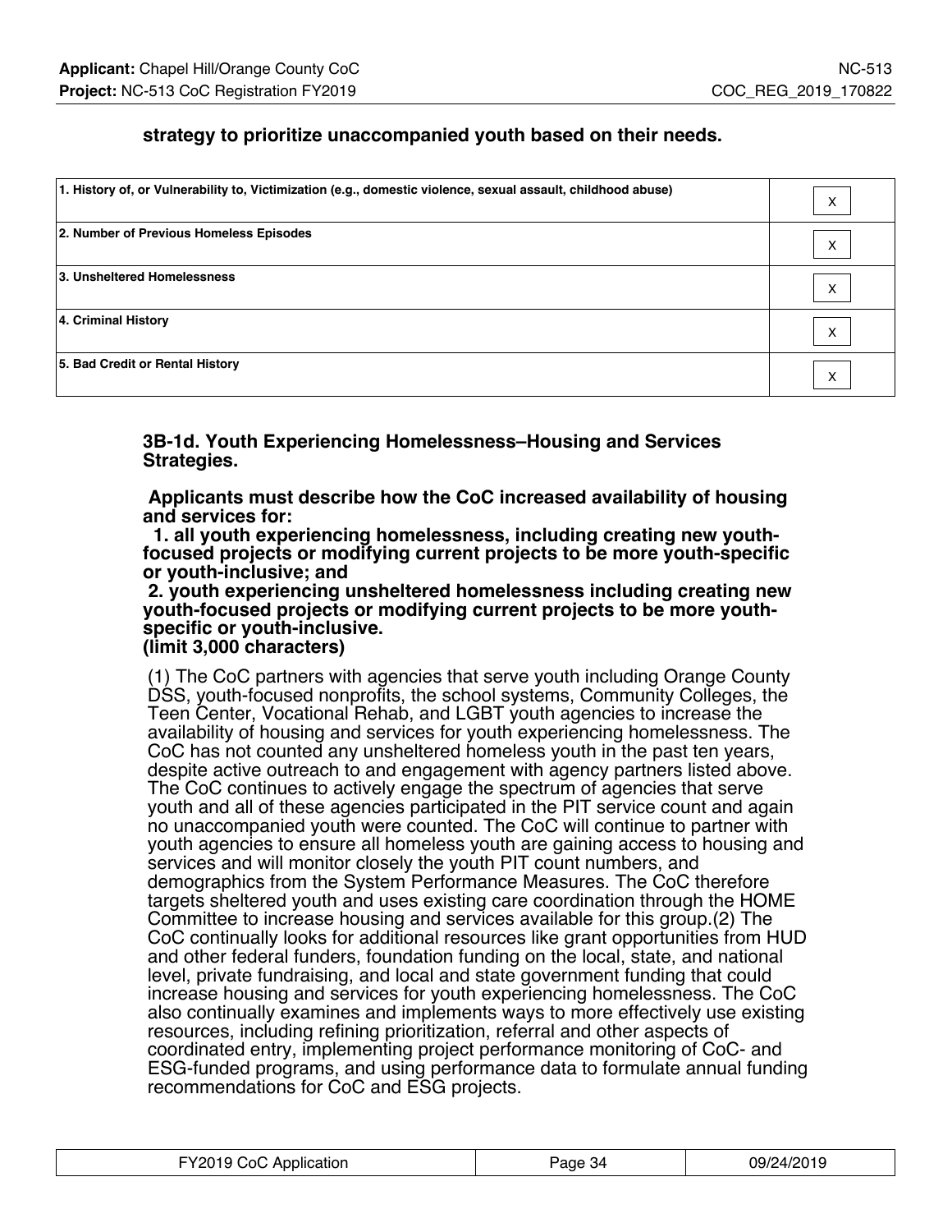**strategy to prioritize unaccompanied youth based on their needs.**

| | |
|---|---|
| **1. History of, or Vulnerability to, Victimization (e.g., domestic violence, sexual assault, childhood abuse)** | X |
| **2. Number of Previous Homeless Episodes** | X |
| **3. Unsheltered Homelessness** | X |
| **4. Criminal History** | X |
| **5. Bad Credit or Rental History** | X |

**3B-1d. Youth Experiencing Homelessness–Housing and Services Strategies.**

**Applicants must describe how the CoC increased availability of housing and services for:**
**1. all youth experiencing homelessness, including creating new youth-focused projects or modifying current projects to be more youth-specific or youth-inclusive; and**
**2. youth experiencing unsheltered homelessness including creating new youth-focused projects or modifying current projects to be more youth-specific or youth-inclusive.**
**(limit 3,000 characters)**

(1) The CoC partners with agencies that serve youth including Orange County DSS, youth-focused nonprofits, the school systems, Community Colleges, the Teen Center, Vocational Rehab, and LGBT youth agencies to increase the availability of housing and services for youth experiencing homelessness. The CoC has not counted any unsheltered homeless youth in the past ten years, despite active outreach to and engagement with agency partners listed above. The CoC continues to actively engage the spectrum of agencies that serve youth and all of these agencies participated in the PIT service count and again no unaccompanied youth were counted. The CoC will continue to partner with youth agencies to ensure all homeless youth are gaining access to housing and services and will monitor closely the youth PIT count numbers, and demographics from the System Performance Measures. The CoC therefore targets sheltered youth and uses existing care coordination through the HOME Committee to increase housing and services available for this group.(2) The CoC continually looks for additional resources like grant opportunities from HUD and other federal funders, foundation funding on the local, state, and national level, private fundraising, and local and state government funding that could increase housing and services for youth experiencing homelessness. The CoC also continually examines and implements ways to more effectively use existing resources, including refining prioritization, referral and other aspects of coordinated entry, implementing project performance monitoring of CoC- and ESG-funded programs, and using performance data to formulate annual funding recommendations for CoC and ESG projects.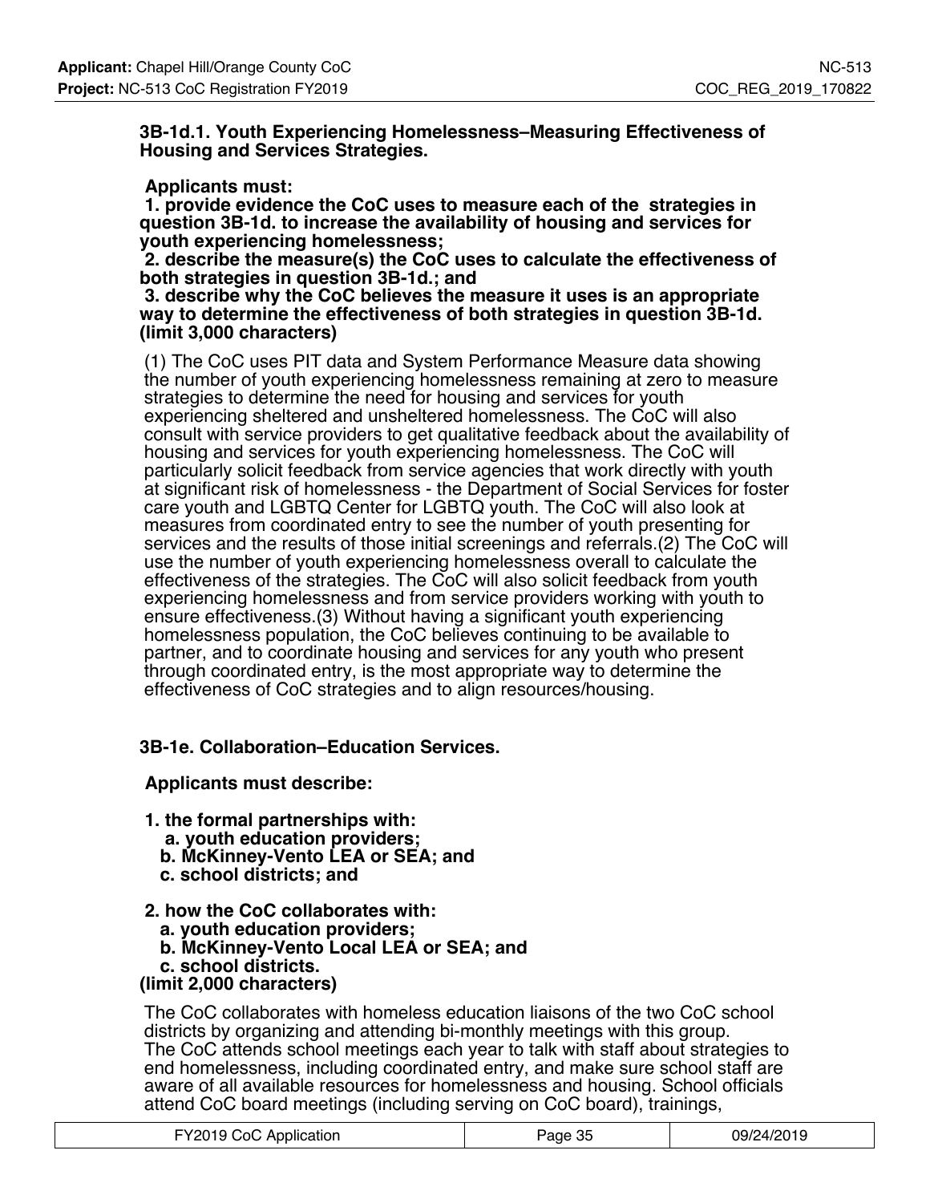### 3B-1d.1. Youth Experiencing Homelessness–Measuring Effectiveness of Housing and Services Strategies.

**Applicants must:**
**1. provide evidence the CoC uses to measure each of the strategies in question 3B-1d. to increase the availability of housing and services for youth experiencing homelessness;**
**2. describe the measure(s) the CoC uses to calculate the effectiveness of both strategies in question 3B-1d.; and**
**3. describe why the CoC believes the measure it uses is an appropriate way to determine the effectiveness of both strategies in question 3B-1d. (limit 3,000 characters)**

(1) The CoC uses PIT data and System Performance Measure data showing the number of youth experiencing homelessness remaining at zero to measure strategies to determine the need for housing and services for youth experiencing sheltered and unsheltered homelessness. The CoC will also consult with service providers to get qualitative feedback about the availability of housing and services for youth experiencing homelessness. The CoC will particularly solicit feedback from service agencies that work directly with youth at significant risk of homelessness - the Department of Social Services for foster care youth and LGBTQ Center for LGBTQ youth. The CoC will also look at measures from coordinated entry to see the number of youth presenting for services and the results of those initial screenings and referrals.(2) The CoC will use the number of youth experiencing homelessness overall to calculate the effectiveness of the strategies. The CoC will also solicit feedback from youth experiencing homelessness and from service providers working with youth to ensure effectiveness.(3) Without having a significant youth experiencing homelessness population, the CoC believes continuing to be available to partner, and to coordinate housing and services for any youth who present through coordinated entry, is the most appropriate way to determine the effectiveness of CoC strategies and to align resources/housing.

### 3B-1e. Collaboration–Education Services.

**Applicants must describe:**

**1. the formal partnerships with:**
**a. youth education providers;**
**b. McKinney-Vento LEA or SEA; and**
**c. school districts; and**

**2. how the CoC collaborates with:**
**a. youth education providers;**
**b. McKinney-Vento Local LEA or SEA; and**
**c. school districts.**
**(limit 2,000 characters)**

The CoC collaborates with homeless education liaisons of the two CoC school districts by organizing and attending bi-monthly meetings with this group.
The CoC attends school meetings each year to talk with staff about strategies to end homelessness, including coordinated entry, and make sure school staff are aware of all available resources for homelessness and housing. School officials attend CoC board meetings (including serving on CoC board), trainings,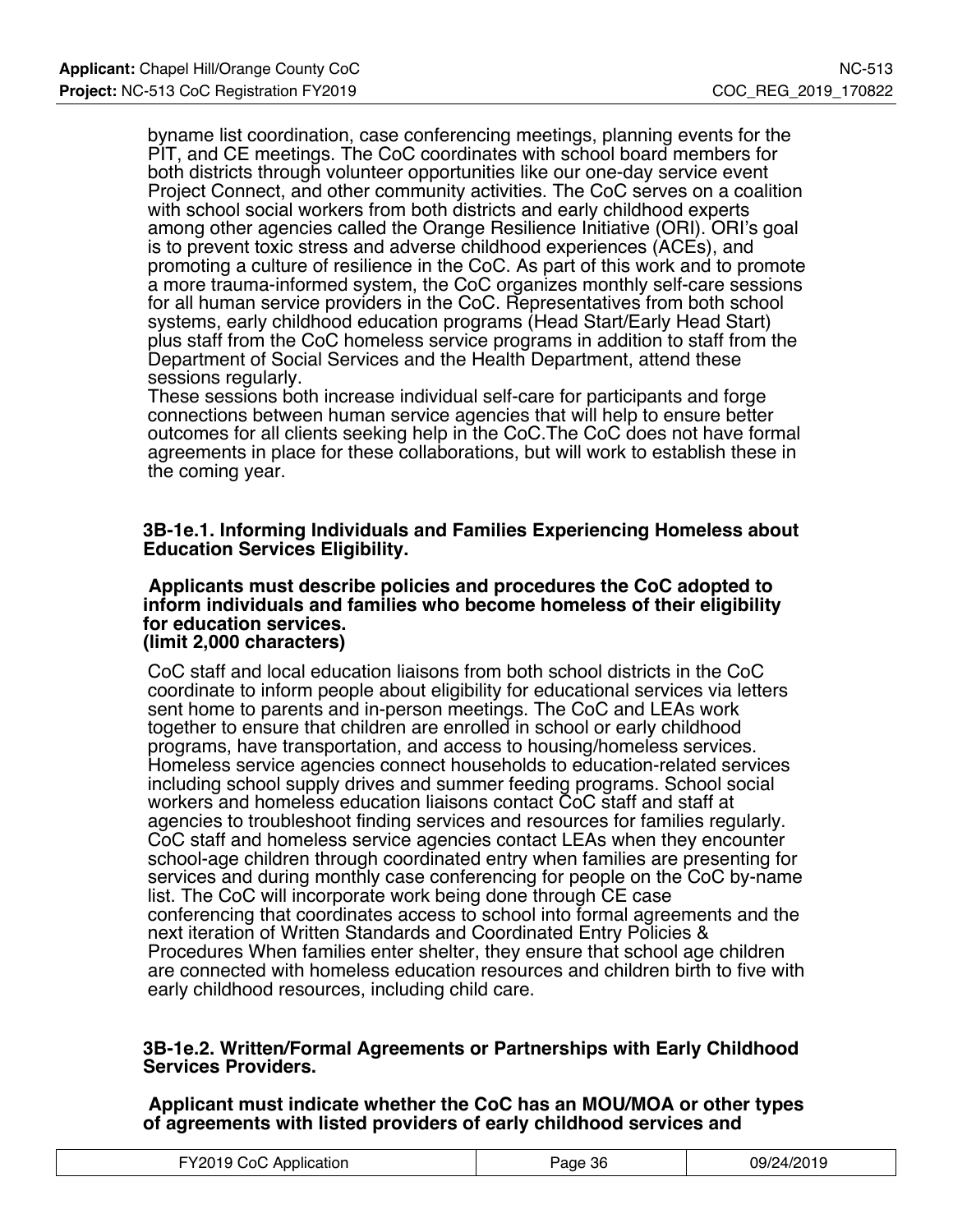byname list coordination, case conferencing meetings, planning events for the PIT, and CE meetings. The CoC coordinates with school board members for both districts through volunteer opportunities like our one-day service event Project Connect, and other community activities. The CoC serves on a coalition with school social workers from both districts and early childhood experts among other agencies called the Orange Resilience Initiative (ORI). ORI's goal is to prevent toxic stress and adverse childhood experiences (ACEs), and promoting a culture of resilience in the CoC. As part of this work and to promote a more trauma-informed system, the CoC organizes monthly self-care sessions for all human service providers in the CoC. Representatives from both school systems, early childhood education programs (Head Start/Early Head Start) plus staff from the CoC homeless service programs in addition to staff from the Department of Social Services and the Health Department, attend these sessions regularly.
These sessions both increase individual self-care for participants and forge connections between human service agencies that will help to ensure better outcomes for all clients seeking help in the CoC.The CoC does not have formal agreements in place for these collaborations, but will work to establish these in the coming year.

**3B-1e.1. Informing Individuals and Families Experiencing Homeless about Education Services Eligibility.**

**Applicants must describe policies and procedures the CoC adopted to inform individuals and families who become homeless of their eligibility for education services.**
**(limit 2,000 characters)**

CoC staff and local education liaisons from both school districts in the CoC coordinate to inform people about eligibility for educational services via letters sent home to parents and in-person meetings. The CoC and LEAs work together to ensure that children are enrolled in school or early childhood programs, have transportation, and access to housing/homeless services. Homeless service agencies connect households to education-related services including school supply drives and summer feeding programs. School social workers and homeless education liaisons contact CoC staff and staff at agencies to troubleshoot finding services and resources for families regularly. CoC staff and homeless service agencies contact LEAs when they encounter school-age children through coordinated entry when families are presenting for services and during monthly case conferencing for people on the CoC by-name list. The CoC will incorporate work being done through CE case conferencing that coordinates access to school into formal agreements and the next iteration of Written Standards and Coordinated Entry Policies & Procedures When families enter shelter, they ensure that school age children are connected with homeless education resources and children birth to five with early childhood resources, including child care.

**3B-1e.2. Written/Formal Agreements or Partnerships with Early Childhood Services Providers.**

**Applicant must indicate whether the CoC has an MOU/MOA or other types of agreements with listed providers of early childhood services and**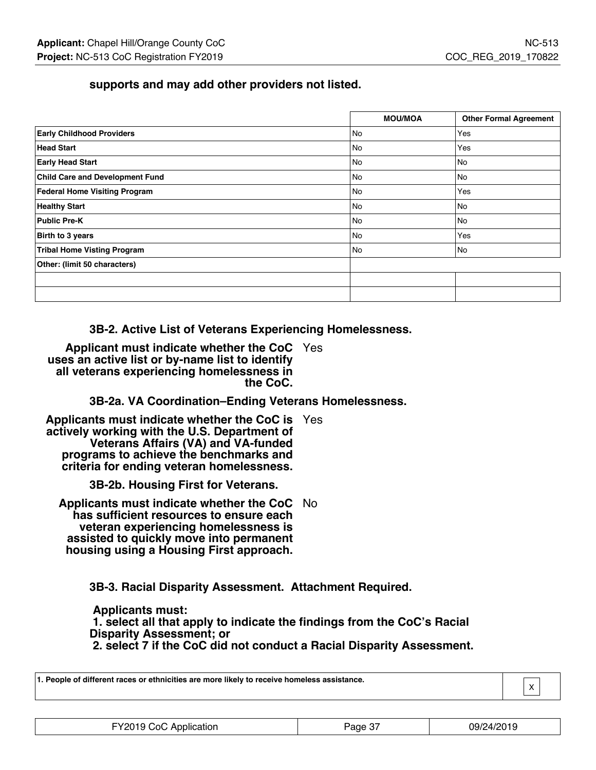**supports and may add other providers not listed.**

| | MOU/MOA | Other Formal Agreement |
|---|---|---|
| **Early Childhood Providers** | No | Yes |
| **Head Start** | No | Yes |
| **Early Head Start** | No | No |
| **Child Care and Development Fund** | No | No |
| **Federal Home Visiting Program** | No | Yes |
| **Healthy Start** | No | No |
| **Public Pre-K** | No | No |
| **Birth to 3 years** | No | Yes |
| **Tribal Home Visting Program** | No | No |
| **Other: (limit 50 characters)** | | |
| | | |
| | | |

### 3B-2. Active List of Veterans Experiencing Homelessness.

**Applicant must indicate whether the CoC uses an active list or by-name list to identify all veterans experiencing homelessness in the CoC.** Yes

### 3B-2a. VA Coordination–Ending Veterans Homelessness.

**Applicants must indicate whether the CoC is actively working with the U.S. Department of Veterans Affairs (VA) and VA-funded programs to achieve the benchmarks and criteria for ending veteran homelessness.** Yes

### 3B-2b. Housing First for Veterans.

**Applicants must indicate whether the CoC has sufficient resources to ensure each veteran experiencing homelessness is assisted to quickly move into permanent housing using a Housing First approach.** No

### 3B-3. Racial Disparity Assessment. Attachment Required.

**Applicants must:**
**1. select all that apply to indicate the findings from the CoC's Racial Disparity Assessment; or**
**2. select 7 if the CoC did not conduct a Racial Disparity Assessment.**

| | |
|---|---|
| **1. People of different races or ethnicities are more likely to receive homeless assistance.** | X |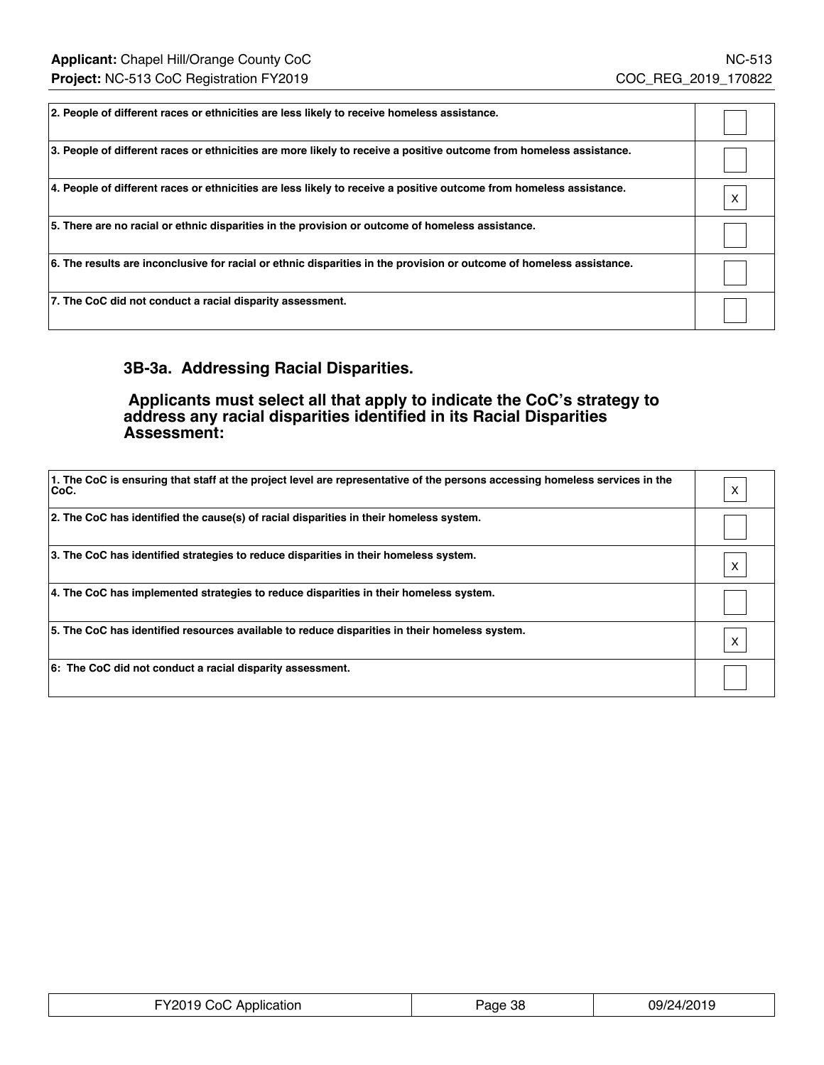| | |
|---|---|
| 2. People of different races or ethnicities are less likely to receive homeless assistance. | |
| 3. People of different races or ethnicities are more likely to receive a positive outcome from homeless assistance. | |
| 4. People of different races or ethnicities are less likely to receive a positive outcome from homeless assistance. | X |
| 5. There are no racial or ethnic disparities in the provision or outcome of homeless assistance. | |
| 6. The results are inconclusive for racial or ethnic disparities in the provision or outcome of homeless assistance. | |
| 7. The CoC did not conduct a racial disparity assessment. | |

### 3B-3a. Addressing Racial Disparities.

**Applicants must select all that apply to indicate the CoC's strategy to address any racial disparities identified in its Racial Disparities Assessment:**

| | |
|---|---|
| 1. The CoC is ensuring that staff at the project level are representative of the persons accessing homeless services in the CoC. | X |
| 2. The CoC has identified the cause(s) of racial disparities in their homeless system. | |
| 3. The CoC has identified strategies to reduce disparities in their homeless system. | X |
| 4. The CoC has implemented strategies to reduce disparities in their homeless system. | |
| 5. The CoC has identified resources available to reduce disparities in their homeless system. | X |
| 6: The CoC did not conduct a racial disparity assessment. | |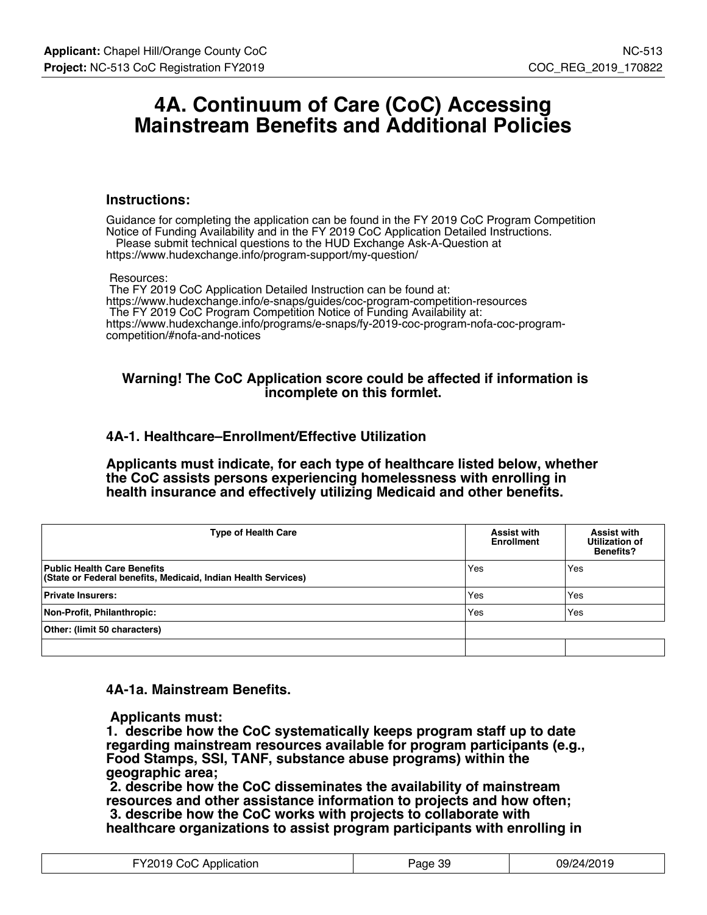# 4A. Continuum of Care (CoC) Accessing Mainstream Benefits and Additional Policies

### Instructions:

Guidance for completing the application can be found in the FY 2019 CoC Program Competition Notice of Funding Availability and in the FY 2019 CoC Application Detailed Instructions.
Please submit technical questions to the HUD Exchange Ask-A-Question at
https://www.hudexchange.info/program-support/my-question/

Resources:
The FY 2019 CoC Application Detailed Instruction can be found at:
https://www.hudexchange.info/e-snaps/guides/coc-program-competition-resources
The FY 2019 CoC Program Competition Notice of Funding Availability at:
https://www.hudexchange.info/programs/e-snaps/fy-2019-coc-program-nofa-coc-program-competition/#nofa-and-notices

**Warning! The CoC Application score could be affected if information is incomplete on this formlet.**

### 4A-1. Healthcare–Enrollment/Effective Utilization

**Applicants must indicate, for each type of healthcare listed below, whether the CoC assists persons experiencing homelessness with enrolling in health insurance and effectively utilizing Medicaid and other benefits.**

| Type of Health Care | Assist with Enrollment | Assist with Utilization of Benefits? |
|---|---|---|
| **Public Health Care Benefits (State or Federal benefits, Medicaid, Indian Health Services)** | Yes | Yes |
| **Private Insurers:** | Yes | Yes |
| **Non-Profit, Philanthropic:** | Yes | Yes |
| **Other: (limit 50 characters)** | | |
| | | |

### 4A-1a. Mainstream Benefits.

**Applicants must:**
**1. describe how the CoC systematically keeps program staff up to date regarding mainstream resources available for program participants (e.g., Food Stamps, SSI, TANF, substance abuse programs) within the geographic area;**
**2. describe how the CoC disseminates the availability of mainstream resources and other assistance information to projects and how often;**
**3. describe how the CoC works with projects to collaborate with healthcare organizations to assist program participants with enrolling in**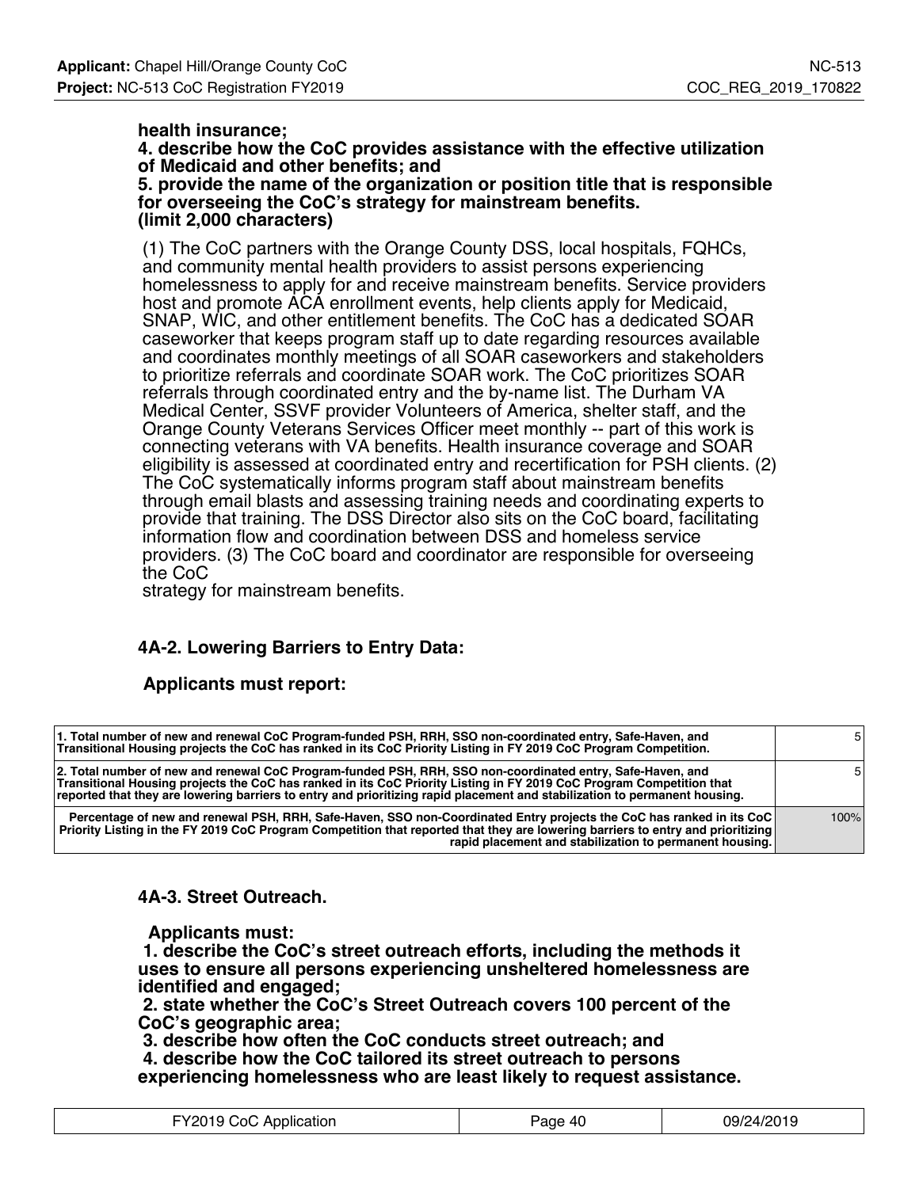**health insurance;**
**4. describe how the CoC provides assistance with the effective utilization of Medicaid and other benefits; and**
**5. provide the name of the organization or position title that is responsible for overseeing the CoC's strategy for mainstream benefits.**
**(limit 2,000 characters)**

(1) The CoC partners with the Orange County DSS, local hospitals, FQHCs, and community mental health providers to assist persons experiencing homelessness to apply for and receive mainstream benefits. Service providers host and promote ACA enrollment events, help clients apply for Medicaid, SNAP, WIC, and other entitlement benefits. The CoC has a dedicated SOAR caseworker that keeps program staff up to date regarding resources available and coordinates monthly meetings of all SOAR caseworkers and stakeholders to prioritize referrals and coordinate SOAR work. The CoC prioritizes SOAR referrals through coordinated entry and the by-name list. The Durham VA Medical Center, SSVF provider Volunteers of America, shelter staff, and the Orange County Veterans Services Officer meet monthly -- part of this work is connecting veterans with VA benefits. Health insurance coverage and SOAR eligibility is assessed at coordinated entry and recertification for PSH clients. (2) The CoC systematically informs program staff about mainstream benefits through email blasts and assessing training needs and coordinating experts to provide that training. The DSS Director also sits on the CoC board, facilitating information flow and coordination between DSS and homeless service providers. (3) The CoC board and coordinator are responsible for overseeing the CoC
strategy for mainstream benefits.

### 4A-2. Lowering Barriers to Entry Data:

**Applicants must report:**

| | |
|---|---|
| **1. Total number of new and renewal CoC Program-funded PSH, RRH, SSO non-coordinated entry, Safe-Haven, and Transitional Housing projects the CoC has ranked in its CoC Priority Listing in FY 2019 CoC Program Competition.** | 5 |
| **2. Total number of new and renewal CoC Program-funded PSH, RRH, SSO non-coordinated entry, Safe-Haven, and Transitional Housing projects the CoC has ranked in its CoC Priority Listing in FY 2019 CoC Program Competition that reported that they are lowering barriers to entry and prioritizing rapid placement and stabilization to permanent housing.** | 5 |
| **Percentage of new and renewal PSH, RRH, Safe-Haven, SSO non-Coordinated Entry projects the CoC has ranked in its CoC Priority Listing in the FY 2019 CoC Program Competition that reported that they are lowering barriers to entry and prioritizing rapid placement and stabilization to permanent housing.** | 100% |

### 4A-3. Street Outreach.

**Applicants must:**
**1. describe the CoC's street outreach efforts, including the methods it uses to ensure all persons experiencing unsheltered homelessness are identified and engaged;**
**2. state whether the CoC's Street Outreach covers 100 percent of the CoC's geographic area;**
**3. describe how often the CoC conducts street outreach; and**
**4. describe how the CoC tailored its street outreach to persons experiencing homelessness who are least likely to request assistance.**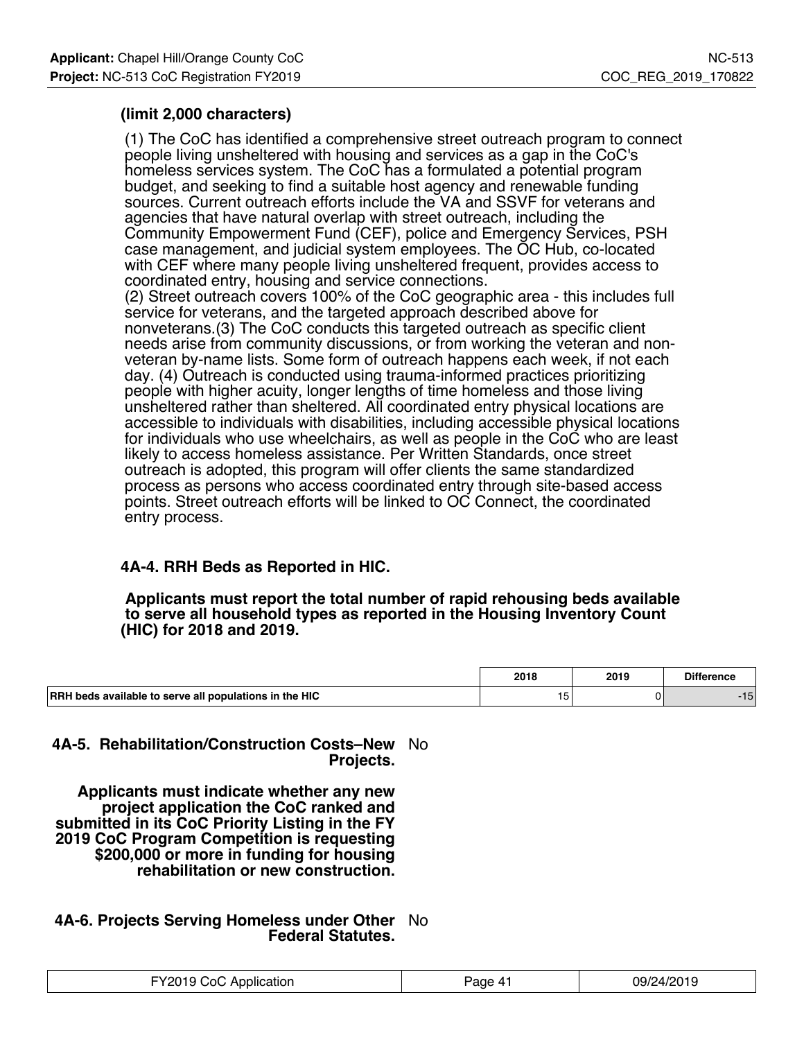**(limit 2,000 characters)**

(1) The CoC has identified a comprehensive street outreach program to connect people living unsheltered with housing and services as a gap in the CoC's homeless services system. The CoC has a formulated a potential program budget, and seeking to find a suitable host agency and renewable funding sources. Current outreach efforts include the VA and SSVF for veterans and agencies that have natural overlap with street outreach, including the Community Empowerment Fund (CEF), police and Emergency Services, PSH case management, and judicial system employees. The OC Hub, co-located with CEF where many people living unsheltered frequent, provides access to coordinated entry, housing and service connections.
(2) Street outreach covers 100% of the CoC geographic area - this includes full service for veterans, and the targeted approach described above for nonveterans.(3) The CoC conducts this targeted outreach as specific client needs arise from community discussions, or from working the veteran and non-veteran by-name lists. Some form of outreach happens each week, if not each day. (4) Outreach is conducted using trauma-informed practices prioritizing people with higher acuity, longer lengths of time homeless and those living unsheltered rather than sheltered. All coordinated entry physical locations are accessible to individuals with disabilities, including accessible physical locations for individuals who use wheelchairs, as well as people in the CoC who are least likely to access homeless assistance. Per Written Standards, once street outreach is adopted, this program will offer clients the same standardized process as persons who access coordinated entry through site-based access points. Street outreach efforts will be linked to OC Connect, the coordinated entry process.

### 4A-4. RRH Beds as Reported in HIC.

**Applicants must report the total number of rapid rehousing beds available to serve all household types as reported in the Housing Inventory Count (HIC) for 2018 and 2019.**

| | 2018 | 2019 | Difference |
|---|---|---|---|
| RRH beds available to serve all populations in the HIC | 15 | 0 | -15 |

**4A-5. Rehabilitation/Construction Costs–New Projects.** No

**Applicants must indicate whether any new project application the CoC ranked and submitted in its CoC Priority Listing in the FY 2019 CoC Program Competition is requesting $200,000 or more in funding for housing rehabilitation or new construction.**

**4A-6. Projects Serving Homeless under Other Federal Statutes.** No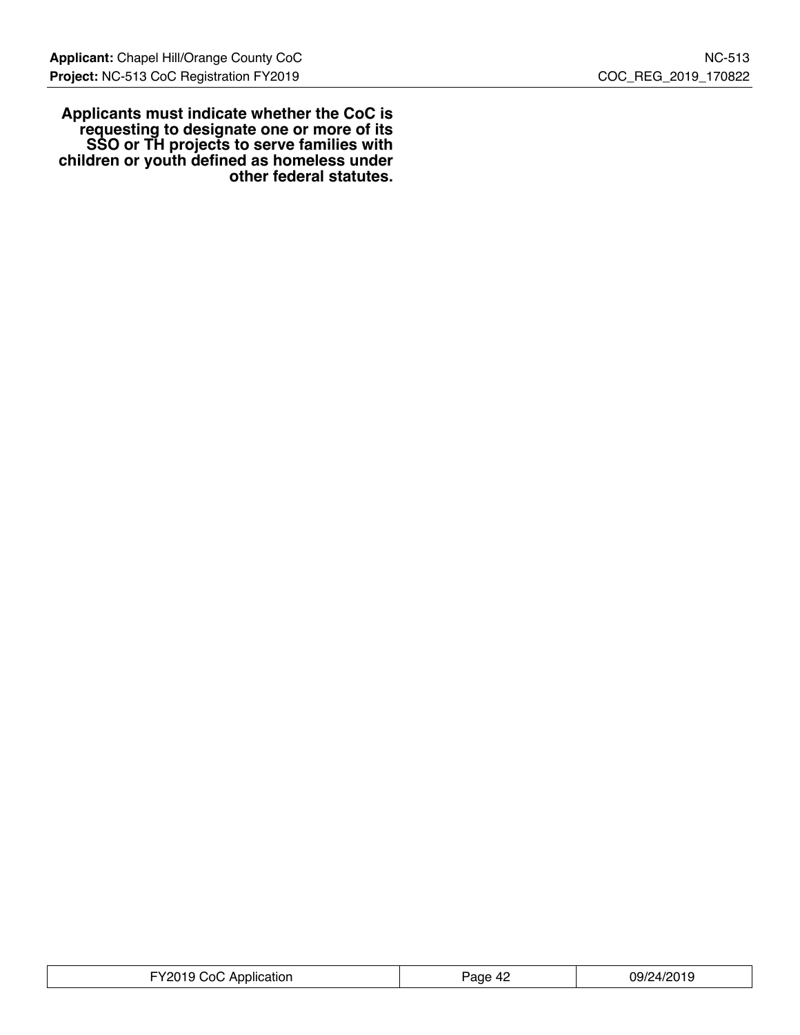**Applicants must indicate whether the CoC is requesting to designate one or more of its SSO or TH projects to serve families with children or youth defined as homeless under other federal statutes.**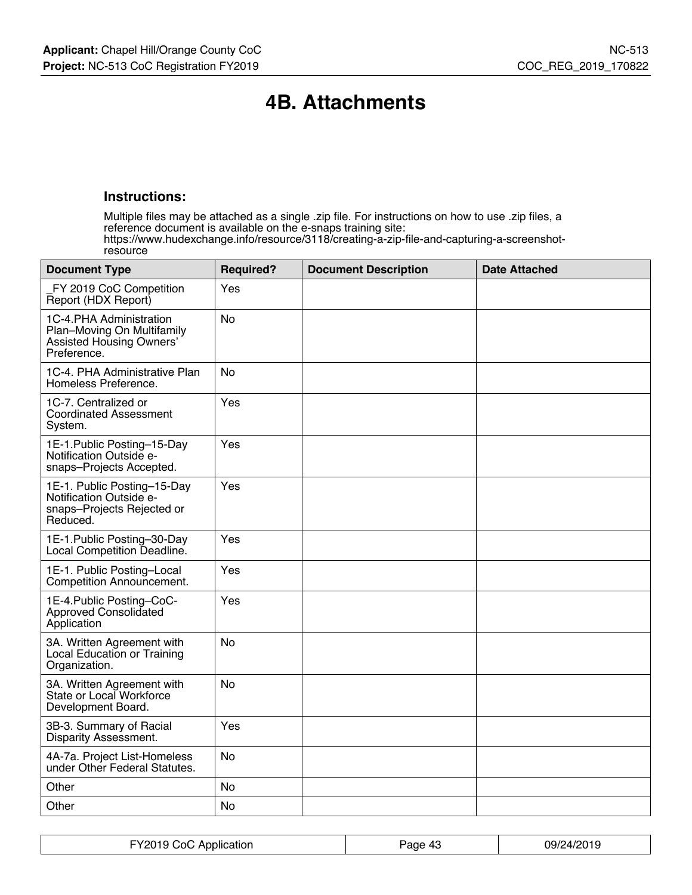# 4B. Attachments

### Instructions:

Multiple files may be attached as a single .zip file. For instructions on how to use .zip files, a reference document is available on the e-snaps training site: https://www.hudexchange.info/resource/3118/creating-a-zip-file-and-capturing-a-screenshot-resource

| Document Type | Required? | Document Description | Date Attached |
|---|---|---|---|
| _FY 2019 CoC Competition Report (HDX Report) | Yes | | |
| 1C-4.PHA Administration Plan–Moving On Multifamily Assisted Housing Owners' Preference. | No | | |
| 1C-4. PHA Administrative Plan Homeless Preference. | No | | |
| 1C-7. Centralized or Coordinated Assessment System. | Yes | | |
| 1E-1.Public Posting–15-Day Notification Outside e-snaps–Projects Accepted. | Yes | | |
| 1E-1. Public Posting–15-Day Notification Outside e-snaps–Projects Rejected or Reduced. | Yes | | |
| 1E-1.Public Posting–30-Day Local Competition Deadline. | Yes | | |
| 1E-1. Public Posting–Local Competition Announcement. | Yes | | |
| 1E-4.Public Posting–CoC-Approved Consolidated Application | Yes | | |
| 3A. Written Agreement with Local Education or Training Organization. | No | | |
| 3A. Written Agreement with State or Local Workforce Development Board. | No | | |
| 3B-3. Summary of Racial Disparity Assessment. | Yes | | |
| 4A-7a. Project List-Homeless under Other Federal Statutes. | No | | |
| Other | No | | |
| Other | No | | |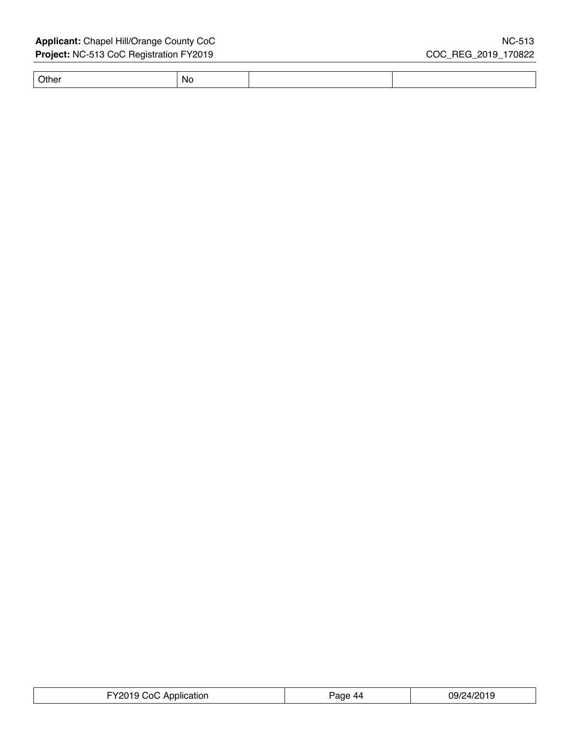| Other | No | | |
|---|---|---|---|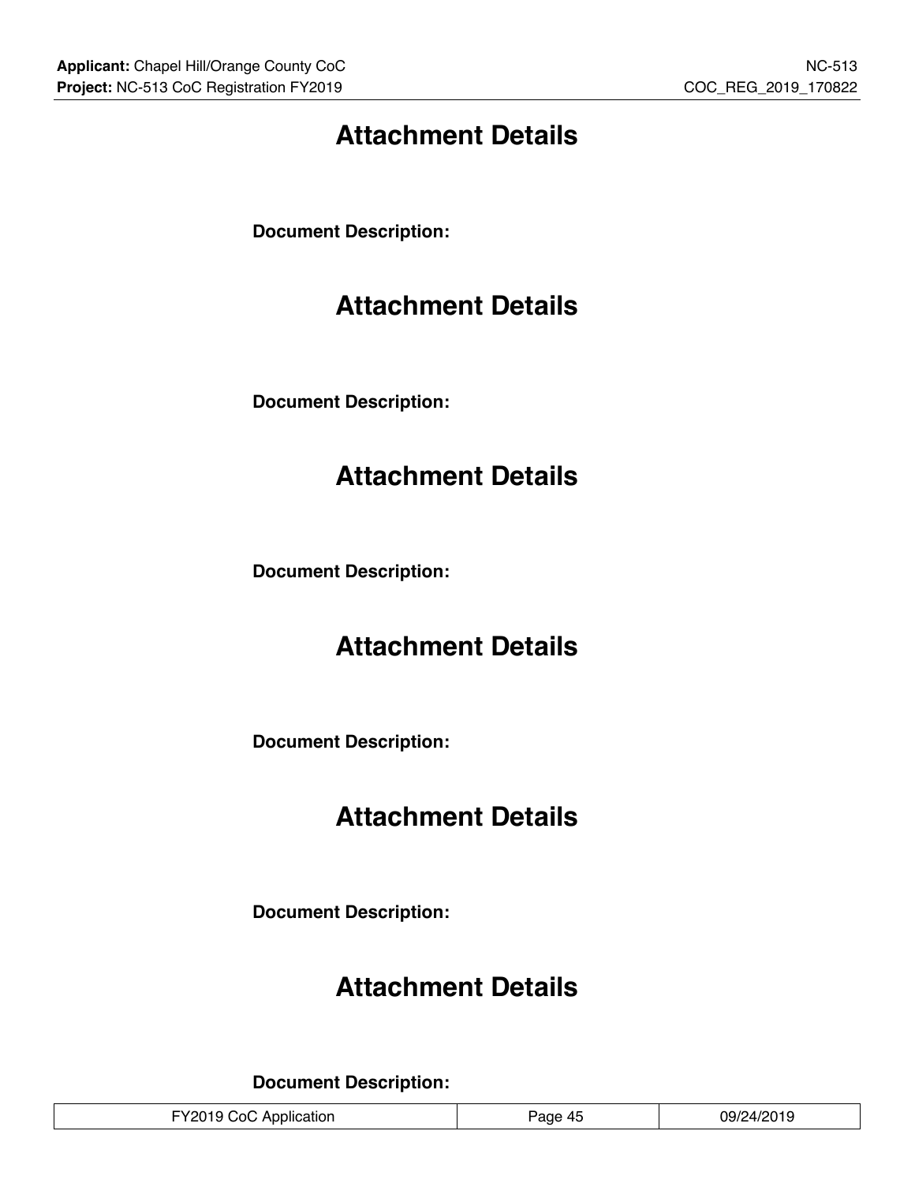# Attachment Details

**Document Description:**

# Attachment Details

**Document Description:**

# Attachment Details

**Document Description:**

# Attachment Details

**Document Description:**

# Attachment Details

**Document Description:**

# Attachment Details

**Document Description:**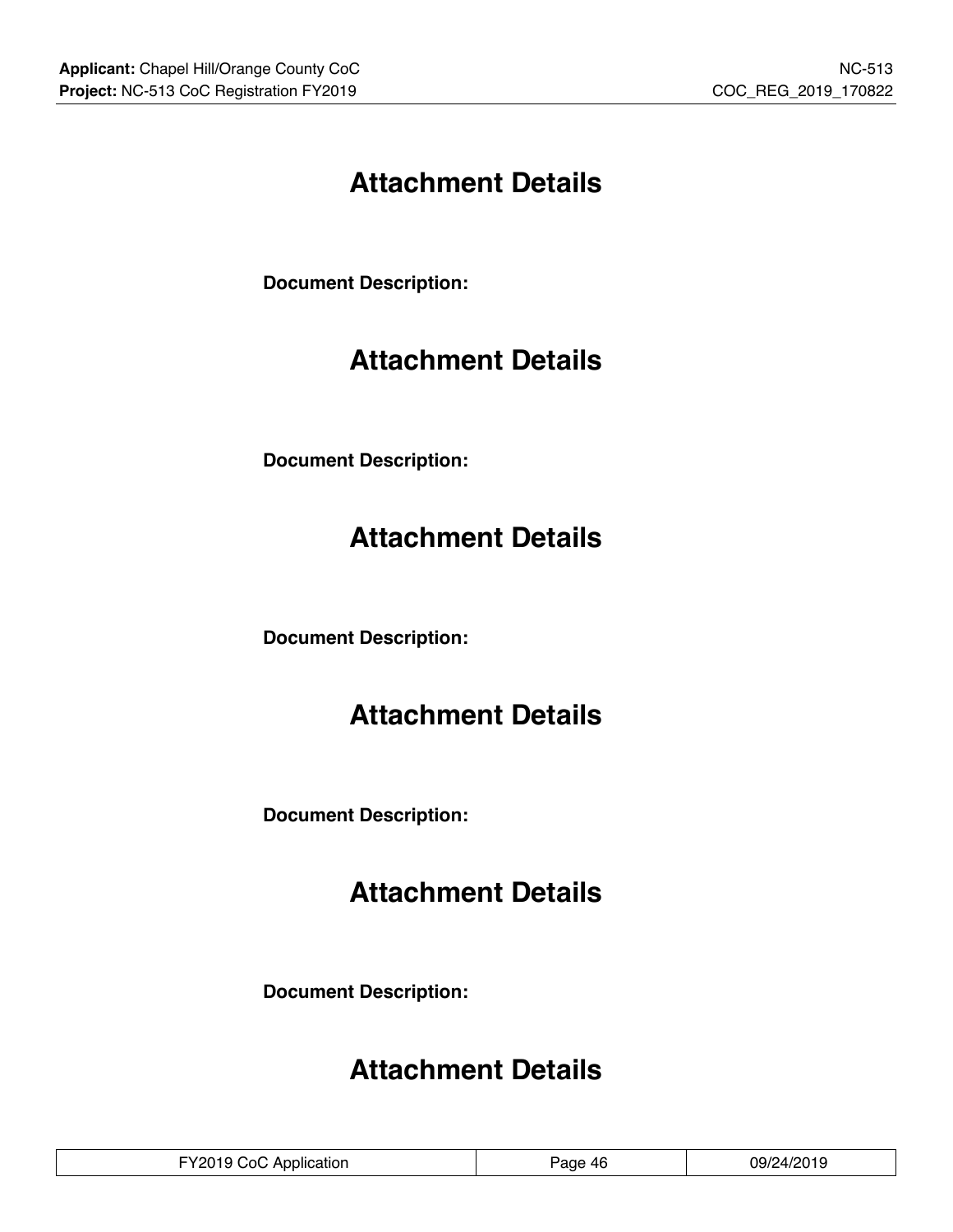# Attachment Details

**Document Description:**

# Attachment Details

**Document Description:**

# Attachment Details

**Document Description:**

# Attachment Details

**Document Description:**

# Attachment Details

**Document Description:**

# Attachment Details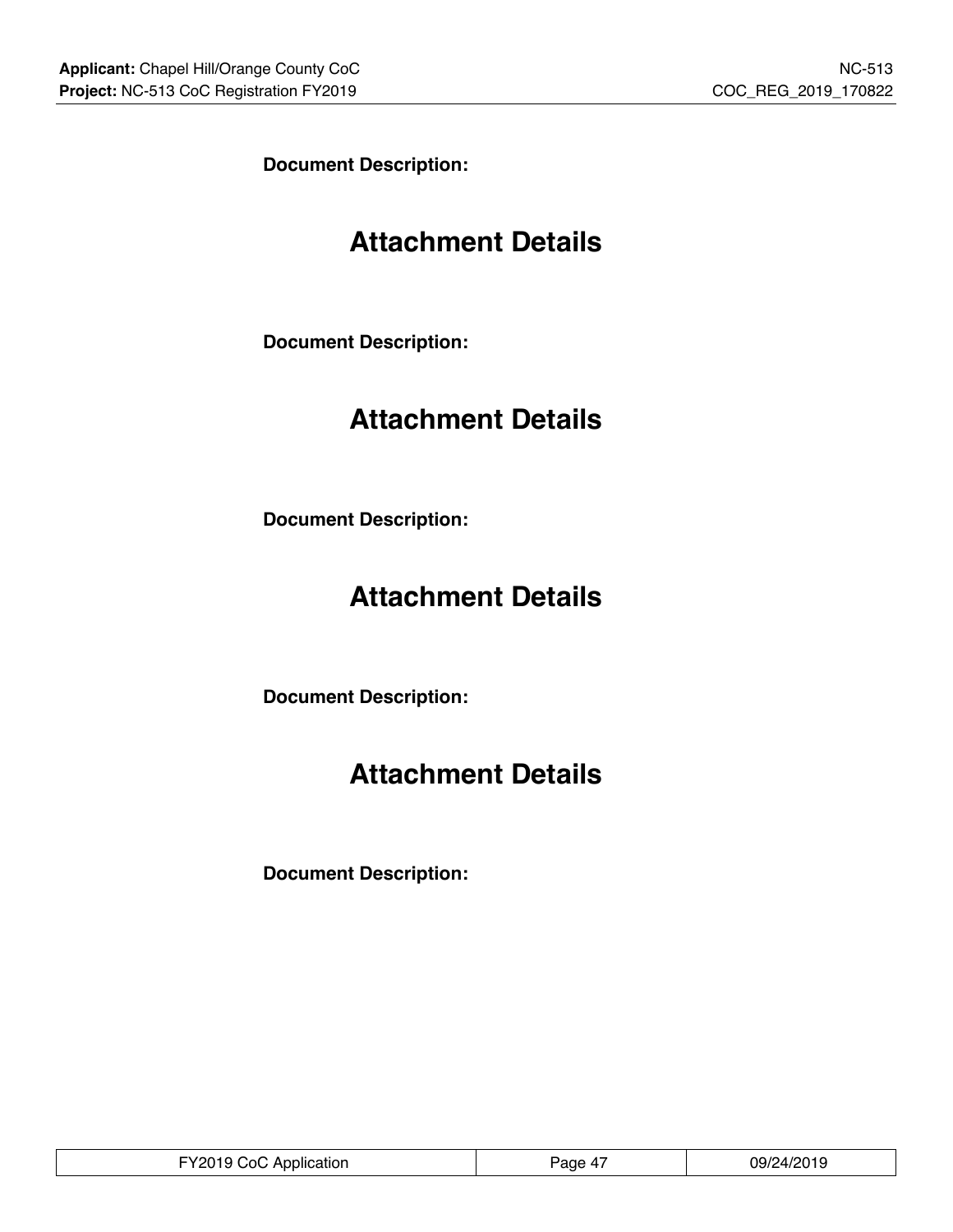**Document Description:**

## Attachment Details

**Document Description:**

## Attachment Details

**Document Description:**

## Attachment Details

**Document Description:**

## Attachment Details

**Document Description:**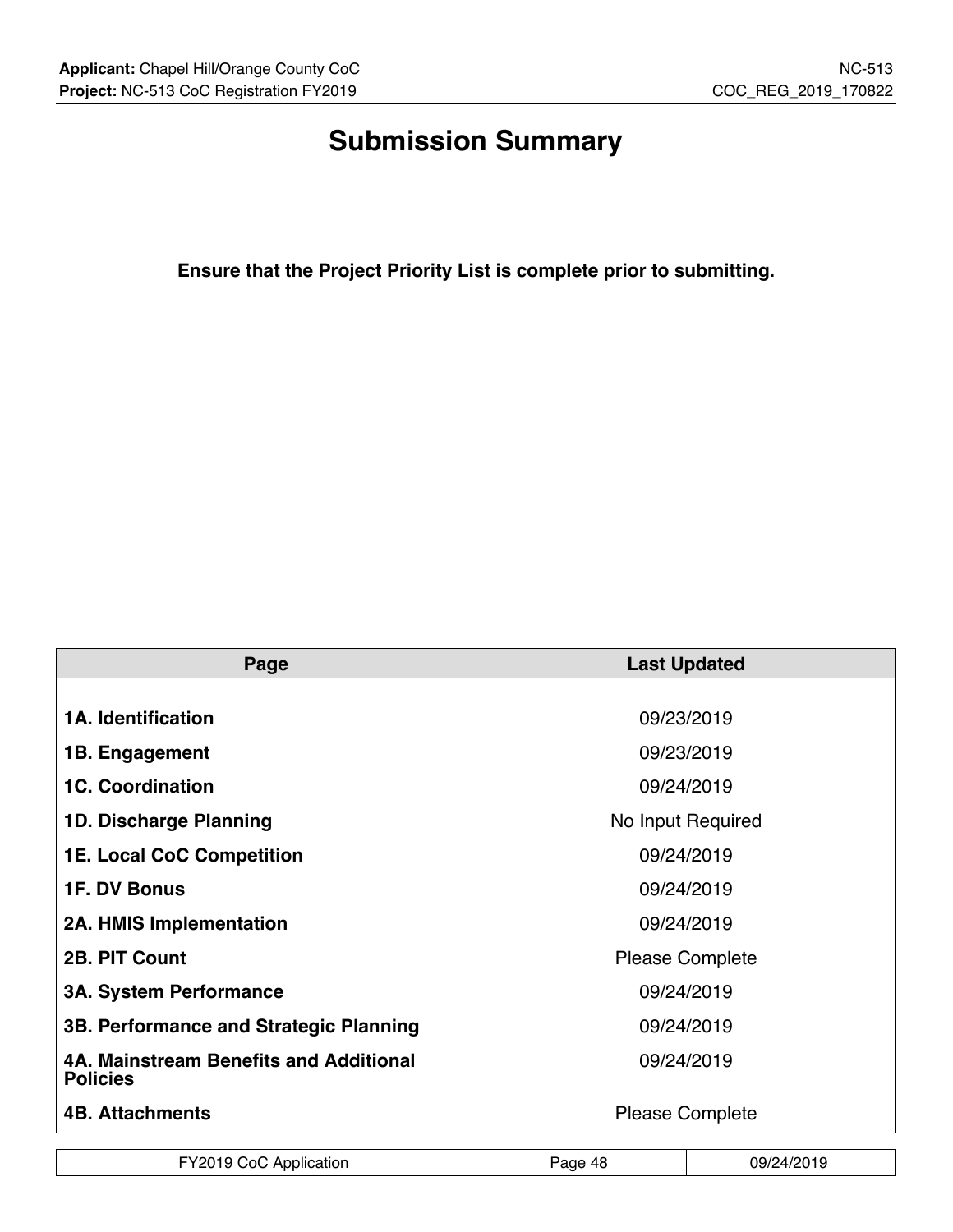# Submission Summary

**Ensure that the Project Priority List is complete prior to submitting.**

| Page | Last Updated |
|---|---|
| **1A. Identification** | 09/23/2019 |
| **1B. Engagement** | 09/23/2019 |
| **1C. Coordination** | 09/24/2019 |
| **1D. Discharge Planning** | No Input Required |
| **1E. Local CoC Competition** | 09/24/2019 |
| **1F. DV Bonus** | 09/24/2019 |
| **2A. HMIS Implementation** | 09/24/2019 |
| **2B. PIT Count** | Please Complete |
| **3A. System Performance** | 09/24/2019 |
| **3B. Performance and Strategic Planning** | 09/24/2019 |
| **4A. Mainstream Benefits and Additional Policies** | 09/24/2019 |
| **4B. Attachments** | Please Complete |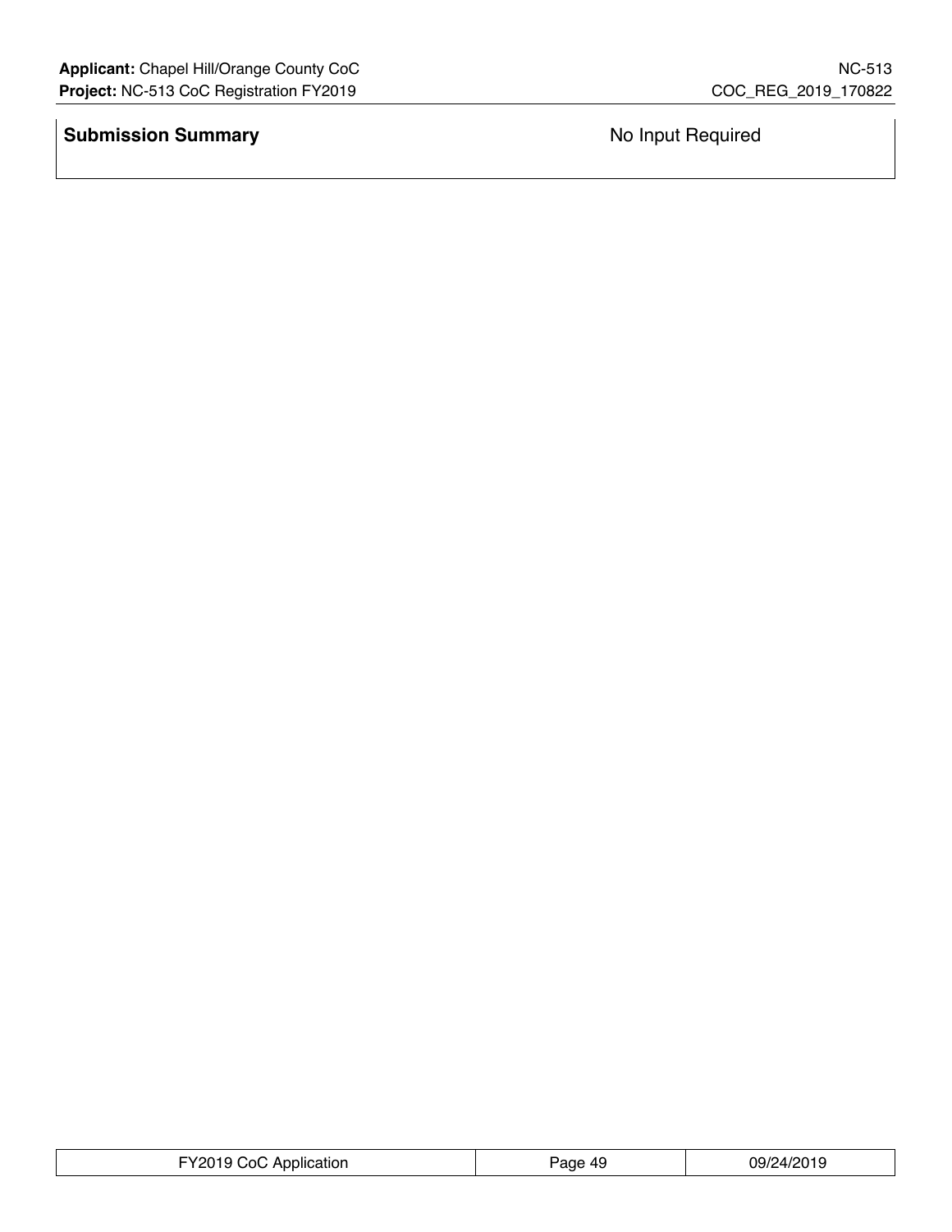| Submission Summary | No Input Required |
| --- | --- |